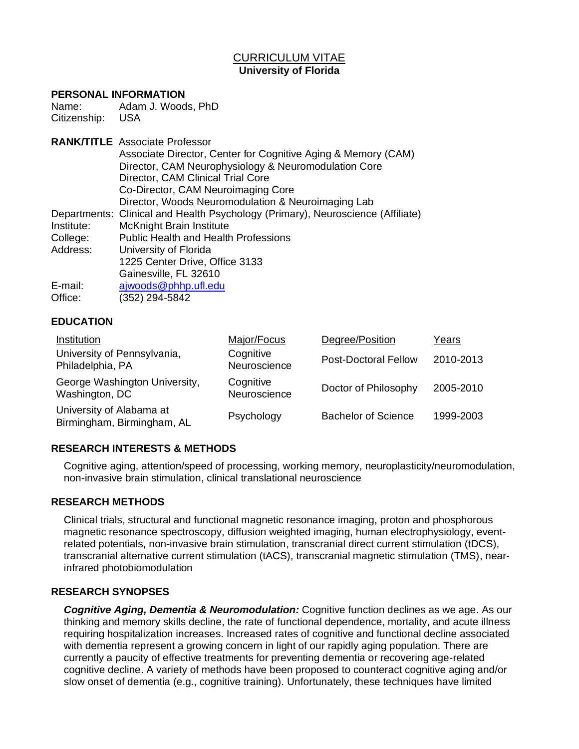# CURRICULUM VITAE
## University of Florida

### PERSONAL INFORMATION

Name: Adam J. Woods, PhD
Citizenship: USA

**RANK/TITLE** Associate Professor
Associate Director, Center for Cognitive Aging & Memory (CAM)
Director, CAM Neurophysiology & Neuromodulation Core
Director, CAM Clinical Trial Core
Co-Director, CAM Neuroimaging Core
Director, Woods Neuromodulation & Neuroimaging Lab

Departments: Clinical and Health Psychology (Primary), Neuroscience (Affiliate)
Institute: McKnight Brain Institute
College: Public Health and Health Professions
Address: University of Florida
1225 Center Drive, Office 3133
Gainesville, FL 32610
E-mail: ajwoods@phhp.ufl.edu
Office: (352) 294-5842

### EDUCATION

| Institution | Major/Focus | Degree/Position | Years |
|---|---|---|---|
| University of Pennsylvania, Philadelphia, PA | Cognitive Neuroscience | Post-Doctoral Fellow | 2010-2013 |
| George Washington University, Washington, DC | Cognitive Neuroscience | Doctor of Philosophy | 2005-2010 |
| University of Alabama at Birmingham, Birmingham, AL | Psychology | Bachelor of Science | 1999-2003 |

### RESEARCH INTERESTS & METHODS

Cognitive aging, attention/speed of processing, working memory, neuroplasticity/neuromodulation, non-invasive brain stimulation, clinical translational neuroscience

### RESEARCH METHODS

Clinical trials, structural and functional magnetic resonance imaging, proton and phosphorous magnetic resonance spectroscopy, diffusion weighted imaging, human electrophysiology, event-related potentials, non-invasive brain stimulation, transcranial direct current stimulation (tDCS), transcranial alternative current stimulation (tACS), transcranial magnetic stimulation (TMS), near-infrared photobiomodulation

### RESEARCH SYNOPSES

***Cognitive Aging, Dementia & Neuromodulation:*** Cognitive function declines as we age. As our thinking and memory skills decline, the rate of functional dependence, mortality, and acute illness requiring hospitalization increases. Increased rates of cognitive and functional decline associated with dementia represent a growing concern in light of our rapidly aging population. There are currently a paucity of effective treatments for preventing dementia or recovering age-related cognitive decline. A variety of methods have been proposed to counteract cognitive aging and/or slow onset of dementia (e.g., cognitive training). Unfortunately, these techniques have limited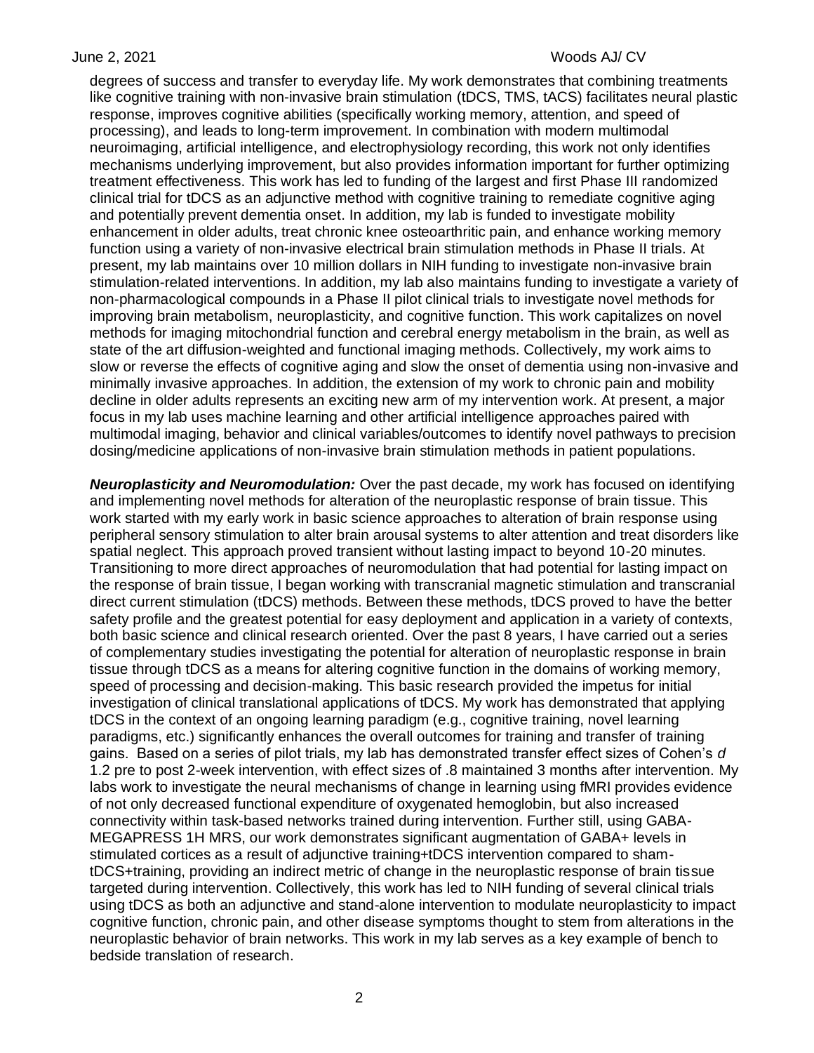degrees of success and transfer to everyday life. My work demonstrates that combining treatments like cognitive training with non-invasive brain stimulation (tDCS, TMS, tACS) facilitates neural plastic response, improves cognitive abilities (specifically working memory, attention, and speed of processing), and leads to long-term improvement. In combination with modern multimodal neuroimaging, artificial intelligence, and electrophysiology recording, this work not only identifies mechanisms underlying improvement, but also provides information important for further optimizing treatment effectiveness. This work has led to funding of the largest and first Phase III randomized clinical trial for tDCS as an adjunctive method with cognitive training to remediate cognitive aging and potentially prevent dementia onset. In addition, my lab is funded to investigate mobility enhancement in older adults, treat chronic knee osteoarthritic pain, and enhance working memory function using a variety of non-invasive electrical brain stimulation methods in Phase II trials. At present, my lab maintains over 10 million dollars in NIH funding to investigate non-invasive brain stimulation-related interventions. In addition, my lab also maintains funding to investigate a variety of non-pharmacological compounds in a Phase II pilot clinical trials to investigate novel methods for improving brain metabolism, neuroplasticity, and cognitive function. This work capitalizes on novel methods for imaging mitochondrial function and cerebral energy metabolism in the brain, as well as state of the art diffusion-weighted and functional imaging methods. Collectively, my work aims to slow or reverse the effects of cognitive aging and slow the onset of dementia using non-invasive and minimally invasive approaches. In addition, the extension of my work to chronic pain and mobility decline in older adults represents an exciting new arm of my intervention work. At present, a major focus in my lab uses machine learning and other artificial intelligence approaches paired with multimodal imaging, behavior and clinical variables/outcomes to identify novel pathways to precision dosing/medicine applications of non-invasive brain stimulation methods in patient populations.

***Neuroplasticity and Neuromodulation:*** Over the past decade, my work has focused on identifying and implementing novel methods for alteration of the neuroplastic response of brain tissue. This work started with my early work in basic science approaches to alteration of brain response using peripheral sensory stimulation to alter brain arousal systems to alter attention and treat disorders like spatial neglect. This approach proved transient without lasting impact to beyond 10-20 minutes. Transitioning to more direct approaches of neuromodulation that had potential for lasting impact on the response of brain tissue, I began working with transcranial magnetic stimulation and transcranial direct current stimulation (tDCS) methods. Between these methods, tDCS proved to have the better safety profile and the greatest potential for easy deployment and application in a variety of contexts, both basic science and clinical research oriented. Over the past 8 years, I have carried out a series of complementary studies investigating the potential for alteration of neuroplastic response in brain tissue through tDCS as a means for altering cognitive function in the domains of working memory, speed of processing and decision-making. This basic research provided the impetus for initial investigation of clinical translational applications of tDCS. My work has demonstrated that applying tDCS in the context of an ongoing learning paradigm (e.g., cognitive training, novel learning paradigms, etc.) significantly enhances the overall outcomes for training and transfer of training gains. Based on a series of pilot trials, my lab has demonstrated transfer effect sizes of Cohen's *d* 1.2 pre to post 2-week intervention, with effect sizes of .8 maintained 3 months after intervention. My labs work to investigate the neural mechanisms of change in learning using fMRI provides evidence of not only decreased functional expenditure of oxygenated hemoglobin, but also increased connectivity within task-based networks trained during intervention. Further still, using GABA-MEGAPRESS 1H MRS, our work demonstrates significant augmentation of GABA+ levels in stimulated cortices as a result of adjunctive training+tDCS intervention compared to sham-tDCS+training, providing an indirect metric of change in the neuroplastic response of brain tissue targeted during intervention. Collectively, this work has led to NIH funding of several clinical trials using tDCS as both an adjunctive and stand-alone intervention to modulate neuroplasticity to impact cognitive function, chronic pain, and other disease symptoms thought to stem from alterations in the neuroplastic behavior of brain networks. This work in my lab serves as a key example of bench to bedside translation of research.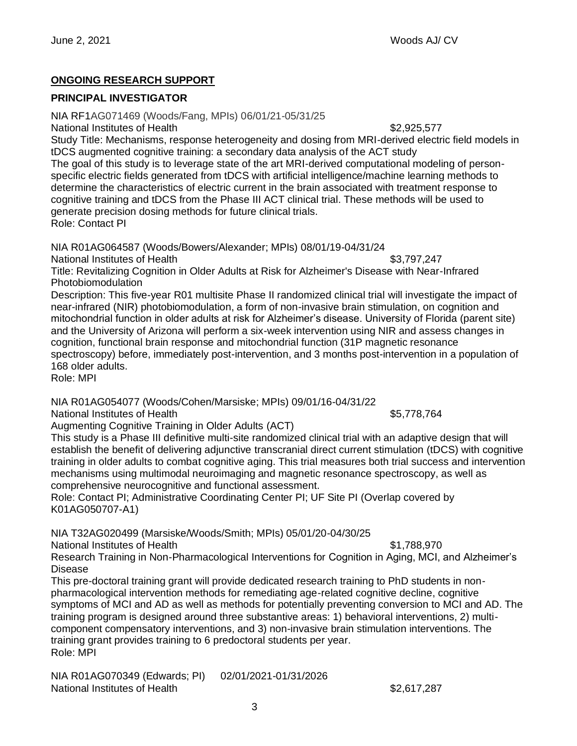## **ONGOING RESEARCH SUPPORT**

### **PRINCIPAL INVESTIGATOR**

NIA RF1AG071469 (Woods/Fang, MPIs) 06/01/21-05/31/25
National Institutes of Health $2,925,577
Study Title: Mechanisms, response heterogeneity and dosing from MRI-derived electric field models in tDCS augmented cognitive training: a secondary data analysis of the ACT study
The goal of this study is to leverage state of the art MRI-derived computational modeling of person-specific electric fields generated from tDCS with artificial intelligence/machine learning methods to determine the characteristics of electric current in the brain associated with treatment response to cognitive training and tDCS from the Phase III ACT clinical trial. These methods will be used to generate precision dosing methods for future clinical trials.
Role: Contact PI

NIA R01AG064587 (Woods/Bowers/Alexander; MPIs) 08/01/19-04/31/24
National Institutes of Health $3,797,247
Title: Revitalizing Cognition in Older Adults at Risk for Alzheimer's Disease with Near-Infrared Photobiomodulation
Description: This five-year R01 multisite Phase II randomized clinical trial will investigate the impact of near-infrared (NIR) photobiomodulation, a form of non-invasive brain stimulation, on cognition and mitochondrial function in older adults at risk for Alzheimer's disease. University of Florida (parent site) and the University of Arizona will perform a six-week intervention using NIR and assess changes in cognition, functional brain response and mitochondrial function (31P magnetic resonance spectroscopy) before, immediately post-intervention, and 3 months post-intervention in a population of 168 older adults.
Role: MPI

NIA R01AG054077 (Woods/Cohen/Marsiske; MPIs) 09/01/16-04/31/22
National Institutes of Health $5,778,764
Augmenting Cognitive Training in Older Adults (ACT)
This study is a Phase III definitive multi-site randomized clinical trial with an adaptive design that will establish the benefit of delivering adjunctive transcranial direct current stimulation (tDCS) with cognitive training in older adults to combat cognitive aging. This trial measures both trial success and intervention mechanisms using multimodal neuroimaging and magnetic resonance spectroscopy, as well as comprehensive neurocognitive and functional assessment.
Role: Contact PI; Administrative Coordinating Center PI; UF Site PI (Overlap covered by K01AG050707-A1)

NIA T32AG020499 (Marsiske/Woods/Smith; MPIs) 05/01/20-04/30/25
National Institutes of Health $1,788,970
Research Training in Non-Pharmacological Interventions for Cognition in Aging, MCI, and Alzheimer's Disease
This pre-doctoral training grant will provide dedicated research training to PhD students in non-pharmacological intervention methods for remediating age-related cognitive decline, cognitive symptoms of MCI and AD as well as methods for potentially preventing conversion to MCI and AD. The training program is designed around three substantive areas: 1) behavioral interventions, 2) multi-component compensatory interventions, and 3) non-invasive brain stimulation interventions. The training grant provides training to 6 predoctoral students per year.
Role: MPI

NIA R01AG070349 (Edwards; PI) 02/01/2021-01/31/2026
National Institutes of Health $2,617,287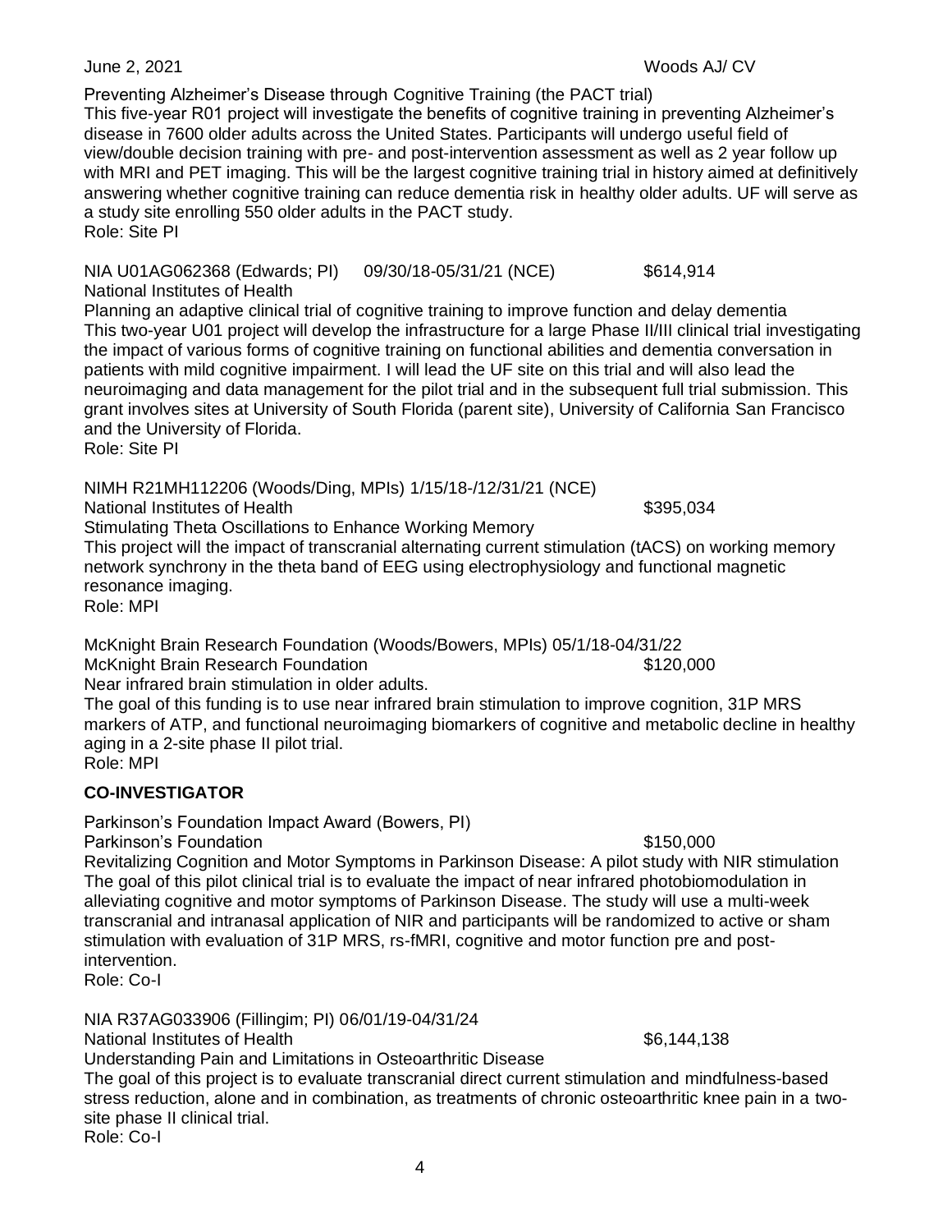Preventing Alzheimer's Disease through Cognitive Training (the PACT trial)
This five-year R01 project will investigate the benefits of cognitive training in preventing Alzheimer's disease in 7600 older adults across the United States. Participants will undergo useful field of view/double decision training with pre- and post-intervention assessment as well as 2 year follow up with MRI and PET imaging. This will be the largest cognitive training trial in history aimed at definitively answering whether cognitive training can reduce dementia risk in healthy older adults. UF will serve as a study site enrolling 550 older adults in the PACT study.
Role: Site PI

NIA U01AG062368 (Edwards; PI) 09/30/18-05/31/21 (NCE) $614,914
National Institutes of Health
Planning an adaptive clinical trial of cognitive training to improve function and delay dementia
This two-year U01 project will develop the infrastructure for a large Phase II/III clinical trial investigating the impact of various forms of cognitive training on functional abilities and dementia conversation in patients with mild cognitive impairment. I will lead the UF site on this trial and will also lead the neuroimaging and data management for the pilot trial and in the subsequent full trial submission. This grant involves sites at University of South Florida (parent site), University of California San Francisco and the University of Florida.
Role: Site PI

NIMH R21MH112206 (Woods/Ding, MPIs) 1/15/18-/12/31/21 (NCE)
National Institutes of Health $395,034
Stimulating Theta Oscillations to Enhance Working Memory
This project will the impact of transcranial alternating current stimulation (tACS) on working memory network synchrony in the theta band of EEG using electrophysiology and functional magnetic resonance imaging.
Role: MPI

McKnight Brain Research Foundation (Woods/Bowers, MPIs) 05/1/18-04/31/22
McKnight Brain Research Foundation $120,000
Near infrared brain stimulation in older adults.
The goal of this funding is to use near infrared brain stimulation to improve cognition, 31P MRS markers of ATP, and functional neuroimaging biomarkers of cognitive and metabolic decline in healthy aging in a 2-site phase II pilot trial.
Role: MPI

## CO-INVESTIGATOR

Parkinson's Foundation Impact Award (Bowers, PI)
Parkinson's Foundation $150,000
Revitalizing Cognition and Motor Symptoms in Parkinson Disease: A pilot study with NIR stimulation
The goal of this pilot clinical trial is to evaluate the impact of near infrared photobiomodulation in alleviating cognitive and motor symptoms of Parkinson Disease. The study will use a multi-week transcranial and intranasal application of NIR and participants will be randomized to active or sham stimulation with evaluation of 31P MRS, rs-fMRI, cognitive and motor function pre and post-intervention.
Role: Co-I

NIA R37AG033906 (Fillingim; PI) 06/01/19-04/31/24
National Institutes of Health $6,144,138
Understanding Pain and Limitations in Osteoarthritic Disease
The goal of this project is to evaluate transcranial direct current stimulation and mindfulness-based stress reduction, alone and in combination, as treatments of chronic osteoarthritic knee pain in a two-site phase II clinical trial.
Role: Co-I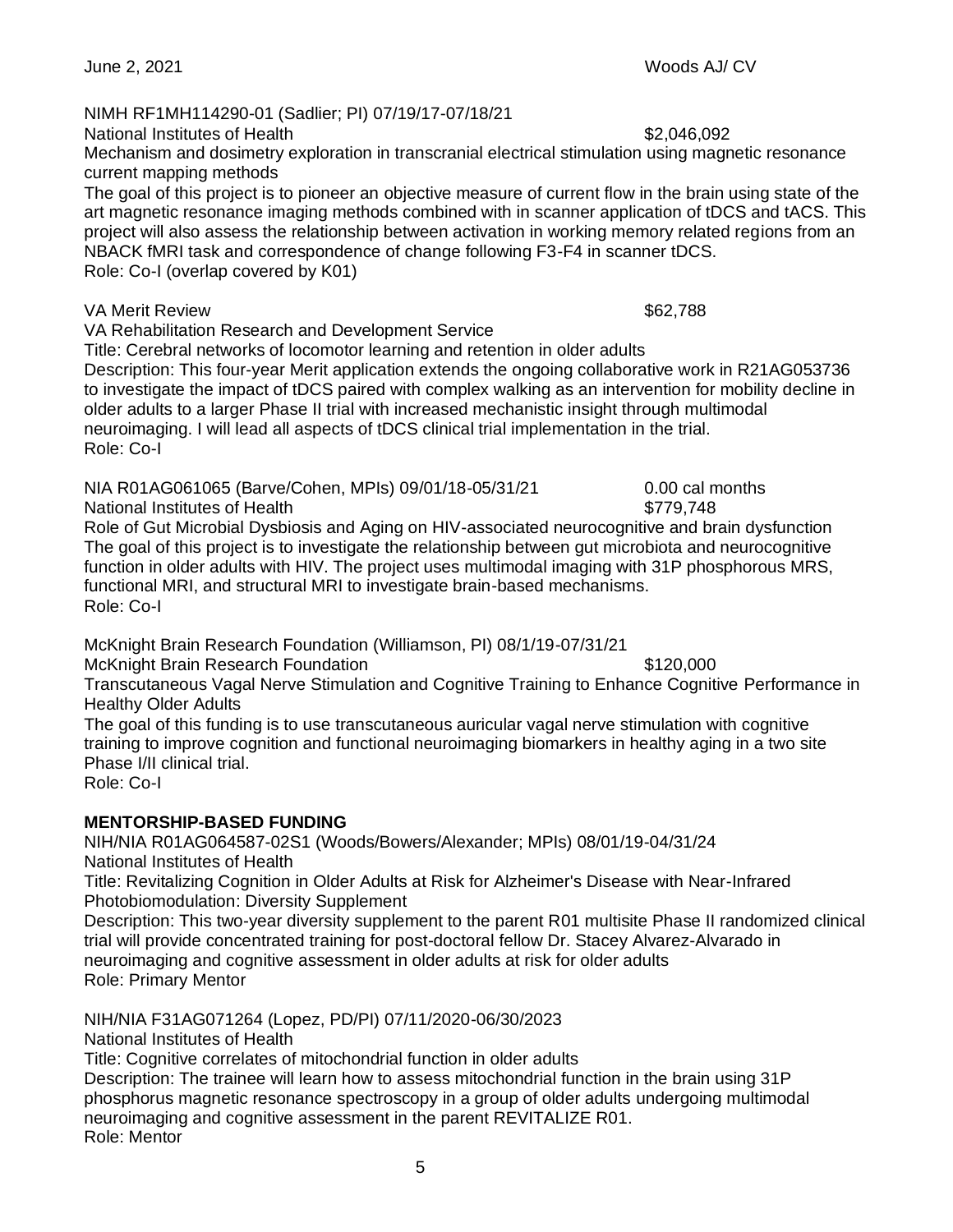NIMH RF1MH114290-01 (Sadlier; PI) 07/19/17-07/18/21
National Institutes of Health $2,046,092
Mechanism and dosimetry exploration in transcranial electrical stimulation using magnetic resonance current mapping methods
The goal of this project is to pioneer an objective measure of current flow in the brain using state of the art magnetic resonance imaging methods combined with in scanner application of tDCS and tACS. This project will also assess the relationship between activation in working memory related regions from an NBACK fMRI task and correspondence of change following F3-F4 in scanner tDCS.
Role: Co-I (overlap covered by K01)

VA Merit Review $62,788
VA Rehabilitation Research and Development Service
Title: Cerebral networks of locomotor learning and retention in older adults
Description: This four-year Merit application extends the ongoing collaborative work in R21AG053736 to investigate the impact of tDCS paired with complex walking as an intervention for mobility decline in older adults to a larger Phase II trial with increased mechanistic insight through multimodal neuroimaging. I will lead all aspects of tDCS clinical trial implementation in the trial.
Role: Co-I

NIA R01AG061065 (Barve/Cohen, MPIs) 09/01/18-05/31/21 0.00 cal months
National Institutes of Health $779,748
Role of Gut Microbial Dysbiosis and Aging on HIV-associated neurocognitive and brain dysfunction
The goal of this project is to investigate the relationship between gut microbiota and neurocognitive function in older adults with HIV. The project uses multimodal imaging with 31P phosphorous MRS, functional MRI, and structural MRI to investigate brain-based mechanisms.
Role: Co-I

McKnight Brain Research Foundation (Williamson, PI) 08/1/19-07/31/21
McKnight Brain Research Foundation $120,000
Transcutaneous Vagal Nerve Stimulation and Cognitive Training to Enhance Cognitive Performance in Healthy Older Adults
The goal of this funding is to use transcutaneous auricular vagal nerve stimulation with cognitive training to improve cognition and functional neuroimaging biomarkers in healthy aging in a two site Phase I/II clinical trial.
Role: Co-I

**MENTORSHIP-BASED FUNDING**

NIH/NIA R01AG064587-02S1 (Woods/Bowers/Alexander; MPIs) 08/01/19-04/31/24
National Institutes of Health
Title: Revitalizing Cognition in Older Adults at Risk for Alzheimer's Disease with Near-Infrared Photobiomodulation: Diversity Supplement
Description: This two-year diversity supplement to the parent R01 multisite Phase II randomized clinical trial will provide concentrated training for post-doctoral fellow Dr. Stacey Alvarez-Alvarado in neuroimaging and cognitive assessment in older adults at risk for older adults
Role: Primary Mentor

NIH/NIA F31AG071264 (Lopez, PD/PI) 07/11/2020-06/30/2023
National Institutes of Health
Title: Cognitive correlates of mitochondrial function in older adults
Description: The trainee will learn how to assess mitochondrial function in the brain using 31P phosphorus magnetic resonance spectroscopy in a group of older adults undergoing multimodal neuroimaging and cognitive assessment in the parent REVITALIZE R01.
Role: Mentor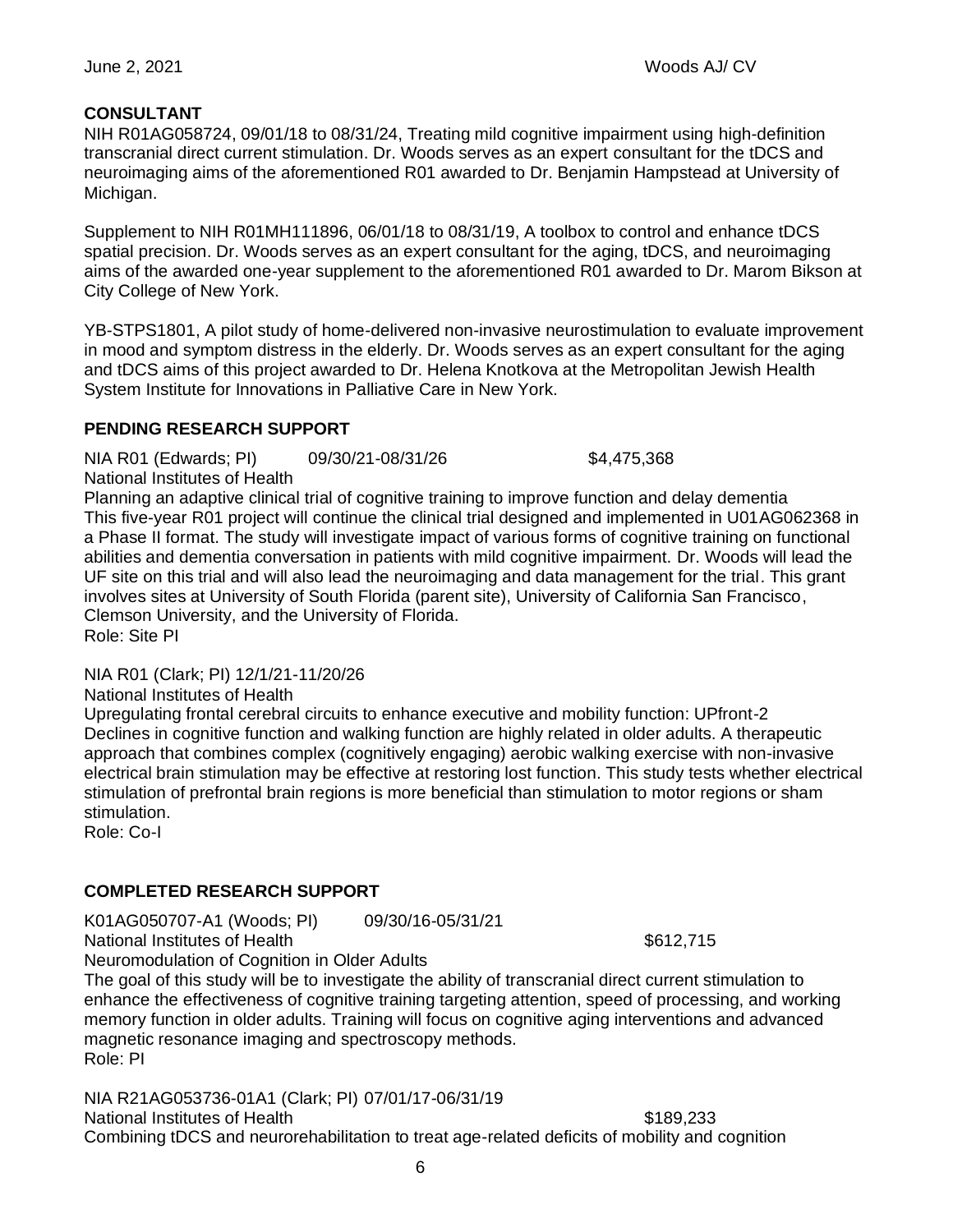## CONSULTANT

NIH R01AG058724, 09/01/18 to 08/31/24, Treating mild cognitive impairment using high-definition transcranial direct current stimulation. Dr. Woods serves as an expert consultant for the tDCS and neuroimaging aims of the aforementioned R01 awarded to Dr. Benjamin Hampstead at University of Michigan.

Supplement to NIH R01MH111896, 06/01/18 to 08/31/19, A toolbox to control and enhance tDCS spatial precision. Dr. Woods serves as an expert consultant for the aging, tDCS, and neuroimaging aims of the awarded one-year supplement to the aforementioned R01 awarded to Dr. Marom Bikson at City College of New York.

YB-STPS1801, A pilot study of home-delivered non-invasive neurostimulation to evaluate improvement in mood and symptom distress in the elderly. Dr. Woods serves as an expert consultant for the aging and tDCS aims of this project awarded to Dr. Helena Knotkova at the Metropolitan Jewish Health System Institute for Innovations in Palliative Care in New York.

## PENDING RESEARCH SUPPORT

NIA R01 (Edwards; PI) 09/30/21-08/31/26 $4,475,368
National Institutes of Health
Planning an adaptive clinical trial of cognitive training to improve function and delay dementia
This five-year R01 project will continue the clinical trial designed and implemented in U01AG062368 in a Phase II format. The study will investigate impact of various forms of cognitive training on functional abilities and dementia conversation in patients with mild cognitive impairment. Dr. Woods will lead the UF site on this trial and will also lead the neuroimaging and data management for the trial. This grant involves sites at University of South Florida (parent site), University of California San Francisco, Clemson University, and the University of Florida.
Role: Site PI

NIA R01 (Clark; PI) 12/1/21-11/20/26
National Institutes of Health
Upregulating frontal cerebral circuits to enhance executive and mobility function: UPfront-2
Declines in cognitive function and walking function are highly related in older adults. A therapeutic approach that combines complex (cognitively engaging) aerobic walking exercise with non-invasive electrical brain stimulation may be effective at restoring lost function. This study tests whether electrical stimulation of prefrontal brain regions is more beneficial than stimulation to motor regions or sham stimulation.
Role: Co-I

## COMPLETED RESEARCH SUPPORT

K01AG050707-A1 (Woods; PI) 09/30/16-05/31/21
National Institutes of Health $612,715
Neuromodulation of Cognition in Older Adults
The goal of this study will be to investigate the ability of transcranial direct current stimulation to enhance the effectiveness of cognitive training targeting attention, speed of processing, and working memory function in older adults. Training will focus on cognitive aging interventions and advanced magnetic resonance imaging and spectroscopy methods.
Role: PI

NIA R21AG053736-01A1 (Clark; PI) 07/01/17-06/31/19
National Institutes of Health $189,233
Combining tDCS and neurorehabilitation to treat age-related deficits of mobility and cognition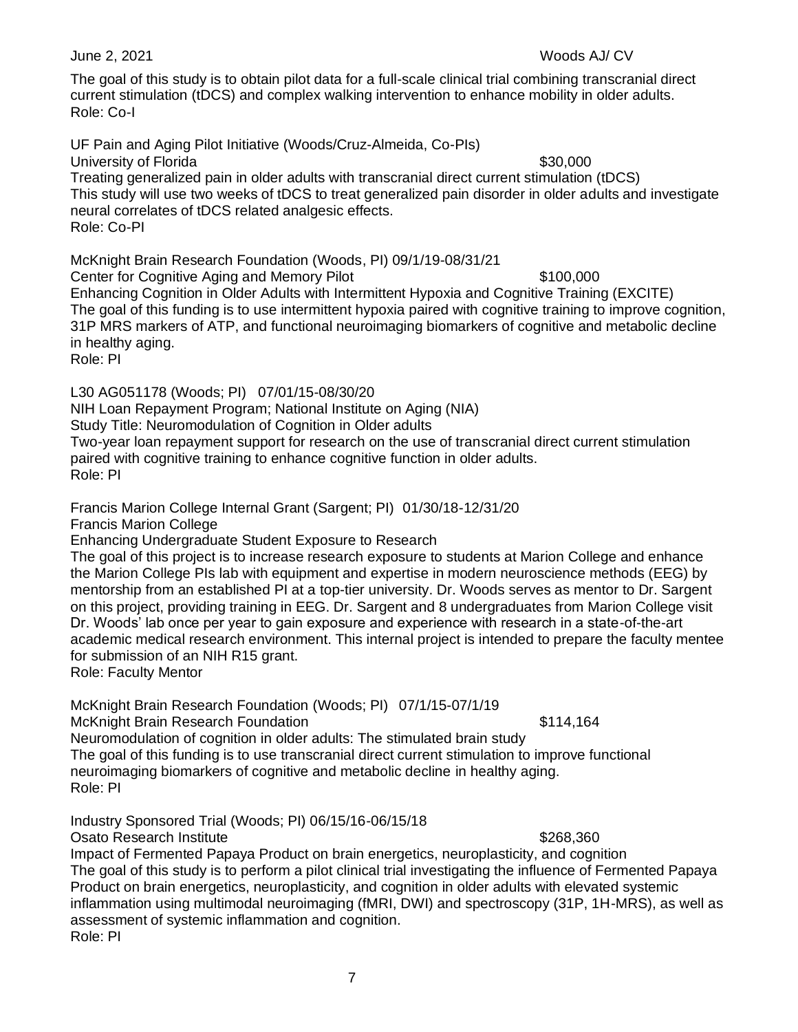The goal of this study is to obtain pilot data for a full-scale clinical trial combining transcranial direct current stimulation (tDCS) and complex walking intervention to enhance mobility in older adults.
Role: Co-I

UF Pain and Aging Pilot Initiative (Woods/Cruz-Almeida, Co-PIs)
University of Florida $30,000
Treating generalized pain in older adults with transcranial direct current stimulation (tDCS)
This study will use two weeks of tDCS to treat generalized pain disorder in older adults and investigate neural correlates of tDCS related analgesic effects.
Role: Co-PI

McKnight Brain Research Foundation (Woods, PI) 09/1/19-08/31/21
Center for Cognitive Aging and Memory Pilot $100,000
Enhancing Cognition in Older Adults with Intermittent Hypoxia and Cognitive Training (EXCITE)
The goal of this funding is to use intermittent hypoxia paired with cognitive training to improve cognition, 31P MRS markers of ATP, and functional neuroimaging biomarkers of cognitive and metabolic decline in healthy aging.
Role: PI

L30 AG051178 (Woods; PI) 07/01/15-08/30/20
NIH Loan Repayment Program; National Institute on Aging (NIA)
Study Title: Neuromodulation of Cognition in Older adults
Two-year loan repayment support for research on the use of transcranial direct current stimulation paired with cognitive training to enhance cognitive function in older adults.
Role: PI

Francis Marion College Internal Grant (Sargent; PI) 01/30/18-12/31/20
Francis Marion College
Enhancing Undergraduate Student Exposure to Research
The goal of this project is to increase research exposure to students at Marion College and enhance the Marion College PIs lab with equipment and expertise in modern neuroscience methods (EEG) by mentorship from an established PI at a top-tier university. Dr. Woods serves as mentor to Dr. Sargent on this project, providing training in EEG. Dr. Sargent and 8 undergraduates from Marion College visit Dr. Woods' lab once per year to gain exposure and experience with research in a state-of-the-art academic medical research environment. This internal project is intended to prepare the faculty mentee for submission of an NIH R15 grant.
Role: Faculty Mentor

McKnight Brain Research Foundation (Woods; PI) 07/1/15-07/1/19
McKnight Brain Research Foundation $114,164
Neuromodulation of cognition in older adults: The stimulated brain study
The goal of this funding is to use transcranial direct current stimulation to improve functional neuroimaging biomarkers of cognitive and metabolic decline in healthy aging.
Role: PI

Industry Sponsored Trial (Woods; PI) 06/15/16-06/15/18
Osato Research Institute $268,360
Impact of Fermented Papaya Product on brain energetics, neuroplasticity, and cognition
The goal of this study is to perform a pilot clinical trial investigating the influence of Fermented Papaya Product on brain energetics, neuroplasticity, and cognition in older adults with elevated systemic inflammation using multimodal neuroimaging (fMRI, DWI) and spectroscopy (31P, 1H-MRS), as well as assessment of systemic inflammation and cognition.
Role: PI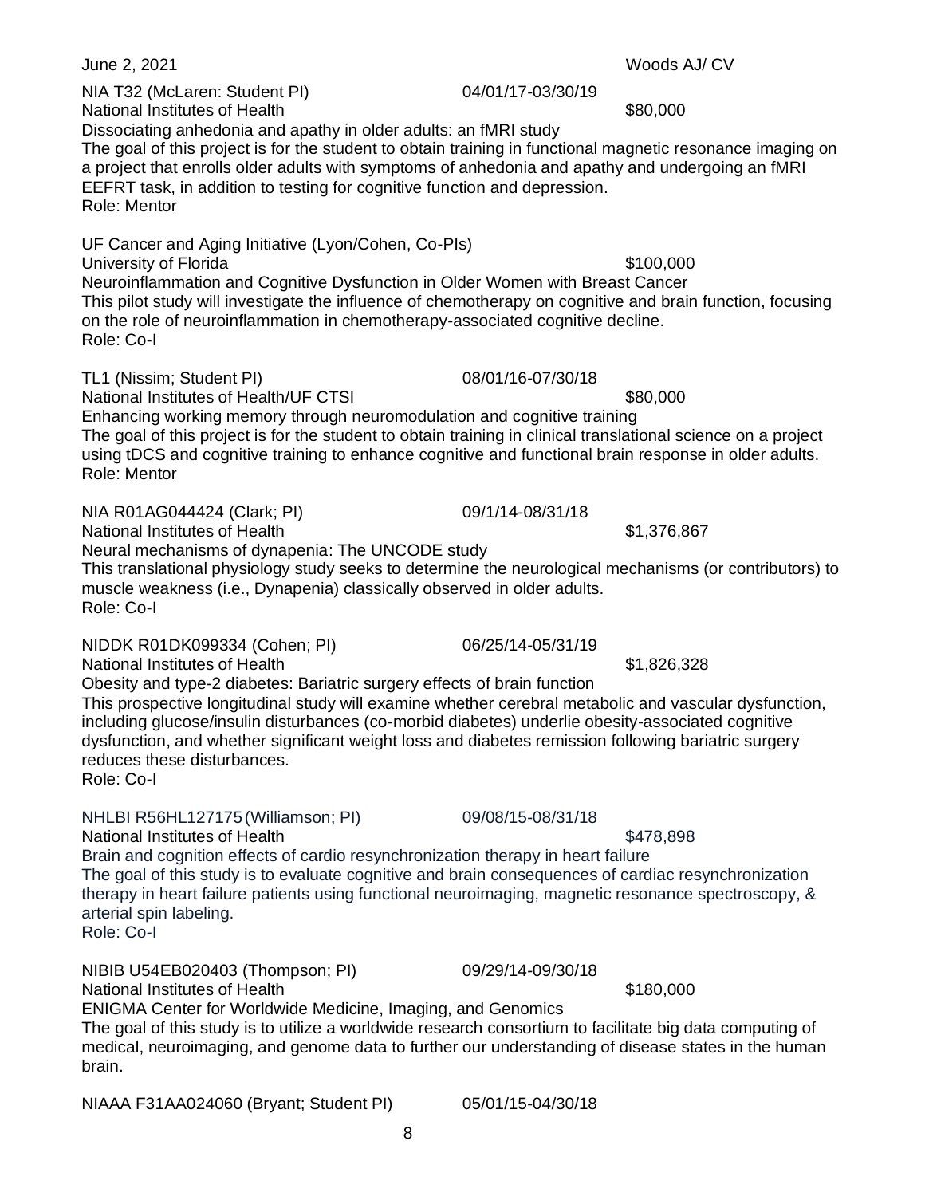NIA T32 (McLaren: Student PI) 04/01/17-03/30/19
National Institutes of Health $80,000
Dissociating anhedonia and apathy in older adults: an fMRI study
The goal of this project is for the student to obtain training in functional magnetic resonance imaging on a project that enrolls older adults with symptoms of anhedonia and apathy and undergoing an fMRI EEFRT task, in addition to testing for cognitive function and depression.
Role: Mentor

UF Cancer and Aging Initiative (Lyon/Cohen, Co-PIs)
University of Florida $100,000
Neuroinflammation and Cognitive Dysfunction in Older Women with Breast Cancer
This pilot study will investigate the influence of chemotherapy on cognitive and brain function, focusing on the role of neuroinflammation in chemotherapy-associated cognitive decline.
Role: Co-I

TL1 (Nissim; Student PI) 08/01/16-07/30/18
National Institutes of Health/UF CTSI $80,000
Enhancing working memory through neuromodulation and cognitive training
The goal of this project is for the student to obtain training in clinical translational science on a project using tDCS and cognitive training to enhance cognitive and functional brain response in older adults.
Role: Mentor

NIA R01AG044424 (Clark; PI) 09/1/14-08/31/18
National Institutes of Health $1,376,867
Neural mechanisms of dynapenia: The UNCODE study
This translational physiology study seeks to determine the neurological mechanisms (or contributors) to muscle weakness (i.e., Dynapenia) classically observed in older adults.
Role: Co-I

NIDDK R01DK099334 (Cohen; PI) 06/25/14-05/31/19
National Institutes of Health $1,826,328
Obesity and type-2 diabetes: Bariatric surgery effects of brain function
This prospective longitudinal study will examine whether cerebral metabolic and vascular dysfunction, including glucose/insulin disturbances (co-morbid diabetes) underlie obesity-associated cognitive dysfunction, and whether significant weight loss and diabetes remission following bariatric surgery reduces these disturbances.
Role: Co-I

NHLBI R56HL127175 (Williamson; PI) 09/08/15-08/31/18
National Institutes of Health $478,898
Brain and cognition effects of cardio resynchronization therapy in heart failure
The goal of this study is to evaluate cognitive and brain consequences of cardiac resynchronization therapy in heart failure patients using functional neuroimaging, magnetic resonance spectroscopy, & arterial spin labeling.
Role: Co-I

NIBIB U54EB020403 (Thompson; PI) 09/29/14-09/30/18
National Institutes of Health $180,000
ENIGMA Center for Worldwide Medicine, Imaging, and Genomics
The goal of this study is to utilize a worldwide research consortium to facilitate big data computing of medical, neuroimaging, and genome data to further our understanding of disease states in the human brain.

NIAAA F31AA024060 (Bryant; Student PI) 05/01/15-04/30/18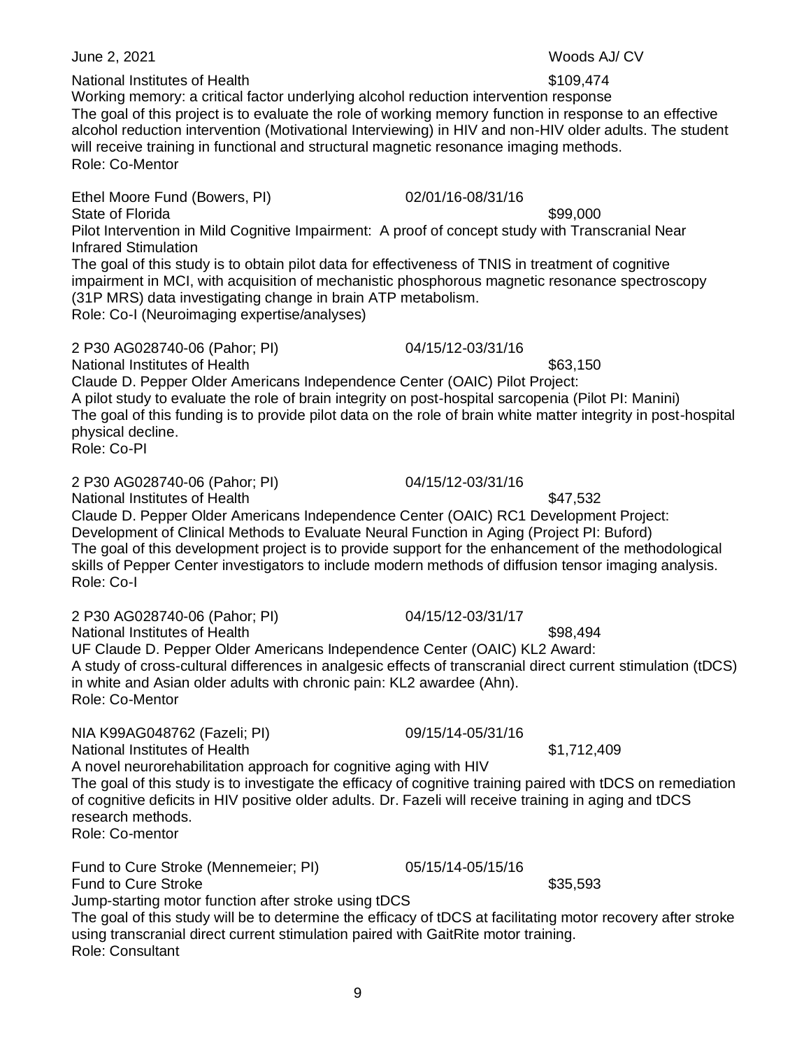National Institutes of Health $109,474
Working memory: a critical factor underlying alcohol reduction intervention response
The goal of this project is to evaluate the role of working memory function in response to an effective alcohol reduction intervention (Motivational Interviewing) in HIV and non-HIV older adults. The student will receive training in functional and structural magnetic resonance imaging methods.
Role: Co-Mentor

Ethel Moore Fund (Bowers, PI) 02/01/16-08/31/16
State of Florida $99,000
Pilot Intervention in Mild Cognitive Impairment: A proof of concept study with Transcranial Near Infrared Stimulation
The goal of this study is to obtain pilot data for effectiveness of TNIS in treatment of cognitive impairment in MCI, with acquisition of mechanistic phosphorous magnetic resonance spectroscopy (31P MRS) data investigating change in brain ATP metabolism.
Role: Co-I (Neuroimaging expertise/analyses)

2 P30 AG028740-06 (Pahor; PI) 04/15/12-03/31/16
National Institutes of Health $63,150
Claude D. Pepper Older Americans Independence Center (OAIC) Pilot Project:
A pilot study to evaluate the role of brain integrity on post-hospital sarcopenia (Pilot PI: Manini)
The goal of this funding is to provide pilot data on the role of brain white matter integrity in post-hospital physical decline.
Role: Co-PI

2 P30 AG028740-06 (Pahor; PI) 04/15/12-03/31/16
National Institutes of Health $47,532
Claude D. Pepper Older Americans Independence Center (OAIC) RC1 Development Project:
Development of Clinical Methods to Evaluate Neural Function in Aging (Project PI: Buford)
The goal of this development project is to provide support for the enhancement of the methodological skills of Pepper Center investigators to include modern methods of diffusion tensor imaging analysis.
Role: Co-I

2 P30 AG028740-06 (Pahor; PI) 04/15/12-03/31/17
National Institutes of Health $98,494
UF Claude D. Pepper Older Americans Independence Center (OAIC) KL2 Award:
A study of cross-cultural differences in analgesic effects of transcranial direct current stimulation (tDCS) in white and Asian older adults with chronic pain: KL2 awardee (Ahn).
Role: Co-Mentor

NIA K99AG048762 (Fazeli; PI) 09/15/14-05/31/16
National Institutes of Health $1,712,409
A novel neurorehabilitation approach for cognitive aging with HIV
The goal of this study is to investigate the efficacy of cognitive training paired with tDCS on remediation of cognitive deficits in HIV positive older adults. Dr. Fazeli will receive training in aging and tDCS research methods.
Role: Co-mentor

Fund to Cure Stroke (Mennemeier; PI) 05/15/14-05/15/16
Fund to Cure Stroke $35,593
Jump-starting motor function after stroke using tDCS
The goal of this study will be to determine the efficacy of tDCS at facilitating motor recovery after stroke using transcranial direct current stimulation paired with GaitRite motor training.
Role: Consultant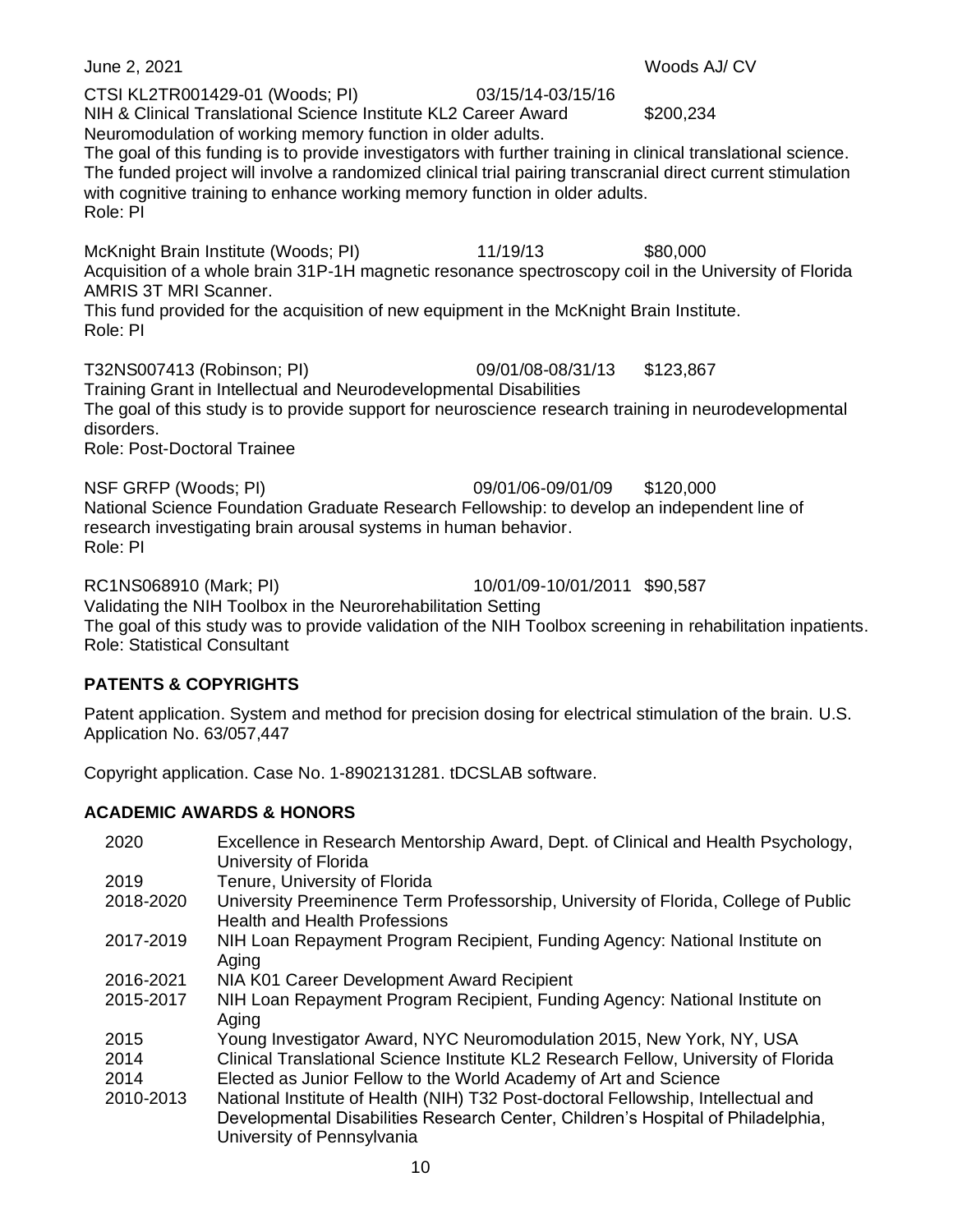CTSI KL2TR001429-01 (Woods; PI) 03/15/14-03/15/16
NIH & Clinical Translational Science Institute KL2 Career Award $200,234
Neuromodulation of working memory function in older adults.
The goal of this funding is to provide investigators with further training in clinical translational science. The funded project will involve a randomized clinical trial pairing transcranial direct current stimulation with cognitive training to enhance working memory function in older adults.
Role: PI

McKnight Brain Institute (Woods; PI) 11/19/13 $80,000
Acquisition of a whole brain 31P-1H magnetic resonance spectroscopy coil in the University of Florida AMRIS 3T MRI Scanner.
This fund provided for the acquisition of new equipment in the McKnight Brain Institute.
Role: PI

T32NS007413 (Robinson; PI) 09/01/08-08/31/13 $123,867
Training Grant in Intellectual and Neurodevelopmental Disabilities
The goal of this study is to provide support for neuroscience research training in neurodevelopmental disorders.
Role: Post-Doctoral Trainee

NSF GRFP (Woods; PI) 09/01/06-09/01/09 $120,000
National Science Foundation Graduate Research Fellowship: to develop an independent line of research investigating brain arousal systems in human behavior.
Role: PI

RC1NS068910 (Mark; PI) 10/01/09-10/01/2011 $90,587
Validating the NIH Toolbox in the Neurorehabilitation Setting
The goal of this study was to provide validation of the NIH Toolbox screening in rehabilitation inpatients.
Role: Statistical Consultant

## PATENTS & COPYRIGHTS

Patent application. System and method for precision dosing for electrical stimulation of the brain. U.S. Application No. 63/057,447

Copyright application. Case No. 1-8902131281. tDCSLAB software.

## ACADEMIC AWARDS & HONORS

| | |
|---|---|
| 2020 | Excellence in Research Mentorship Award, Dept. of Clinical and Health Psychology, University of Florida |
| 2019 | Tenure, University of Florida |
| 2018-2020 | University Preeminence Term Professorship, University of Florida, College of Public Health and Health Professions |
| 2017-2019 | NIH Loan Repayment Program Recipient, Funding Agency: National Institute on Aging |
| 2016-2021 | NIA K01 Career Development Award Recipient |
| 2015-2017 | NIH Loan Repayment Program Recipient, Funding Agency: National Institute on Aging |
| 2015 | Young Investigator Award, NYC Neuromodulation 2015, New York, NY, USA |
| 2014 | Clinical Translational Science Institute KL2 Research Fellow, University of Florida |
| 2014 | Elected as Junior Fellow to the World Academy of Art and Science |
| 2010-2013 | National Institute of Health (NIH) T32 Post-doctoral Fellowship, Intellectual and Developmental Disabilities Research Center, Children's Hospital of Philadelphia, University of Pennsylvania |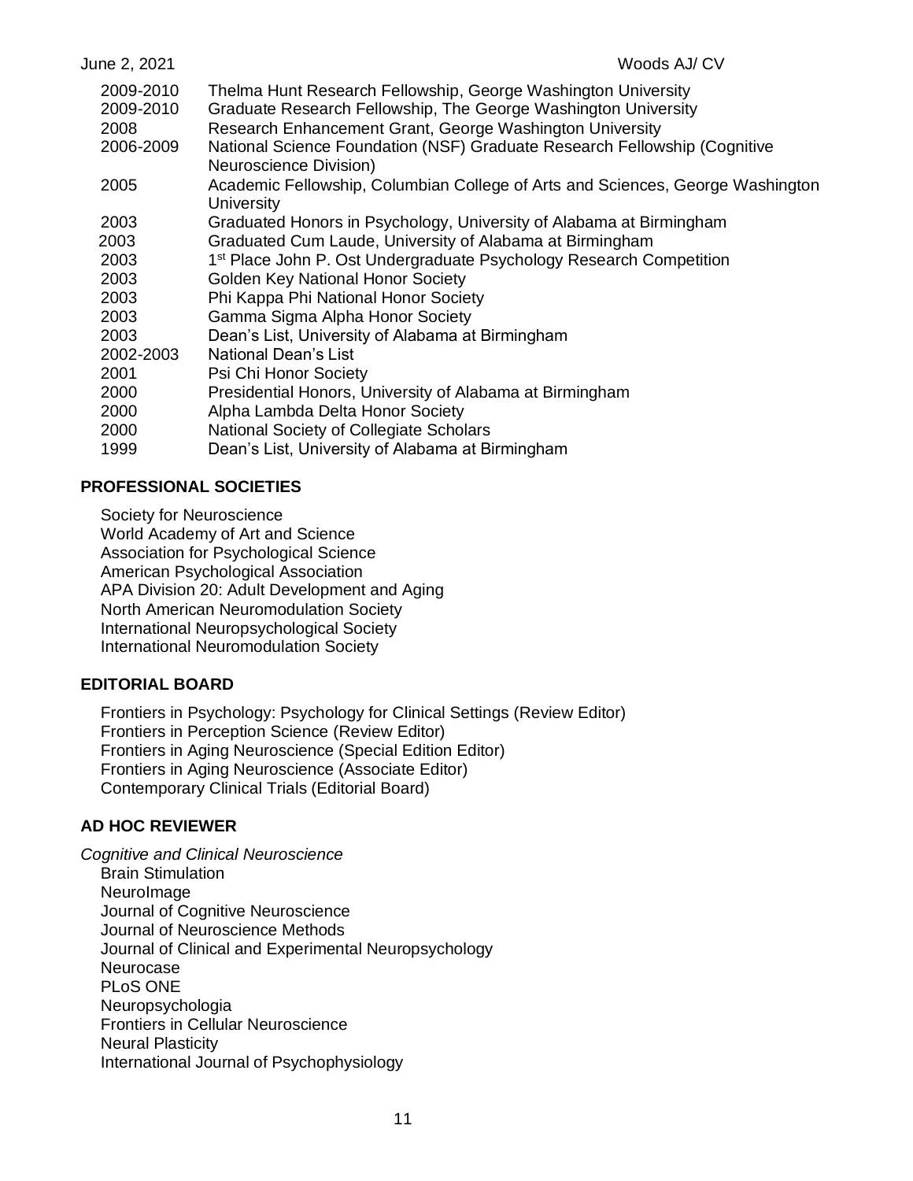| | |
|---|---|
| 2009-2010 | Thelma Hunt Research Fellowship, George Washington University |
| 2009-2010 | Graduate Research Fellowship, The George Washington University |
| 2008 | Research Enhancement Grant, George Washington University |
| 2006-2009 | National Science Foundation (NSF) Graduate Research Fellowship (Cognitive Neuroscience Division) |
| 2005 | Academic Fellowship, Columbian College of Arts and Sciences, George Washington University |
| 2003 | Graduated Honors in Psychology, University of Alabama at Birmingham |
| 2003 | Graduated Cum Laude, University of Alabama at Birmingham |
| 2003 | 1st Place John P. Ost Undergraduate Psychology Research Competition |
| 2003 | Golden Key National Honor Society |
| 2003 | Phi Kappa Phi National Honor Society |
| 2003 | Gamma Sigma Alpha Honor Society |
| 2003 | Dean's List, University of Alabama at Birmingham |
| 2002-2003 | National Dean's List |
| 2001 | Psi Chi Honor Society |
| 2000 | Presidential Honors, University of Alabama at Birmingham |
| 2000 | Alpha Lambda Delta Honor Society |
| 2000 | National Society of Collegiate Scholars |
| 1999 | Dean's List, University of Alabama at Birmingham |

## PROFESSIONAL SOCIETIES

Society for Neuroscience
World Academy of Art and Science
Association for Psychological Science
American Psychological Association
APA Division 20: Adult Development and Aging
North American Neuromodulation Society
International Neuropsychological Society
International Neuromodulation Society

## EDITORIAL BOARD

Frontiers in Psychology: Psychology for Clinical Settings (Review Editor)
Frontiers in Perception Science (Review Editor)
Frontiers in Aging Neuroscience (Special Edition Editor)
Frontiers in Aging Neuroscience (Associate Editor)
Contemporary Clinical Trials (Editorial Board)

## AD HOC REVIEWER

*Cognitive and Clinical Neuroscience*

Brain Stimulation
NeuroImage
Journal of Cognitive Neuroscience
Journal of Neuroscience Methods
Journal of Clinical and Experimental Neuropsychology
Neurocase
PLoS ONE
Neuropsychologia
Frontiers in Cellular Neuroscience
Neural Plasticity
International Journal of Psychophysiology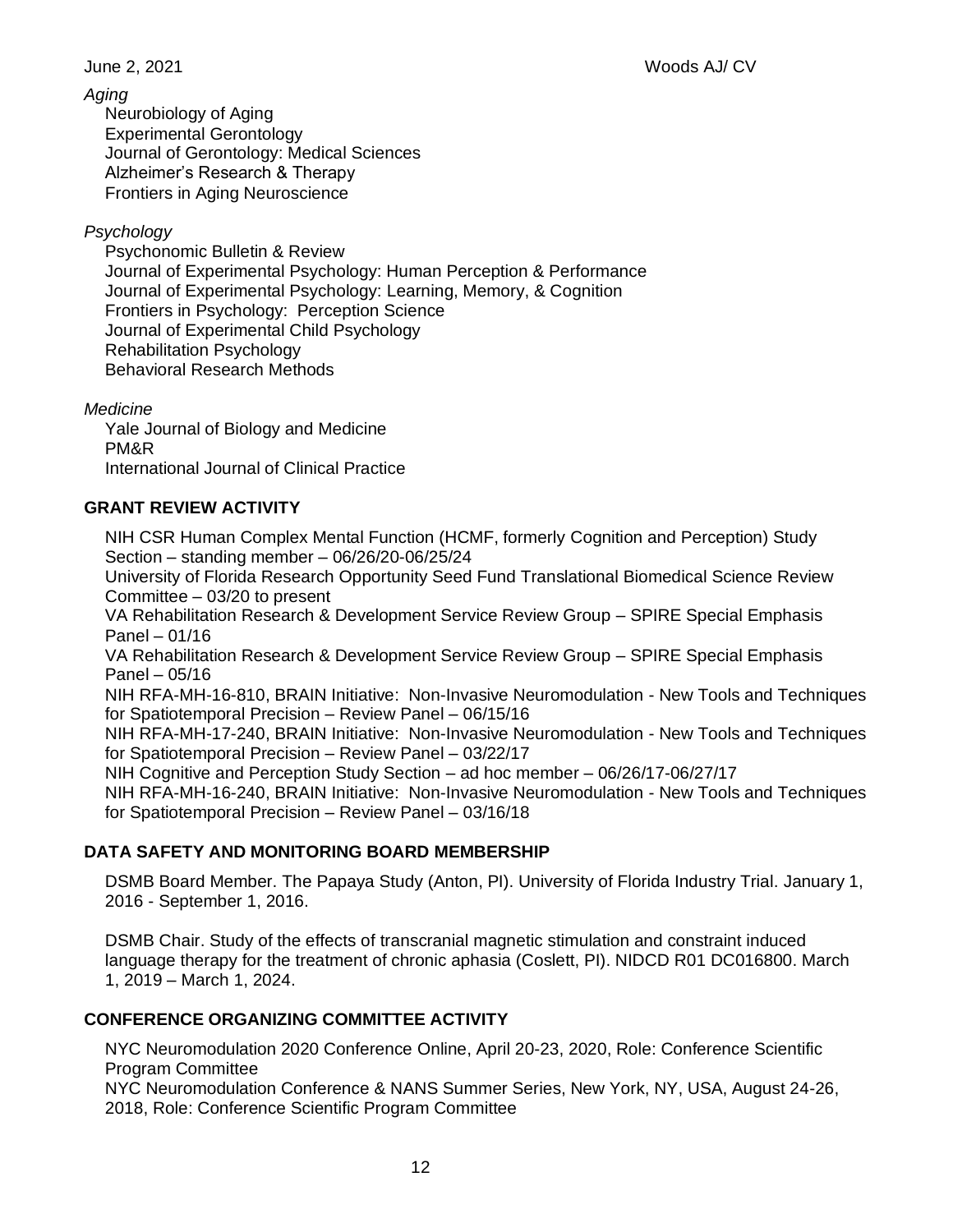*Aging*

Neurobiology of Aging
Experimental Gerontology
Journal of Gerontology: Medical Sciences
Alzheimer's Research & Therapy
Frontiers in Aging Neuroscience

*Psychology*

Psychonomic Bulletin & Review
Journal of Experimental Psychology: Human Perception & Performance
Journal of Experimental Psychology: Learning, Memory, & Cognition
Frontiers in Psychology: Perception Science
Journal of Experimental Child Psychology
Rehabilitation Psychology
Behavioral Research Methods

*Medicine*

Yale Journal of Biology and Medicine
PM&R
International Journal of Clinical Practice

## GRANT REVIEW ACTIVITY

NIH CSR Human Complex Mental Function (HCMF, formerly Cognition and Perception) Study Section – standing member – 06/26/20-06/25/24
University of Florida Research Opportunity Seed Fund Translational Biomedical Science Review Committee – 03/20 to present
VA Rehabilitation Research & Development Service Review Group – SPIRE Special Emphasis Panel – 01/16
VA Rehabilitation Research & Development Service Review Group – SPIRE Special Emphasis Panel – 05/16
NIH RFA-MH-16-810, BRAIN Initiative: Non-Invasive Neuromodulation - New Tools and Techniques for Spatiotemporal Precision – Review Panel – 06/15/16
NIH RFA-MH-17-240, BRAIN Initiative: Non-Invasive Neuromodulation - New Tools and Techniques for Spatiotemporal Precision – Review Panel – 03/22/17
NIH Cognitive and Perception Study Section – ad hoc member – 06/26/17-06/27/17
NIH RFA-MH-16-240, BRAIN Initiative: Non-Invasive Neuromodulation - New Tools and Techniques for Spatiotemporal Precision – Review Panel – 03/16/18

## DATA SAFETY AND MONITORING BOARD MEMBERSHIP

DSMB Board Member. The Papaya Study (Anton, PI). University of Florida Industry Trial. January 1, 2016 - September 1, 2016.

DSMB Chair. Study of the effects of transcranial magnetic stimulation and constraint induced language therapy for the treatment of chronic aphasia (Coslett, PI). NIDCD R01 DC016800. March 1, 2019 – March 1, 2024.

## CONFERENCE ORGANIZING COMMITTEE ACTIVITY

NYC Neuromodulation 2020 Conference Online, April 20-23, 2020, Role: Conference Scientific Program Committee
NYC Neuromodulation Conference & NANS Summer Series, New York, NY, USA, August 24-26, 2018, Role: Conference Scientific Program Committee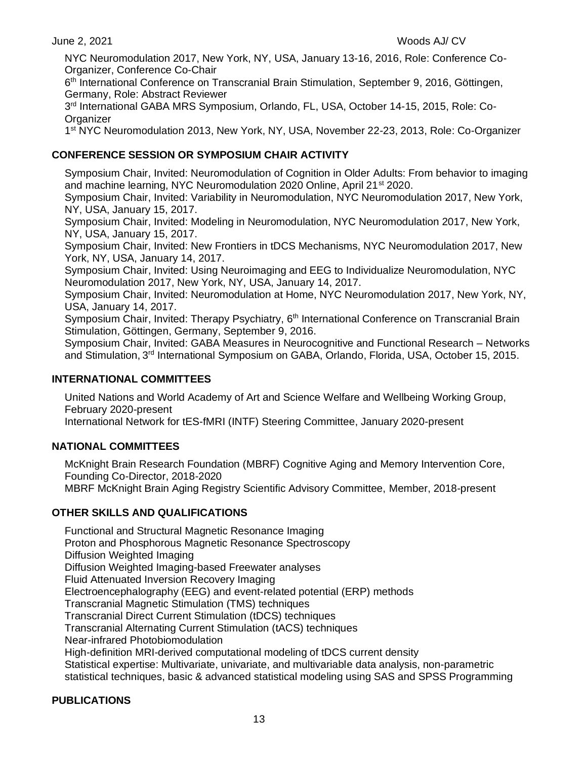NYC Neuromodulation 2017, New York, NY, USA, January 13-16, 2016, Role: Conference Co-Organizer, Conference Co-Chair

6th International Conference on Transcranial Brain Stimulation, September 9, 2016, Göttingen, Germany, Role: Abstract Reviewer

3rd International GABA MRS Symposium, Orlando, FL, USA, October 14-15, 2015, Role: Co-Organizer

1st NYC Neuromodulation 2013, New York, NY, USA, November 22-23, 2013, Role: Co-Organizer

## CONFERENCE SESSION OR SYMPOSIUM CHAIR ACTIVITY

Symposium Chair, Invited: Neuromodulation of Cognition in Older Adults: From behavior to imaging and machine learning, NYC Neuromodulation 2020 Online, April 21st 2020.

Symposium Chair, Invited: Variability in Neuromodulation, NYC Neuromodulation 2017, New York, NY, USA, January 15, 2017.

Symposium Chair, Invited: Modeling in Neuromodulation, NYC Neuromodulation 2017, New York, NY, USA, January 15, 2017.

Symposium Chair, Invited: New Frontiers in tDCS Mechanisms, NYC Neuromodulation 2017, New York, NY, USA, January 14, 2017.

Symposium Chair, Invited: Using Neuroimaging and EEG to Individualize Neuromodulation, NYC Neuromodulation 2017, New York, NY, USA, January 14, 2017.

Symposium Chair, Invited: Neuromodulation at Home, NYC Neuromodulation 2017, New York, NY, USA, January 14, 2017.

Symposium Chair, Invited: Therapy Psychiatry, 6th International Conference on Transcranial Brain Stimulation, Göttingen, Germany, September 9, 2016.

Symposium Chair, Invited: GABA Measures in Neurocognitive and Functional Research – Networks and Stimulation, 3rd International Symposium on GABA, Orlando, Florida, USA, October 15, 2015.

## INTERNATIONAL COMMITTEES

United Nations and World Academy of Art and Science Welfare and Wellbeing Working Group, February 2020-present

International Network for tES-fMRI (INTF) Steering Committee, January 2020-present

## NATIONAL COMMITTEES

McKnight Brain Research Foundation (MBRF) Cognitive Aging and Memory Intervention Core, Founding Co-Director, 2018-2020

MBRF McKnight Brain Aging Registry Scientific Advisory Committee, Member, 2018-present

## OTHER SKILLS AND QUALIFICATIONS

Functional and Structural Magnetic Resonance Imaging
Proton and Phosphorous Magnetic Resonance Spectroscopy
Diffusion Weighted Imaging
Diffusion Weighted Imaging-based Freewater analyses
Fluid Attenuated Inversion Recovery Imaging
Electroencephalography (EEG) and event-related potential (ERP) methods
Transcranial Magnetic Stimulation (TMS) techniques
Transcranial Direct Current Stimulation (tDCS) techniques
Transcranial Alternating Current Stimulation (tACS) techniques
Near-infrared Photobiomodulation
High-definition MRI-derived computational modeling of tDCS current density
Statistical expertise: Multivariate, univariate, and multivariable data analysis, non-parametric statistical techniques, basic & advanced statistical modeling using SAS and SPSS Programming

## PUBLICATIONS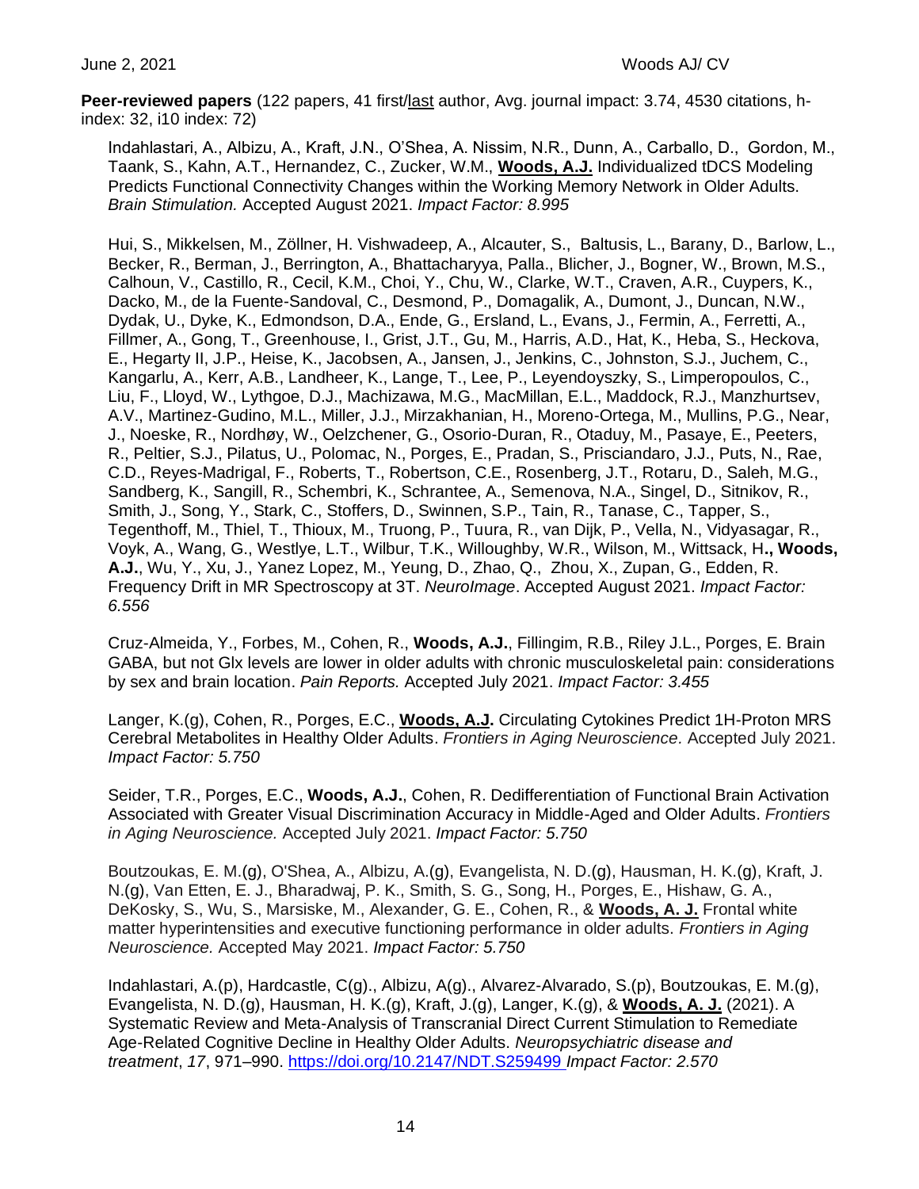**Peer-reviewed papers** (122 papers, 41 first/last author, Avg. journal impact: 3.74, 4530 citations, h-index: 32, i10 index: 72)

Indahlastari, A., Albizu, A., Kraft, J.N., O'Shea, A. Nissim, N.R., Dunn, A., Carballo, D., Gordon, M., Taank, S., Kahn, A.T., Hernandez, C., Zucker, W.M., **Woods, A.J.** Individualized tDCS Modeling Predicts Functional Connectivity Changes within the Working Memory Network in Older Adults. *Brain Stimulation.* Accepted August 2021. *Impact Factor: 8.995*

Hui, S., Mikkelsen, M., Zöllner, H. Vishwadeep, A., Alcauter, S., Baltusis, L., Barany, D., Barlow, L., Becker, R., Berman, J., Berrington, A., Bhattacharyya, Palla., Blicher, J., Bogner, W., Brown, M.S., Calhoun, V., Castillo, R., Cecil, K.M., Choi, Y., Chu, W., Clarke, W.T., Craven, A.R., Cuypers, K., Dacko, M., de la Fuente-Sandoval, C., Desmond, P., Domagalik, A., Dumont, J., Duncan, N.W., Dydak, U., Dyke, K., Edmondson, D.A., Ende, G., Ersland, L., Evans, J., Fermin, A., Ferretti, A., Fillmer, A., Gong, T., Greenhouse, I., Grist, J.T., Gu, M., Harris, A.D., Hat, K., Heba, S., Heckova, E., Hegarty II, J.P., Heise, K., Jacobsen, A., Jansen, J., Jenkins, C., Johnston, S.J., Juchem, C., Kangarlu, A., Kerr, A.B., Landheer, K., Lange, T., Lee, P., Leyendoyszky, S., Limperopoulos, C., Liu, F., Lloyd, W., Lythgoe, D.J., Machizawa, M.G., MacMillan, E.L., Maddock, R.J., Manzhurtsev, A.V., Martinez-Gudino, M.L., Miller, J.J., Mirzakhanian, H., Moreno-Ortega, M., Mullins, P.G., Near, J., Noeske, R., Nordhøy, W., Oelzchener, G., Osorio-Duran, R., Otaduy, M., Pasaye, E., Peeters, R., Peltier, S.J., Pilatus, U., Polomac, N., Porges, E., Pradan, S., Prisciandaro, J.J., Puts, N., Rae, C.D., Reyes-Madrigal, F., Roberts, T., Robertson, C.E., Rosenberg, J.T., Rotaru, D., Saleh, M.G., Sandberg, K., Sangill, R., Schembri, K., Schrantee, A., Semenova, N.A., Singel, D., Sitnikov, R., Smith, J., Song, Y., Stark, C., Stoffers, D., Swinnen, S.P., Tain, R., Tanase, C., Tapper, S., Tegenthoff, M., Thiel, T., Thioux, M., Truong, P., Tuura, R., van Dijk, P., Vella, N., Vidyasagar, R., Voyk, A., Wang, G., Westlye, L.T., Wilbur, T.K., Willoughby, W.R., Wilson, M., Wittsack, H**., Woods, A.J.**, Wu, Y., Xu, J., Yanez Lopez, M., Yeung, D., Zhao, Q., Zhou, X., Zupan, G., Edden, R. Frequency Drift in MR Spectroscopy at 3T. *NeuroImage*. Accepted August 2021. *Impact Factor: 6.556*

Cruz-Almeida, Y., Forbes, M., Cohen, R., **Woods, A.J.**, Fillingim, R.B., Riley J.L., Porges, E. Brain GABA, but not Glx levels are lower in older adults with chronic musculoskeletal pain: considerations by sex and brain location. *Pain Reports.* Accepted July 2021. *Impact Factor: 3.455*

Langer, K.(g), Cohen, R., Porges, E.C., **Woods, A.J.** Circulating Cytokines Predict 1H-Proton MRS Cerebral Metabolites in Healthy Older Adults. *Frontiers in Aging Neuroscience.* Accepted July 2021. *Impact Factor: 5.750*

Seider, T.R., Porges, E.C., **Woods, A.J.**, Cohen, R. Dedifferentiation of Functional Brain Activation Associated with Greater Visual Discrimination Accuracy in Middle-Aged and Older Adults. *Frontiers in Aging Neuroscience.* Accepted July 2021. *Impact Factor: 5.750*

Boutzoukas, E. M.(g), O'Shea, A., Albizu, A.(g), Evangelista, N. D.(g), Hausman, H. K.(g), Kraft, J. N.(g), Van Etten, E. J., Bharadwaj, P. K., Smith, S. G., Song, H., Porges, E., Hishaw, G. A., DeKosky, S., Wu, S., Marsiske, M., Alexander, G. E., Cohen, R., & **Woods, A. J.** Frontal white matter hyperintensities and executive functioning performance in older adults. *Frontiers in Aging Neuroscience.* Accepted May 2021. *Impact Factor: 5.750*

Indahlastari, A.(p), Hardcastle, C(g)., Albizu, A(g)., Alvarez-Alvarado, S.(p), Boutzoukas, E. M.(g), Evangelista, N. D.(g), Hausman, H. K.(g), Kraft, J.(g), Langer, K.(g), & **Woods, A. J.** (2021). A Systematic Review and Meta-Analysis of Transcranial Direct Current Stimulation to Remediate Age-Related Cognitive Decline in Healthy Older Adults. *Neuropsychiatric disease and treatment*, *17*, 971–990. https://doi.org/10.2147/NDT.S259499 *Impact Factor: 2.570*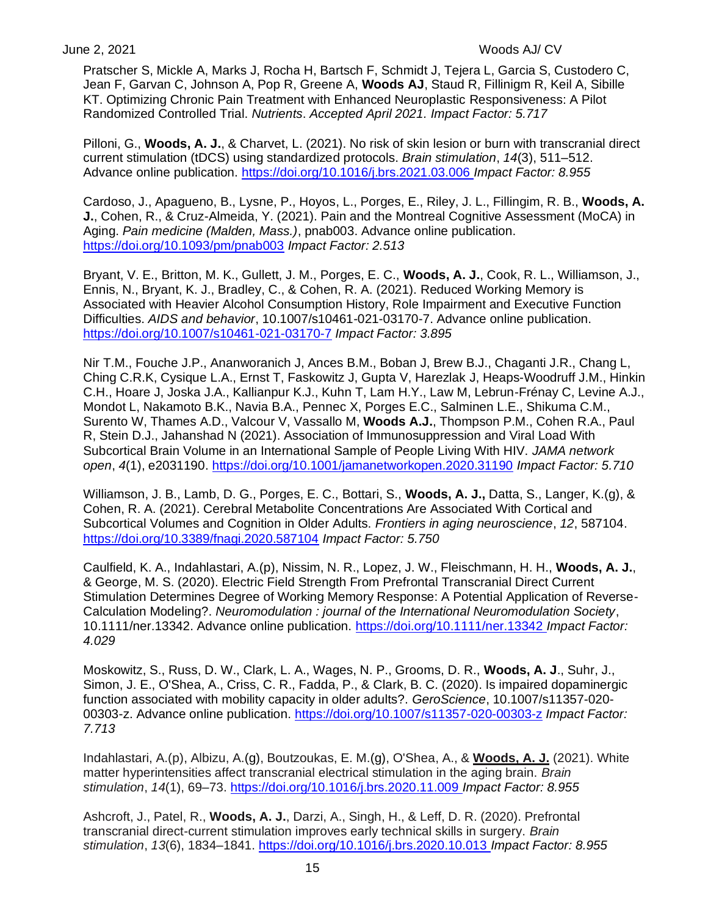Pratscher S, Mickle A, Marks J, Rocha H, Bartsch F, Schmidt J, Tejera L, Garcia S, Custodero C, Jean F, Garvan C, Johnson A, Pop R, Greene A, **Woods AJ**, Staud R, Fillinigm R, Keil A, Sibille KT. Optimizing Chronic Pain Treatment with Enhanced Neuroplastic Responsiveness: A Pilot Randomized Controlled Trial. *Nutrients. Accepted April 2021. Impact Factor: 5.717*

Pilloni, G., **Woods, A. J.**, & Charvet, L. (2021). No risk of skin lesion or burn with transcranial direct current stimulation (tDCS) using standardized protocols. *Brain stimulation*, *14*(3), 511–512. Advance online publication. https://doi.org/10.1016/j.brs.2021.03.006 *Impact Factor: 8.955*

Cardoso, J., Apagueno, B., Lysne, P., Hoyos, L., Porges, E., Riley, J. L., Fillingim, R. B., **Woods, A. J.**, Cohen, R., & Cruz-Almeida, Y. (2021). Pain and the Montreal Cognitive Assessment (MoCA) in Aging. *Pain medicine (Malden, Mass.)*, pnab003. Advance online publication. https://doi.org/10.1093/pm/pnab003 *Impact Factor: 2.513*

Bryant, V. E., Britton, M. K., Gullett, J. M., Porges, E. C., **Woods, A. J.**, Cook, R. L., Williamson, J., Ennis, N., Bryant, K. J., Bradley, C., & Cohen, R. A. (2021). Reduced Working Memory is Associated with Heavier Alcohol Consumption History, Role Impairment and Executive Function Difficulties. *AIDS and behavior*, 10.1007/s10461-021-03170-7. Advance online publication. https://doi.org/10.1007/s10461-021-03170-7 *Impact Factor: 3.895*

Nir T.M., Fouche J.P., Ananworanich J, Ances B.M., Boban J, Brew B.J., Chaganti J.R., Chang L, Ching C.R.K, Cysique L.A., Ernst T, Faskowitz J, Gupta V, Harezlak J, Heaps-Woodruff J.M., Hinkin C.H., Hoare J, Joska J.A., Kallianpur K.J., Kuhn T, Lam H.Y., Law M, Lebrun-Frénay C, Levine A.J., Mondot L, Nakamoto B.K., Navia B.A., Pennec X, Porges E.C., Salminen L.E., Shikuma C.M., Surento W, Thames A.D., Valcour V, Vassallo M, **Woods A.J.**, Thompson P.M., Cohen R.A., Paul R, Stein D.J., Jahanshad N (2021). Association of Immunosuppression and Viral Load With Subcortical Brain Volume in an International Sample of People Living With HIV. *JAMA network open*, *4*(1), e2031190. https://doi.org/10.1001/jamanetworkopen.2020.31190 *Impact Factor: 5.710*

Williamson, J. B., Lamb, D. G., Porges, E. C., Bottari, S., **Woods, A. J.,** Datta, S., Langer, K.(g), & Cohen, R. A. (2021). Cerebral Metabolite Concentrations Are Associated With Cortical and Subcortical Volumes and Cognition in Older Adults. *Frontiers in aging neuroscience*, *12*, 587104. https://doi.org/10.3389/fnagi.2020.587104 *Impact Factor: 5.750*

Caulfield, K. A., Indahlastari, A.(p), Nissim, N. R., Lopez, J. W., Fleischmann, H. H., **Woods, A. J.**, & George, M. S. (2020). Electric Field Strength From Prefrontal Transcranial Direct Current Stimulation Determines Degree of Working Memory Response: A Potential Application of Reverse-Calculation Modeling?. *Neuromodulation : journal of the International Neuromodulation Society*, 10.1111/ner.13342. Advance online publication. https://doi.org/10.1111/ner.13342 *Impact Factor: 4.029*

Moskowitz, S., Russ, D. W., Clark, L. A., Wages, N. P., Grooms, D. R., **Woods, A. J**., Suhr, J., Simon, J. E., O'Shea, A., Criss, C. R., Fadda, P., & Clark, B. C. (2020). Is impaired dopaminergic function associated with mobility capacity in older adults?. *GeroScience*, 10.1007/s11357-020-00303-z. Advance online publication. https://doi.org/10.1007/s11357-020-00303-z *Impact Factor: 7.713*

Indahlastari, A.(p), Albizu, A.(g), Boutzoukas, E. M.(g), O'Shea, A., & **Woods, A. J.** (2021). White matter hyperintensities affect transcranial electrical stimulation in the aging brain. *Brain stimulation*, *14*(1), 69–73. https://doi.org/10.1016/j.brs.2020.11.009 *Impact Factor: 8.955*

Ashcroft, J., Patel, R., **Woods, A. J.**, Darzi, A., Singh, H., & Leff, D. R. (2020). Prefrontal transcranial direct-current stimulation improves early technical skills in surgery. *Brain stimulation*, *13*(6), 1834–1841. https://doi.org/10.1016/j.brs.2020.10.013 *Impact Factor: 8.955*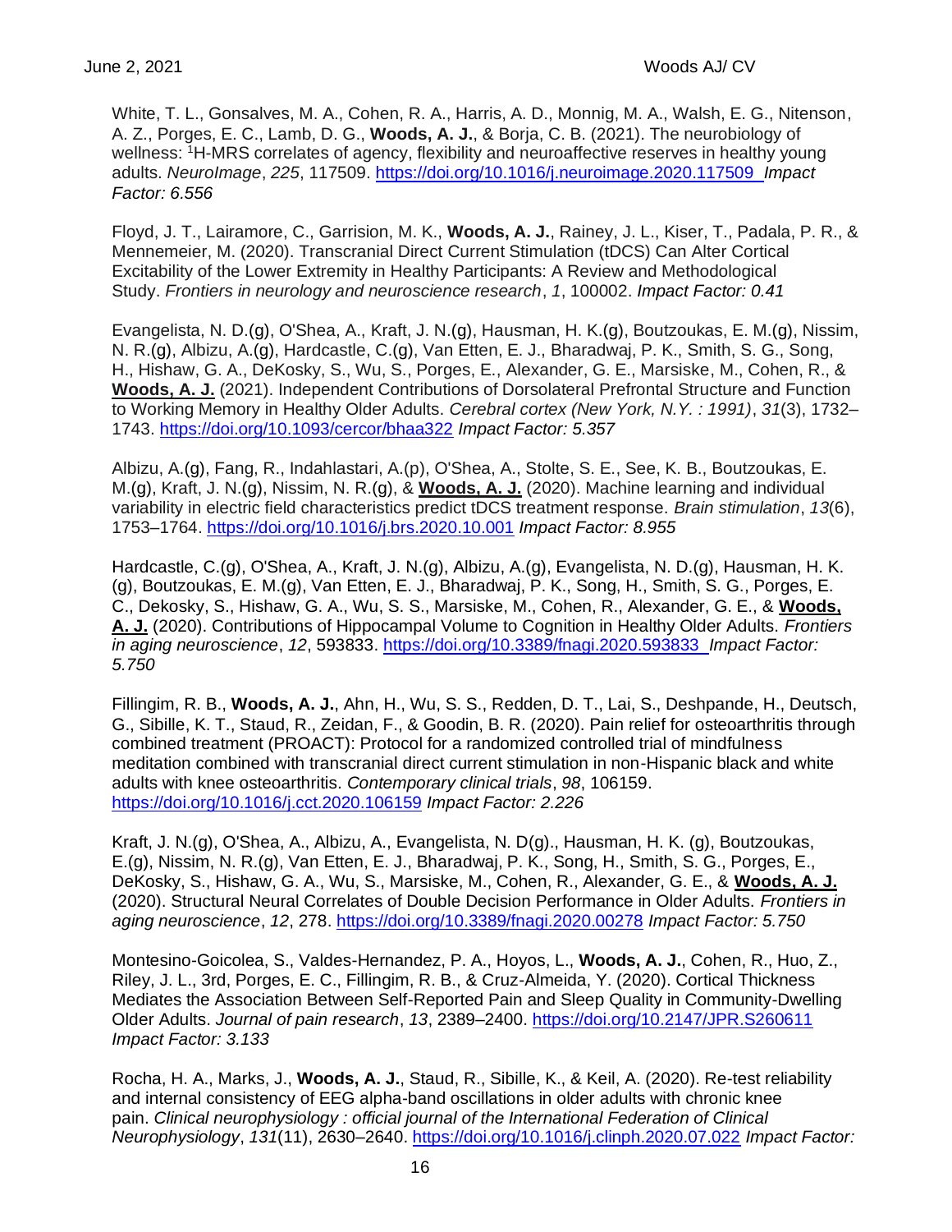White, T. L., Gonsalves, M. A., Cohen, R. A., Harris, A. D., Monnig, M. A., Walsh, E. G., Nitenson, A. Z., Porges, E. C., Lamb, D. G., **Woods, A. J.**, & Borja, C. B. (2021). The neurobiology of wellness: [1]H-MRS correlates of agency, flexibility and neuroaffective reserves in healthy young adults. *NeuroImage*, *225*, 117509. https://doi.org/10.1016/j.neuroimage.2020.117509 *Impact Factor: 6.556*

Floyd, J. T., Lairamore, C., Garrision, M. K., **Woods, A. J.**, Rainey, J. L., Kiser, T., Padala, P. R., & Mennemeier, M. (2020). Transcranial Direct Current Stimulation (tDCS) Can Alter Cortical Excitability of the Lower Extremity in Healthy Participants: A Review and Methodological Study. *Frontiers in neurology and neuroscience research*, *1*, 100002. *Impact Factor: 0.41*

Evangelista, N. D.(g), O'Shea, A., Kraft, J. N.(g), Hausman, H. K.(g), Boutzoukas, E. M.(g), Nissim, N. R.(g), Albizu, A.(g), Hardcastle, C.(g), Van Etten, E. J., Bharadwaj, P. K., Smith, S. G., Song, H., Hishaw, G. A., DeKosky, S., Wu, S., Porges, E., Alexander, G. E., Marsiske, M., Cohen, R., & **Woods, A. J.** (2021). Independent Contributions of Dorsolateral Prefrontal Structure and Function to Working Memory in Healthy Older Adults. *Cerebral cortex (New York, N.Y. : 1991)*, *31*(3), 1732–1743. https://doi.org/10.1093/cercor/bhaa322 *Impact Factor: 5.357*

Albizu, A.(g), Fang, R., Indahlastari, A.(p), O'Shea, A., Stolte, S. E., See, K. B., Boutzoukas, E. M.(g), Kraft, J. N.(g), Nissim, N. R.(g), & **Woods, A. J.** (2020). Machine learning and individual variability in electric field characteristics predict tDCS treatment response. *Brain stimulation*, *13*(6), 1753–1764. https://doi.org/10.1016/j.brs.2020.10.001 *Impact Factor: 8.955*

Hardcastle, C.(g), O'Shea, A., Kraft, J. N.(g), Albizu, A.(g), Evangelista, N. D.(g), Hausman, H. K.(g), Boutzoukas, E. M.(g), Van Etten, E. J., Bharadwaj, P. K., Song, H., Smith, S. G., Porges, E. C., Dekosky, S., Hishaw, G. A., Wu, S. S., Marsiske, M., Cohen, R., Alexander, G. E., & **Woods, A. J.** (2020). Contributions of Hippocampal Volume to Cognition in Healthy Older Adults. *Frontiers in aging neuroscience*, *12*, 593833. https://doi.org/10.3389/fnagi.2020.593833 *Impact Factor: 5.750*

Fillingim, R. B., **Woods, A. J.**, Ahn, H., Wu, S. S., Redden, D. T., Lai, S., Deshpande, H., Deutsch, G., Sibille, K. T., Staud, R., Zeidan, F., & Goodin, B. R. (2020). Pain relief for osteoarthritis through combined treatment (PROACT): Protocol for a randomized controlled trial of mindfulness meditation combined with transcranial direct current stimulation in non-Hispanic black and white adults with knee osteoarthritis. *Contemporary clinical trials*, *98*, 106159. https://doi.org/10.1016/j.cct.2020.106159 *Impact Factor: 2.226*

Kraft, J. N.(g), O'Shea, A., Albizu, A., Evangelista, N. D(g)., Hausman, H. K. (g), Boutzoukas, E.(g), Nissim, N. R.(g), Van Etten, E. J., Bharadwaj, P. K., Song, H., Smith, S. G., Porges, E., DeKosky, S., Hishaw, G. A., Wu, S., Marsiske, M., Cohen, R., Alexander, G. E., & **Woods, A. J.** (2020). Structural Neural Correlates of Double Decision Performance in Older Adults. *Frontiers in aging neuroscience*, *12*, 278. https://doi.org/10.3389/fnagi.2020.00278 *Impact Factor: 5.750*

Montesino-Goicolea, S., Valdes-Hernandez, P. A., Hoyos, L., **Woods, A. J.**, Cohen, R., Huo, Z., Riley, J. L., 3rd, Porges, E. C., Fillingim, R. B., & Cruz-Almeida, Y. (2020). Cortical Thickness Mediates the Association Between Self-Reported Pain and Sleep Quality in Community-Dwelling Older Adults. *Journal of pain research*, *13*, 2389–2400. https://doi.org/10.2147/JPR.S260611 *Impact Factor: 3.133*

Rocha, H. A., Marks, J., **Woods, A. J.**, Staud, R., Sibille, K., & Keil, A. (2020). Re-test reliability and internal consistency of EEG alpha-band oscillations in older adults with chronic knee pain. *Clinical neurophysiology : official journal of the International Federation of Clinical Neurophysiology*, *131*(11), 2630–2640. https://doi.org/10.1016/j.clinph.2020.07.022 *Impact Factor:*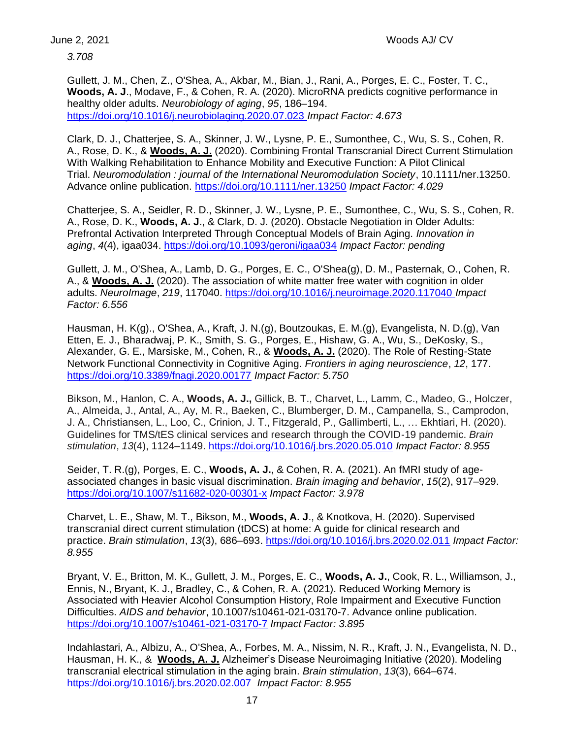*3.708*

Gullett, J. M., Chen, Z., O'Shea, A., Akbar, M., Bian, J., Rani, A., Porges, E. C., Foster, T. C., **Woods, A. J**., Modave, F., & Cohen, R. A. (2020). MicroRNA predicts cognitive performance in healthy older adults. *Neurobiology of aging*, *95*, 186–194. https://doi.org/10.1016/j.neurobiolaging.2020.07.023 *Impact Factor: 4.673*

Clark, D. J., Chatterjee, S. A., Skinner, J. W., Lysne, P. E., Sumonthee, C., Wu, S. S., Cohen, R. A., Rose, D. K., & **Woods, A. J.** (2020). Combining Frontal Transcranial Direct Current Stimulation With Walking Rehabilitation to Enhance Mobility and Executive Function: A Pilot Clinical Trial. *Neuromodulation : journal of the International Neuromodulation Society*, 10.1111/ner.13250. Advance online publication. https://doi.org/10.1111/ner.13250 *Impact Factor: 4.029*

Chatterjee, S. A., Seidler, R. D., Skinner, J. W., Lysne, P. E., Sumonthee, C., Wu, S. S., Cohen, R. A., Rose, D. K., **Woods, A. J**., & Clark, D. J. (2020). Obstacle Negotiation in Older Adults: Prefrontal Activation Interpreted Through Conceptual Models of Brain Aging. *Innovation in aging*, *4*(4), igaa034. https://doi.org/10.1093/geroni/igaa034 *Impact Factor: pending*

Gullett, J. M., O'Shea, A., Lamb, D. G., Porges, E. C., O'Shea(g), D. M., Pasternak, O., Cohen, R. A., & **Woods, A. J.** (2020). The association of white matter free water with cognition in older adults. *NeuroImage*, *219*, 117040. https://doi.org/10.1016/j.neuroimage.2020.117040 *Impact Factor: 6.556*

Hausman, H. K(g)., O'Shea, A., Kraft, J. N.(g), Boutzoukas, E. M.(g), Evangelista, N. D.(g), Van Etten, E. J., Bharadwaj, P. K., Smith, S. G., Porges, E., Hishaw, G. A., Wu, S., DeKosky, S., Alexander, G. E., Marsiske, M., Cohen, R., & **Woods, A. J.** (2020). The Role of Resting-State Network Functional Connectivity in Cognitive Aging. *Frontiers in aging neuroscience*, *12*, 177. https://doi.org/10.3389/fnagi.2020.00177 *Impact Factor: 5.750*

Bikson, M., Hanlon, C. A., **Woods, A. J.,** Gillick, B. T., Charvet, L., Lamm, C., Madeo, G., Holczer, A., Almeida, J., Antal, A., Ay, M. R., Baeken, C., Blumberger, D. M., Campanella, S., Camprodon, J. A., Christiansen, L., Loo, C., Crinion, J. T., Fitzgerald, P., Gallimberti, L., … Ekhtiari, H. (2020). Guidelines for TMS/tES clinical services and research through the COVID-19 pandemic. *Brain stimulation*, *13*(4), 1124–1149. https://doi.org/10.1016/j.brs.2020.05.010 *Impact Factor: 8.955*

Seider, T. R.(g), Porges, E. C., **Woods, A. J.**, & Cohen, R. A. (2021). An fMRI study of age-associated changes in basic visual discrimination. *Brain imaging and behavior*, *15*(2), 917–929. https://doi.org/10.1007/s11682-020-00301-x *Impact Factor: 3.978*

Charvet, L. E., Shaw, M. T., Bikson, M., **Woods, A. J**., & Knotkova, H. (2020). Supervised transcranial direct current stimulation (tDCS) at home: A guide for clinical research and practice. *Brain stimulation*, *13*(3), 686–693. https://doi.org/10.1016/j.brs.2020.02.011 *Impact Factor: 8.955*

Bryant, V. E., Britton, M. K., Gullett, J. M., Porges, E. C., **Woods, A. J.**, Cook, R. L., Williamson, J., Ennis, N., Bryant, K. J., Bradley, C., & Cohen, R. A. (2021). Reduced Working Memory is Associated with Heavier Alcohol Consumption History, Role Impairment and Executive Function Difficulties. *AIDS and behavior*, 10.1007/s10461-021-03170-7. Advance online publication. https://doi.org/10.1007/s10461-021-03170-7 *Impact Factor: 3.895*

Indahlastari, A., Albizu, A., O'Shea, A., Forbes, M. A., Nissim, N. R., Kraft, J. N., Evangelista, N. D., Hausman, H. K., & **Woods, A. J.** Alzheimer's Disease Neuroimaging Initiative (2020). Modeling transcranial electrical stimulation in the aging brain. *Brain stimulation*, *13*(3), 664–674. https://doi.org/10.1016/j.brs.2020.02.007 *Impact Factor: 8.955*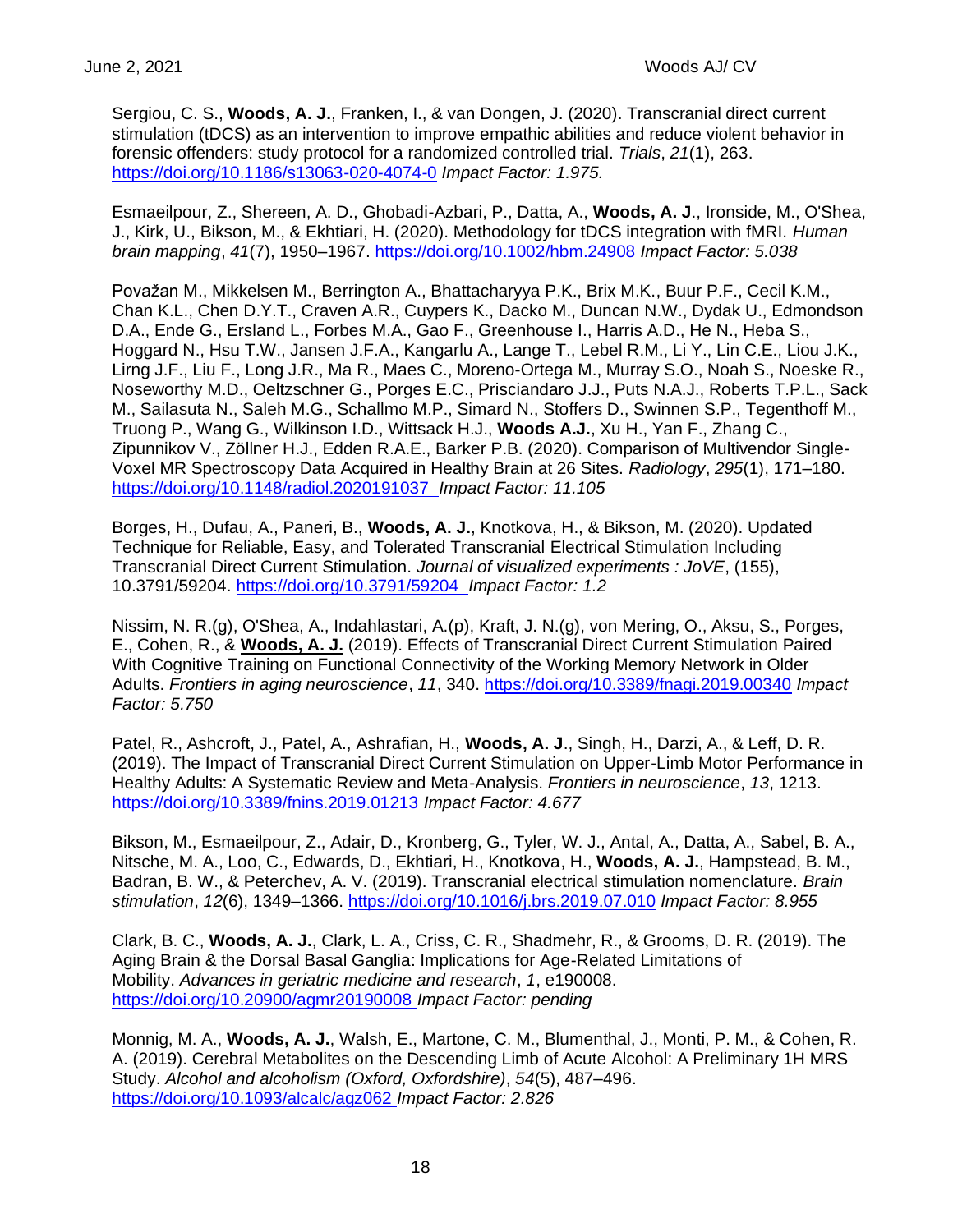Sergiou, C. S., **Woods, A. J.**, Franken, I., & van Dongen, J. (2020). Transcranial direct current stimulation (tDCS) as an intervention to improve empathic abilities and reduce violent behavior in forensic offenders: study protocol for a randomized controlled trial. *Trials*, *21*(1), 263. https://doi.org/10.1186/s13063-020-4074-0 *Impact Factor: 1.975.*

Esmaeilpour, Z., Shereen, A. D., Ghobadi-Azbari, P., Datta, A., **Woods, A. J**., Ironside, M., O'Shea, J., Kirk, U., Bikson, M., & Ekhtiari, H. (2020). Methodology for tDCS integration with fMRI. *Human brain mapping*, *41*(7), 1950–1967. https://doi.org/10.1002/hbm.24908 *Impact Factor: 5.038*

Považan M., Mikkelsen M., Berrington A., Bhattacharyya P.K., Brix M.K., Buur P.F., Cecil K.M., Chan K.L., Chen D.Y.T., Craven A.R., Cuypers K., Dacko M., Duncan N.W., Dydak U., Edmondson D.A., Ende G., Ersland L., Forbes M.A., Gao F., Greenhouse I., Harris A.D., He N., Heba S., Hoggard N., Hsu T.W., Jansen J.F.A., Kangarlu A., Lange T., Lebel R.M., Li Y., Lin C.E., Liou J.K., Lirng J.F., Liu F., Long J.R., Ma R., Maes C., Moreno-Ortega M., Murray S.O., Noah S., Noeske R., Noseworthy M.D., Oeltzschner G., Porges E.C., Prisciandaro J.J., Puts N.A.J., Roberts T.P.L., Sack M., Sailasuta N., Saleh M.G., Schallmo M.P., Simard N., Stoffers D., Swinnen S.P., Tegenthoff M., Truong P., Wang G., Wilkinson I.D., Wittsack H.J., **Woods A.J.**, Xu H., Yan F., Zhang C., Zipunnikov V., Zöllner H.J., Edden R.A.E., Barker P.B. (2020). Comparison of Multivendor Single-Voxel MR Spectroscopy Data Acquired in Healthy Brain at 26 Sites. *Radiology*, *295*(1), 171–180. https://doi.org/10.1148/radiol.2020191037 *Impact Factor: 11.105*

Borges, H., Dufau, A., Paneri, B., **Woods, A. J.**, Knotkova, H., & Bikson, M. (2020). Updated Technique for Reliable, Easy, and Tolerated Transcranial Electrical Stimulation Including Transcranial Direct Current Stimulation. *Journal of visualized experiments : JoVE*, (155), 10.3791/59204. https://doi.org/10.3791/59204 *Impact Factor: 1.2*

Nissim, N. R.(g), O'Shea, A., Indahlastari, A.(p), Kraft, J. N.(g), von Mering, O., Aksu, S., Porges, E., Cohen, R., & **Woods, A. J.** (2019). Effects of Transcranial Direct Current Stimulation Paired With Cognitive Training on Functional Connectivity of the Working Memory Network in Older Adults. *Frontiers in aging neuroscience*, *11*, 340. https://doi.org/10.3389/fnagi.2019.00340 *Impact Factor: 5.750*

Patel, R., Ashcroft, J., Patel, A., Ashrafian, H., **Woods, A. J**., Singh, H., Darzi, A., & Leff, D. R. (2019). The Impact of Transcranial Direct Current Stimulation on Upper-Limb Motor Performance in Healthy Adults: A Systematic Review and Meta-Analysis. *Frontiers in neuroscience*, *13*, 1213. https://doi.org/10.3389/fnins.2019.01213 *Impact Factor: 4.677*

Bikson, M., Esmaeilpour, Z., Adair, D., Kronberg, G., Tyler, W. J., Antal, A., Datta, A., Sabel, B. A., Nitsche, M. A., Loo, C., Edwards, D., Ekhtiari, H., Knotkova, H., **Woods, A. J.**, Hampstead, B. M., Badran, B. W., & Peterchev, A. V. (2019). Transcranial electrical stimulation nomenclature. *Brain stimulation*, *12*(6), 1349–1366. https://doi.org/10.1016/j.brs.2019.07.010 *Impact Factor: 8.955*

Clark, B. C., **Woods, A. J.**, Clark, L. A., Criss, C. R., Shadmehr, R., & Grooms, D. R. (2019). The Aging Brain & the Dorsal Basal Ganglia: Implications for Age-Related Limitations of Mobility. *Advances in geriatric medicine and research*, *1*, e190008. https://doi.org/10.20900/agmr20190008 *Impact Factor: pending*

Monnig, M. A., **Woods, A. J.**, Walsh, E., Martone, C. M., Blumenthal, J., Monti, P. M., & Cohen, R. A. (2019). Cerebral Metabolites on the Descending Limb of Acute Alcohol: A Preliminary 1H MRS Study. *Alcohol and alcoholism (Oxford, Oxfordshire)*, *54*(5), 487–496. https://doi.org/10.1093/alcalc/agz062 *Impact Factor: 2.826*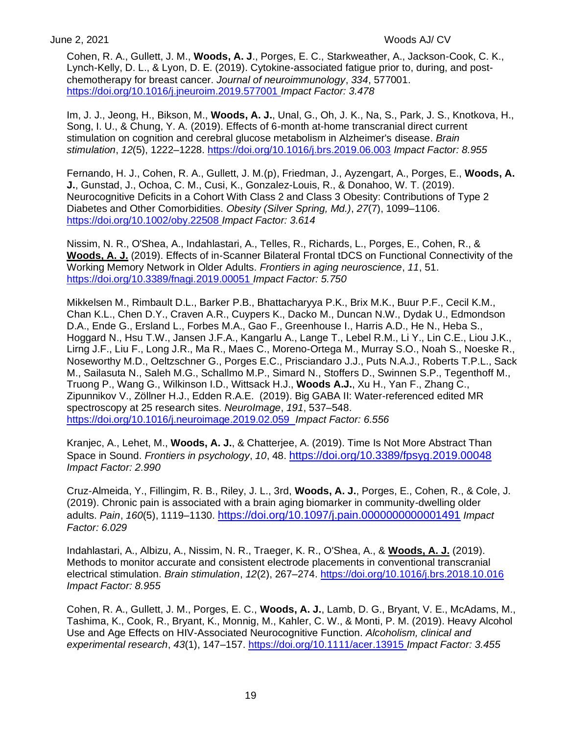Cohen, R. A., Gullett, J. M., **Woods, A. J**., Porges, E. C., Starkweather, A., Jackson-Cook, C. K., Lynch-Kelly, D. L., & Lyon, D. E. (2019). Cytokine-associated fatigue prior to, during, and post-chemotherapy for breast cancer. *Journal of neuroimmunology*, *334*, 577001. https://doi.org/10.1016/j.jneuroim.2019.577001 *Impact Factor: 3.478*

Im, J. J., Jeong, H., Bikson, M., **Woods, A. J.**, Unal, G., Oh, J. K., Na, S., Park, J. S., Knotkova, H., Song, I. U., & Chung, Y. A. (2019). Effects of 6-month at-home transcranial direct current stimulation on cognition and cerebral glucose metabolism in Alzheimer's disease. *Brain stimulation*, *12*(5), 1222–1228. https://doi.org/10.1016/j.brs.2019.06.003 *Impact Factor: 8.955*

Fernando, H. J., Cohen, R. A., Gullett, J. M.(p), Friedman, J., Ayzengart, A., Porges, E., **Woods, A. J.**, Gunstad, J., Ochoa, C. M., Cusi, K., Gonzalez-Louis, R., & Donahoo, W. T. (2019). Neurocognitive Deficits in a Cohort With Class 2 and Class 3 Obesity: Contributions of Type 2 Diabetes and Other Comorbidities. *Obesity (Silver Spring, Md.)*, *27*(7), 1099–1106. https://doi.org/10.1002/oby.22508 *Impact Factor: 3.614*

Nissim, N. R., O'Shea, A., Indahlastari, A., Telles, R., Richards, L., Porges, E., Cohen, R., & **Woods, A. J.** (2019). Effects of in-Scanner Bilateral Frontal tDCS on Functional Connectivity of the Working Memory Network in Older Adults. *Frontiers in aging neuroscience*, *11*, 51. https://doi.org/10.3389/fnagi.2019.00051 *Impact Factor: 5.750*

Mikkelsen M., Rimbault D.L., Barker P.B., Bhattacharyya P.K., Brix M.K., Buur P.F., Cecil K.M., Chan K.L., Chen D.Y., Craven A.R., Cuypers K., Dacko M., Duncan N.W., Dydak U., Edmondson D.A., Ende G., Ersland L., Forbes M.A., Gao F., Greenhouse I., Harris A.D., He N., Heba S., Hoggard N., Hsu T.W., Jansen J.F.A., Kangarlu A., Lange T., Lebel R.M., Li Y., Lin C.E., Liou J.K., Lirng J.F., Liu F., Long J.R., Ma R., Maes C., Moreno-Ortega M., Murray S.O., Noah S., Noeske R., Noseworthy M.D., Oeltzschner G., Porges E.C., Prisciandaro J.J., Puts N.A.J., Roberts T.P.L., Sack M., Sailasuta N., Saleh M.G., Schallmo M.P., Simard N., Stoffers D., Swinnen S.P., Tegenthoff M., Truong P., Wang G., Wilkinson I.D., Wittsack H.J., **Woods A.J.**, Xu H., Yan F., Zhang C., Zipunnikov V., Zöllner H.J., Edden R.A.E. (2019). Big GABA II: Water-referenced edited MR spectroscopy at 25 research sites. *NeuroImage*, *191*, 537–548. https://doi.org/10.1016/j.neuroimage.2019.02.059 *Impact Factor: 6.556*

Kranjec, A., Lehet, M., **Woods, A. J.**, & Chatterjee, A. (2019). Time Is Not More Abstract Than Space in Sound. *Frontiers in psychology*, *10*, 48. https://doi.org/10.3389/fpsyg.2019.00048 *Impact Factor: 2.990*

Cruz-Almeida, Y., Fillingim, R. B., Riley, J. L., 3rd, **Woods, A. J.**, Porges, E., Cohen, R., & Cole, J. (2019). Chronic pain is associated with a brain aging biomarker in community-dwelling older adults. *Pain*, *160*(5), 1119–1130. https://doi.org/10.1097/j.pain.0000000000001491 *Impact Factor: 6.029*

Indahlastari, A., Albizu, A., Nissim, N. R., Traeger, K. R., O'Shea, A., & **Woods, A. J.** (2019). Methods to monitor accurate and consistent electrode placements in conventional transcranial electrical stimulation. *Brain stimulation*, *12*(2), 267–274. https://doi.org/10.1016/j.brs.2018.10.016 *Impact Factor: 8.955*

Cohen, R. A., Gullett, J. M., Porges, E. C., **Woods, A. J.**, Lamb, D. G., Bryant, V. E., McAdams, M., Tashima, K., Cook, R., Bryant, K., Monnig, M., Kahler, C. W., & Monti, P. M. (2019). Heavy Alcohol Use and Age Effects on HIV-Associated Neurocognitive Function. *Alcoholism, clinical and experimental research*, *43*(1), 147–157. https://doi.org/10.1111/acer.13915 *Impact Factor: 3.455*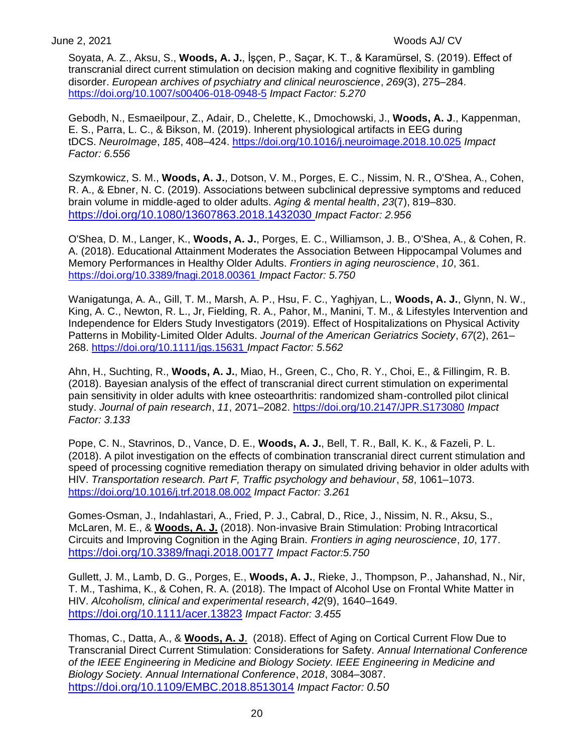Soyata, A. Z., Aksu, S., **Woods, A. J.**, İşçen, P., Saçar, K. T., & Karamürsel, S. (2019). Effect of transcranial direct current stimulation on decision making and cognitive flexibility in gambling disorder. *European archives of psychiatry and clinical neuroscience*, *269*(3), 275–284. https://doi.org/10.1007/s00406-018-0948-5 *Impact Factor: 5.270*

Gebodh, N., Esmaeilpour, Z., Adair, D., Chelette, K., Dmochowski, J., **Woods, A. J**., Kappenman, E. S., Parra, L. C., & Bikson, M. (2019). Inherent physiological artifacts in EEG during tDCS. *NeuroImage*, *185*, 408–424. https://doi.org/10.1016/j.neuroimage.2018.10.025 *Impact Factor: 6.556*

Szymkowicz, S. M., **Woods, A. J.**, Dotson, V. M., Porges, E. C., Nissim, N. R., O'Shea, A., Cohen, R. A., & Ebner, N. C. (2019). Associations between subclinical depressive symptoms and reduced brain volume in middle-aged to older adults. *Aging & mental health*, *23*(7), 819–830. https://doi.org/10.1080/13607863.2018.1432030 *Impact Factor: 2.956*

O'Shea, D. M., Langer, K., **Woods, A. J.**, Porges, E. C., Williamson, J. B., O'Shea, A., & Cohen, R. A. (2018). Educational Attainment Moderates the Association Between Hippocampal Volumes and Memory Performances in Healthy Older Adults. *Frontiers in aging neuroscience*, *10*, 361. https://doi.org/10.3389/fnagi.2018.00361 *Impact Factor: 5.750*

Wanigatunga, A. A., Gill, T. M., Marsh, A. P., Hsu, F. C., Yaghjyan, L., **Woods, A. J.**, Glynn, N. W., King, A. C., Newton, R. L., Jr, Fielding, R. A., Pahor, M., Manini, T. M., & Lifestyles Intervention and Independence for Elders Study Investigators (2019). Effect of Hospitalizations on Physical Activity Patterns in Mobility-Limited Older Adults. *Journal of the American Geriatrics Society*, *67*(2), 261–268. https://doi.org/10.1111/jgs.15631 *Impact Factor: 5.562*

Ahn, H., Suchting, R., **Woods, A. J.**, Miao, H., Green, C., Cho, R. Y., Choi, E., & Fillingim, R. B. (2018). Bayesian analysis of the effect of transcranial direct current stimulation on experimental pain sensitivity in older adults with knee osteoarthritis: randomized sham-controlled pilot clinical study. *Journal of pain research*, *11*, 2071–2082. https://doi.org/10.2147/JPR.S173080 *Impact Factor: 3.133*

Pope, C. N., Stavrinos, D., Vance, D. E., **Woods, A. J.**, Bell, T. R., Ball, K. K., & Fazeli, P. L. (2018). A pilot investigation on the effects of combination transcranial direct current stimulation and speed of processing cognitive remediation therapy on simulated driving behavior in older adults with HIV. *Transportation research. Part F, Traffic psychology and behaviour*, *58*, 1061–1073. https://doi.org/10.1016/j.trf.2018.08.002 *Impact Factor: 3.261*

Gomes-Osman, J., Indahlastari, A., Fried, P. J., Cabral, D., Rice, J., Nissim, N. R., Aksu, S., McLaren, M. E., & <u>**Woods, A. J.**</u> (2018). Non-invasive Brain Stimulation: Probing Intracortical Circuits and Improving Cognition in the Aging Brain. *Frontiers in aging neuroscience*, *10*, 177. https://doi.org/10.3389/fnagi.2018.00177 *Impact Factor:5.750*

Gullett, J. M., Lamb, D. G., Porges, E., **Woods, A. J.**, Rieke, J., Thompson, P., Jahanshad, N., Nir, T. M., Tashima, K., & Cohen, R. A. (2018). The Impact of Alcohol Use on Frontal White Matter in HIV. *Alcoholism, clinical and experimental research*, *42*(9), 1640–1649. https://doi.org/10.1111/acer.13823 *Impact Factor: 3.455*

Thomas, C., Datta, A., & <u>**Woods, A. J**</u>. (2018). Effect of Aging on Cortical Current Flow Due to Transcranial Direct Current Stimulation: Considerations for Safety. *Annual International Conference of the IEEE Engineering in Medicine and Biology Society. IEEE Engineering in Medicine and Biology Society. Annual International Conference*, *2018*, 3084–3087. https://doi.org/10.1109/EMBC.2018.8513014 *Impact Factor: 0.50*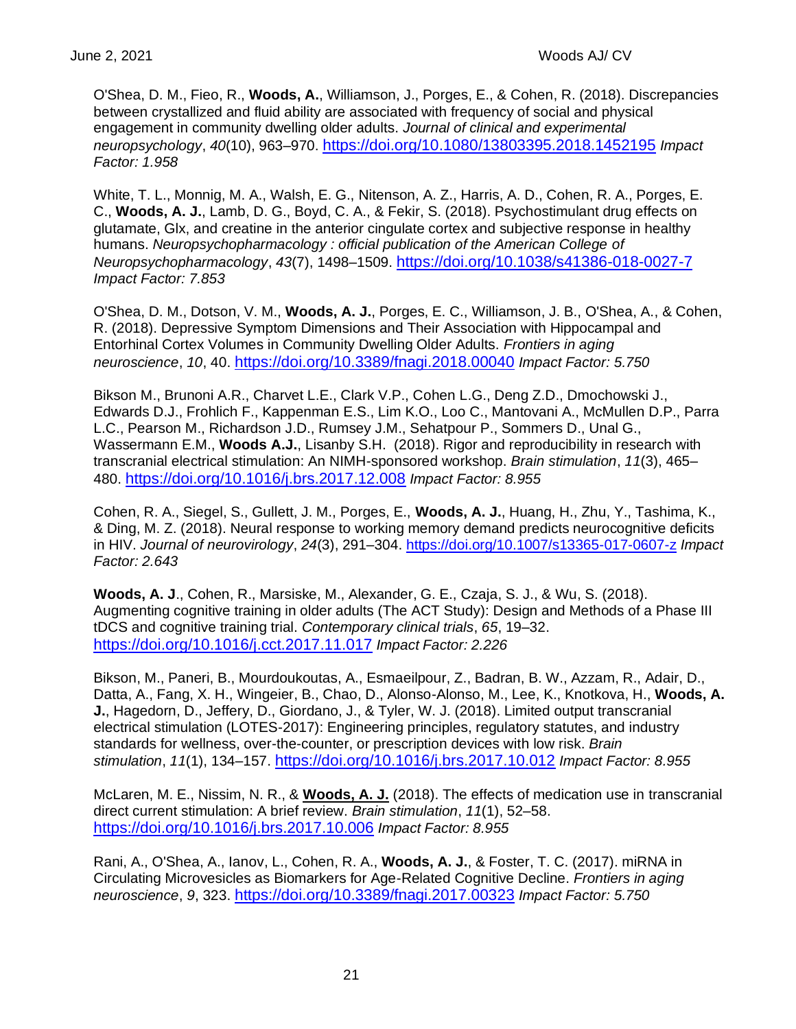O'Shea, D. M., Fieo, R., **Woods, A.**, Williamson, J., Porges, E., & Cohen, R. (2018). Discrepancies between crystallized and fluid ability are associated with frequency of social and physical engagement in community dwelling older adults. *Journal of clinical and experimental neuropsychology*, *40*(10), 963–970. https://doi.org/10.1080/13803395.2018.1452195 *Impact Factor: 1.958*

White, T. L., Monnig, M. A., Walsh, E. G., Nitenson, A. Z., Harris, A. D., Cohen, R. A., Porges, E. C., **Woods, A. J.**, Lamb, D. G., Boyd, C. A., & Fekir, S. (2018). Psychostimulant drug effects on glutamate, Glx, and creatine in the anterior cingulate cortex and subjective response in healthy humans. *Neuropsychopharmacology : official publication of the American College of Neuropsychopharmacology*, *43*(7), 1498–1509. https://doi.org/10.1038/s41386-018-0027-7 *Impact Factor: 7.853*

O'Shea, D. M., Dotson, V. M., **Woods, A. J.**, Porges, E. C., Williamson, J. B., O'Shea, A., & Cohen, R. (2018). Depressive Symptom Dimensions and Their Association with Hippocampal and Entorhinal Cortex Volumes in Community Dwelling Older Adults. *Frontiers in aging neuroscience*, *10*, 40. https://doi.org/10.3389/fnagi.2018.00040 *Impact Factor: 5.750*

Bikson M., Brunoni A.R., Charvet L.E., Clark V.P., Cohen L.G., Deng Z.D., Dmochowski J., Edwards D.J., Frohlich F., Kappenman E.S., Lim K.O., Loo C., Mantovani A., McMullen D.P., Parra L.C., Pearson M., Richardson J.D., Rumsey J.M., Sehatpour P., Sommers D., Unal G., Wassermann E.M., **Woods A.J.**, Lisanby S.H. (2018). Rigor and reproducibility in research with transcranial electrical stimulation: An NIMH-sponsored workshop. *Brain stimulation*, *11*(3), 465–480. https://doi.org/10.1016/j.brs.2017.12.008 *Impact Factor: 8.955*

Cohen, R. A., Siegel, S., Gullett, J. M., Porges, E., **Woods, A. J.**, Huang, H., Zhu, Y., Tashima, K., & Ding, M. Z. (2018). Neural response to working memory demand predicts neurocognitive deficits in HIV. *Journal of neurovirology*, *24*(3), 291–304. https://doi.org/10.1007/s13365-017-0607-z *Impact Factor: 2.643*

**Woods, A. J**., Cohen, R., Marsiske, M., Alexander, G. E., Czaja, S. J., & Wu, S. (2018). Augmenting cognitive training in older adults (The ACT Study): Design and Methods of a Phase III tDCS and cognitive training trial. *Contemporary clinical trials*, *65*, 19–32. https://doi.org/10.1016/j.cct.2017.11.017 *Impact Factor: 2.226*

Bikson, M., Paneri, B., Mourdoukoutas, A., Esmaeilpour, Z., Badran, B. W., Azzam, R., Adair, D., Datta, A., Fang, X. H., Wingeier, B., Chao, D., Alonso-Alonso, M., Lee, K., Knotkova, H., **Woods, A. J.**, Hagedorn, D., Jeffery, D., Giordano, J., & Tyler, W. J. (2018). Limited output transcranial electrical stimulation (LOTES-2017): Engineering principles, regulatory statutes, and industry standards for wellness, over-the-counter, or prescription devices with low risk. *Brain stimulation*, *11*(1), 134–157. https://doi.org/10.1016/j.brs.2017.10.012 *Impact Factor: 8.955*

McLaren, M. E., Nissim, N. R., & **Woods, A. J.** (2018). The effects of medication use in transcranial direct current stimulation: A brief review. *Brain stimulation*, *11*(1), 52–58. https://doi.org/10.1016/j.brs.2017.10.006 *Impact Factor: 8.955*

Rani, A., O'Shea, A., Ianov, L., Cohen, R. A., **Woods, A. J.**, & Foster, T. C. (2017). miRNA in Circulating Microvesicles as Biomarkers for Age-Related Cognitive Decline. *Frontiers in aging neuroscience*, *9*, 323. https://doi.org/10.3389/fnagi.2017.00323 *Impact Factor: 5.750*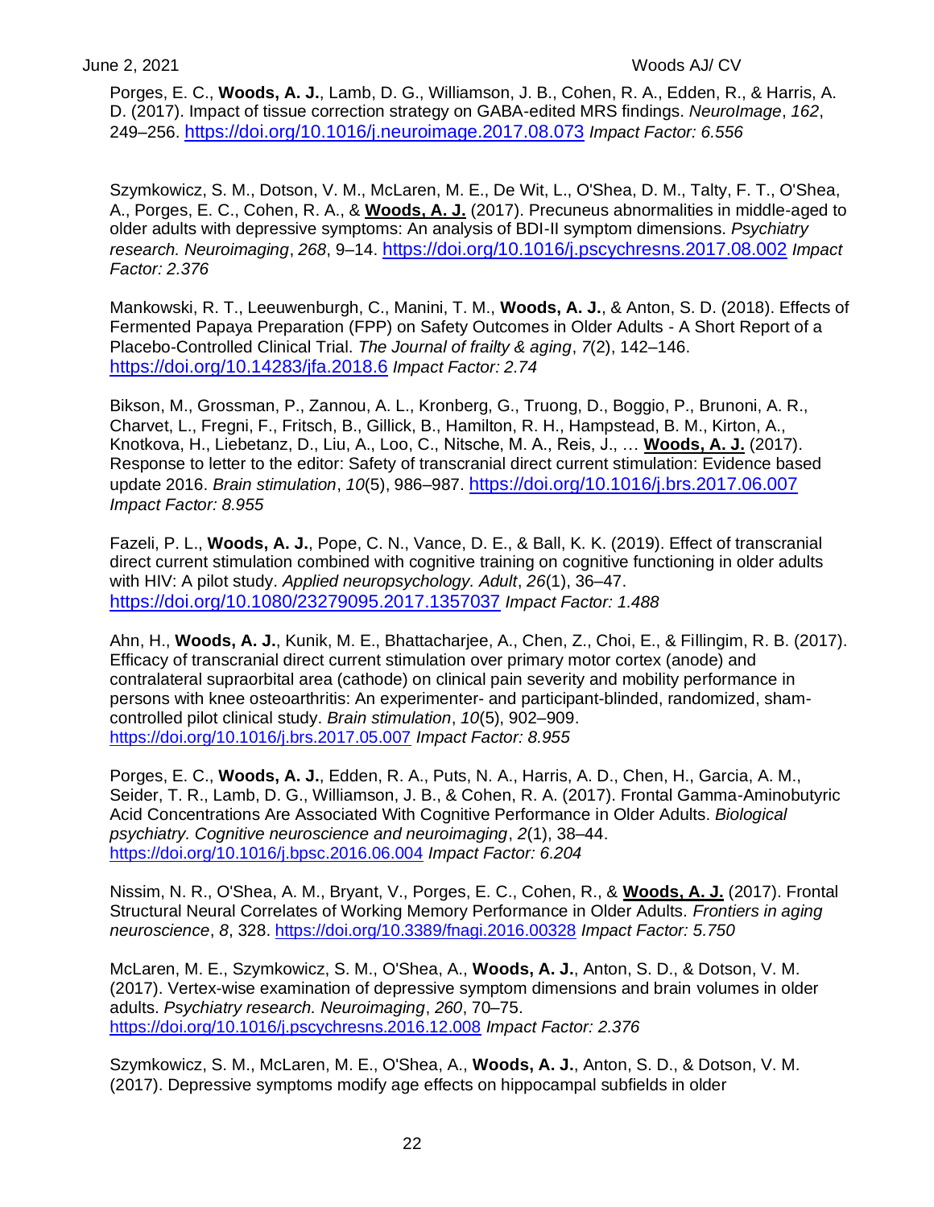Porges, E. C., **Woods, A. J.**, Lamb, D. G., Williamson, J. B., Cohen, R. A., Edden, R., & Harris, A. D. (2017). Impact of tissue correction strategy on GABA-edited MRS findings. *NeuroImage*, *162*, 249–256. https://doi.org/10.1016/j.neuroimage.2017.08.073 *Impact Factor: 6.556*

Szymkowicz, S. M., Dotson, V. M., McLaren, M. E., De Wit, L., O'Shea, D. M., Talty, F. T., O'Shea, A., Porges, E. C., Cohen, R. A., & **Woods, A. J.** (2017). Precuneus abnormalities in middle-aged to older adults with depressive symptoms: An analysis of BDI-II symptom dimensions. *Psychiatry research. Neuroimaging*, *268*, 9–14. https://doi.org/10.1016/j.pscychresns.2017.08.002 *Impact Factor: 2.376*

Mankowski, R. T., Leeuwenburgh, C., Manini, T. M., **Woods, A. J.**, & Anton, S. D. (2018). Effects of Fermented Papaya Preparation (FPP) on Safety Outcomes in Older Adults - A Short Report of a Placebo-Controlled Clinical Trial. *The Journal of frailty & aging*, *7*(2), 142–146. https://doi.org/10.14283/jfa.2018.6 *Impact Factor: 2.74*

Bikson, M., Grossman, P., Zannou, A. L., Kronberg, G., Truong, D., Boggio, P., Brunoni, A. R., Charvet, L., Fregni, F., Fritsch, B., Gillick, B., Hamilton, R. H., Hampstead, B. M., Kirton, A., Knotkova, H., Liebetanz, D., Liu, A., Loo, C., Nitsche, M. A., Reis, J., … **Woods, A. J.** (2017). Response to letter to the editor: Safety of transcranial direct current stimulation: Evidence based update 2016. *Brain stimulation*, *10*(5), 986–987. https://doi.org/10.1016/j.brs.2017.06.007 *Impact Factor: 8.955*

Fazeli, P. L., **Woods, A. J.**, Pope, C. N., Vance, D. E., & Ball, K. K. (2019). Effect of transcranial direct current stimulation combined with cognitive training on cognitive functioning in older adults with HIV: A pilot study. *Applied neuropsychology. Adult*, *26*(1), 36–47. https://doi.org/10.1080/23279095.2017.1357037 *Impact Factor: 1.488*

Ahn, H., **Woods, A. J.**, Kunik, M. E., Bhattacharjee, A., Chen, Z., Choi, E., & Fillingim, R. B. (2017). Efficacy of transcranial direct current stimulation over primary motor cortex (anode) and contralateral supraorbital area (cathode) on clinical pain severity and mobility performance in persons with knee osteoarthritis: An experimenter- and participant-blinded, randomized, sham-controlled pilot clinical study. *Brain stimulation*, *10*(5), 902–909. https://doi.org/10.1016/j.brs.2017.05.007 *Impact Factor: 8.955*

Porges, E. C., **Woods, A. J.**, Edden, R. A., Puts, N. A., Harris, A. D., Chen, H., Garcia, A. M., Seider, T. R., Lamb, D. G., Williamson, J. B., & Cohen, R. A. (2017). Frontal Gamma-Aminobutyric Acid Concentrations Are Associated With Cognitive Performance in Older Adults. *Biological psychiatry. Cognitive neuroscience and neuroimaging*, *2*(1), 38–44. https://doi.org/10.1016/j.bpsc.2016.06.004 *Impact Factor: 6.204*

Nissim, N. R., O'Shea, A. M., Bryant, V., Porges, E. C., Cohen, R., & **Woods, A. J.** (2017). Frontal Structural Neural Correlates of Working Memory Performance in Older Adults. *Frontiers in aging neuroscience*, *8*, 328. https://doi.org/10.3389/fnagi.2016.00328 *Impact Factor: 5.750*

McLaren, M. E., Szymkowicz, S. M., O'Shea, A., **Woods, A. J.**, Anton, S. D., & Dotson, V. M. (2017). Vertex-wise examination of depressive symptom dimensions and brain volumes in older adults. *Psychiatry research. Neuroimaging*, *260*, 70–75. https://doi.org/10.1016/j.pscychresns.2016.12.008 *Impact Factor: 2.376*

Szymkowicz, S. M., McLaren, M. E., O'Shea, A., **Woods, A. J.**, Anton, S. D., & Dotson, V. M. (2017). Depressive symptoms modify age effects on hippocampal subfields in older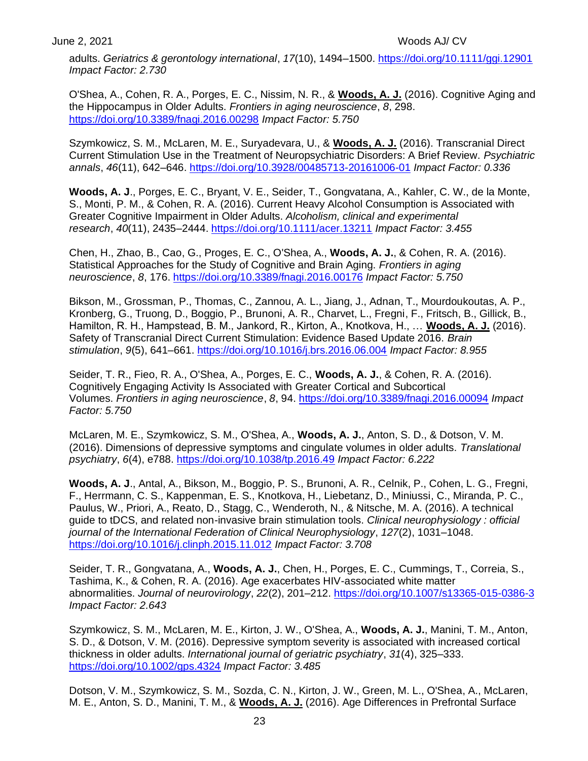adults. *Geriatrics & gerontology international*, *17*(10), 1494–1500. https://doi.org/10.1111/ggi.12901 *Impact Factor: 2.730*

O'Shea, A., Cohen, R. A., Porges, E. C., Nissim, N. R., & **Woods, A. J.** (2016). Cognitive Aging and the Hippocampus in Older Adults. *Frontiers in aging neuroscience*, *8*, 298. https://doi.org/10.3389/fnagi.2016.00298 *Impact Factor: 5.750*

Szymkowicz, S. M., McLaren, M. E., Suryadevara, U., & **Woods, A. J.** (2016). Transcranial Direct Current Stimulation Use in the Treatment of Neuropsychiatric Disorders: A Brief Review. *Psychiatric annals*, *46*(11), 642–646. https://doi.org/10.3928/00485713-20161006-01 *Impact Factor: 0.336*

**Woods, A. J**., Porges, E. C., Bryant, V. E., Seider, T., Gongvatana, A., Kahler, C. W., de la Monte, S., Monti, P. M., & Cohen, R. A. (2016). Current Heavy Alcohol Consumption is Associated with Greater Cognitive Impairment in Older Adults. *Alcoholism, clinical and experimental research*, *40*(11), 2435–2444. https://doi.org/10.1111/acer.13211 *Impact Factor: 3.455*

Chen, H., Zhao, B., Cao, G., Proges, E. C., O'Shea, A., **Woods, A. J.**, & Cohen, R. A. (2016). Statistical Approaches for the Study of Cognitive and Brain Aging. *Frontiers in aging neuroscience*, *8*, 176. https://doi.org/10.3389/fnagi.2016.00176 *Impact Factor: 5.750*

Bikson, M., Grossman, P., Thomas, C., Zannou, A. L., Jiang, J., Adnan, T., Mourdoukoutas, A. P., Kronberg, G., Truong, D., Boggio, P., Brunoni, A. R., Charvet, L., Fregni, F., Fritsch, B., Gillick, B., Hamilton, R. H., Hampstead, B. M., Jankord, R., Kirton, A., Knotkova, H., … **Woods, A. J.** (2016). Safety of Transcranial Direct Current Stimulation: Evidence Based Update 2016. *Brain stimulation*, *9*(5), 641–661. https://doi.org/10.1016/j.brs.2016.06.004 *Impact Factor: 8.955*

Seider, T. R., Fieo, R. A., O'Shea, A., Porges, E. C., **Woods, A. J.**, & Cohen, R. A. (2016). Cognitively Engaging Activity Is Associated with Greater Cortical and Subcortical Volumes. *Frontiers in aging neuroscience*, *8*, 94. https://doi.org/10.3389/fnagi.2016.00094 *Impact Factor: 5.750*

McLaren, M. E., Szymkowicz, S. M., O'Shea, A., **Woods, A. J.**, Anton, S. D., & Dotson, V. M. (2016). Dimensions of depressive symptoms and cingulate volumes in older adults. *Translational psychiatry*, *6*(4), e788. https://doi.org/10.1038/tp.2016.49 *Impact Factor: 6.222*

**Woods, A. J**., Antal, A., Bikson, M., Boggio, P. S., Brunoni, A. R., Celnik, P., Cohen, L. G., Fregni, F., Herrmann, C. S., Kappenman, E. S., Knotkova, H., Liebetanz, D., Miniussi, C., Miranda, P. C., Paulus, W., Priori, A., Reato, D., Stagg, C., Wenderoth, N., & Nitsche, M. A. (2016). A technical guide to tDCS, and related non-invasive brain stimulation tools. *Clinical neurophysiology : official journal of the International Federation of Clinical Neurophysiology*, *127*(2), 1031–1048. https://doi.org/10.1016/j.clinph.2015.11.012 *Impact Factor: 3.708*

Seider, T. R., Gongvatana, A., **Woods, A. J.**, Chen, H., Porges, E. C., Cummings, T., Correia, S., Tashima, K., & Cohen, R. A. (2016). Age exacerbates HIV-associated white matter abnormalities. *Journal of neurovirology*, *22*(2), 201–212. https://doi.org/10.1007/s13365-015-0386-3 *Impact Factor: 2.643*

Szymkowicz, S. M., McLaren, M. E., Kirton, J. W., O'Shea, A., **Woods, A. J.**, Manini, T. M., Anton, S. D., & Dotson, V. M. (2016). Depressive symptom severity is associated with increased cortical thickness in older adults. *International journal of geriatric psychiatry*, *31*(4), 325–333. https://doi.org/10.1002/gps.4324 *Impact Factor: 3.485*

Dotson, V. M., Szymkowicz, S. M., Sozda, C. N., Kirton, J. W., Green, M. L., O'Shea, A., McLaren, M. E., Anton, S. D., Manini, T. M., & **Woods, A. J.** (2016). Age Differences in Prefrontal Surface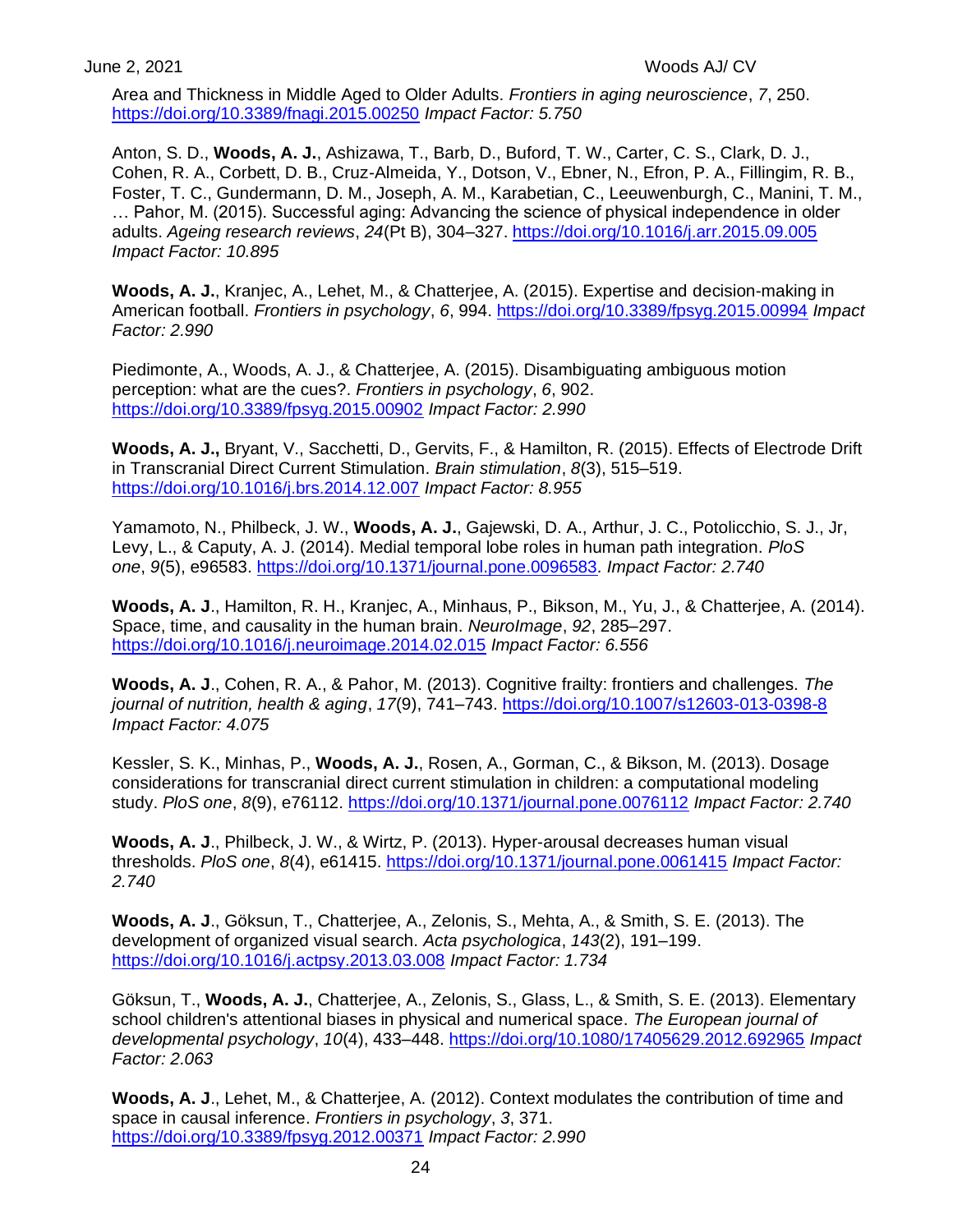Area and Thickness in Middle Aged to Older Adults. *Frontiers in aging neuroscience*, *7*, 250. https://doi.org/10.3389/fnagi.2015.00250 *Impact Factor: 5.750*

Anton, S. D., **Woods, A. J.**, Ashizawa, T., Barb, D., Buford, T. W., Carter, C. S., Clark, D. J., Cohen, R. A., Corbett, D. B., Cruz-Almeida, Y., Dotson, V., Ebner, N., Efron, P. A., Fillingim, R. B., Foster, T. C., Gundermann, D. M., Joseph, A. M., Karabetian, C., Leeuwenburgh, C., Manini, T. M., … Pahor, M. (2015). Successful aging: Advancing the science of physical independence in older adults. *Ageing research reviews*, *24*(Pt B), 304–327. https://doi.org/10.1016/j.arr.2015.09.005 *Impact Factor: 10.895*

**Woods, A. J.**, Kranjec, A., Lehet, M., & Chatterjee, A. (2015). Expertise and decision-making in American football. *Frontiers in psychology*, *6*, 994. https://doi.org/10.3389/fpsyg.2015.00994 *Impact Factor: 2.990*

Piedimonte, A., Woods, A. J., & Chatterjee, A. (2015). Disambiguating ambiguous motion perception: what are the cues?. *Frontiers in psychology*, *6*, 902. https://doi.org/10.3389/fpsyg.2015.00902 *Impact Factor: 2.990*

**Woods, A. J.,** Bryant, V., Sacchetti, D., Gervits, F., & Hamilton, R. (2015). Effects of Electrode Drift in Transcranial Direct Current Stimulation. *Brain stimulation*, *8*(3), 515–519. https://doi.org/10.1016/j.brs.2014.12.007 *Impact Factor: 8.955*

Yamamoto, N., Philbeck, J. W., **Woods, A. J.**, Gajewski, D. A., Arthur, J. C., Potolicchio, S. J., Jr, Levy, L., & Caputy, A. J. (2014). Medial temporal lobe roles in human path integration. *PloS one*, *9*(5), e96583. https://doi.org/10.1371/journal.pone.0096583. *Impact Factor: 2.740*

**Woods, A. J**., Hamilton, R. H., Kranjec, A., Minhaus, P., Bikson, M., Yu, J., & Chatterjee, A. (2014). Space, time, and causality in the human brain. *NeuroImage*, *92*, 285–297. https://doi.org/10.1016/j.neuroimage.2014.02.015 *Impact Factor: 6.556*

**Woods, A. J**., Cohen, R. A., & Pahor, M. (2013). Cognitive frailty: frontiers and challenges. *The journal of nutrition, health & aging*, *17*(9), 741–743. https://doi.org/10.1007/s12603-013-0398-8 *Impact Factor: 4.075*

Kessler, S. K., Minhas, P., **Woods, A. J.**, Rosen, A., Gorman, C., & Bikson, M. (2013). Dosage considerations for transcranial direct current stimulation in children: a computational modeling study. *PloS one*, *8*(9), e76112. https://doi.org/10.1371/journal.pone.0076112 *Impact Factor: 2.740*

**Woods, A. J**., Philbeck, J. W., & Wirtz, P. (2013). Hyper-arousal decreases human visual thresholds. *PloS one*, *8*(4), e61415. https://doi.org/10.1371/journal.pone.0061415 *Impact Factor: 2.740*

**Woods, A. J**., Göksun, T., Chatterjee, A., Zelonis, S., Mehta, A., & Smith, S. E. (2013). The development of organized visual search. *Acta psychologica*, *143*(2), 191–199. https://doi.org/10.1016/j.actpsy.2013.03.008 *Impact Factor: 1.734*

Göksun, T., **Woods, A. J.**, Chatterjee, A., Zelonis, S., Glass, L., & Smith, S. E. (2013). Elementary school children's attentional biases in physical and numerical space. *The European journal of developmental psychology*, *10*(4), 433–448. https://doi.org/10.1080/17405629.2012.692965 *Impact Factor: 2.063*

**Woods, A. J**., Lehet, M., & Chatterjee, A. (2012). Context modulates the contribution of time and space in causal inference. *Frontiers in psychology*, *3*, 371. https://doi.org/10.3389/fpsyg.2012.00371 *Impact Factor: 2.990*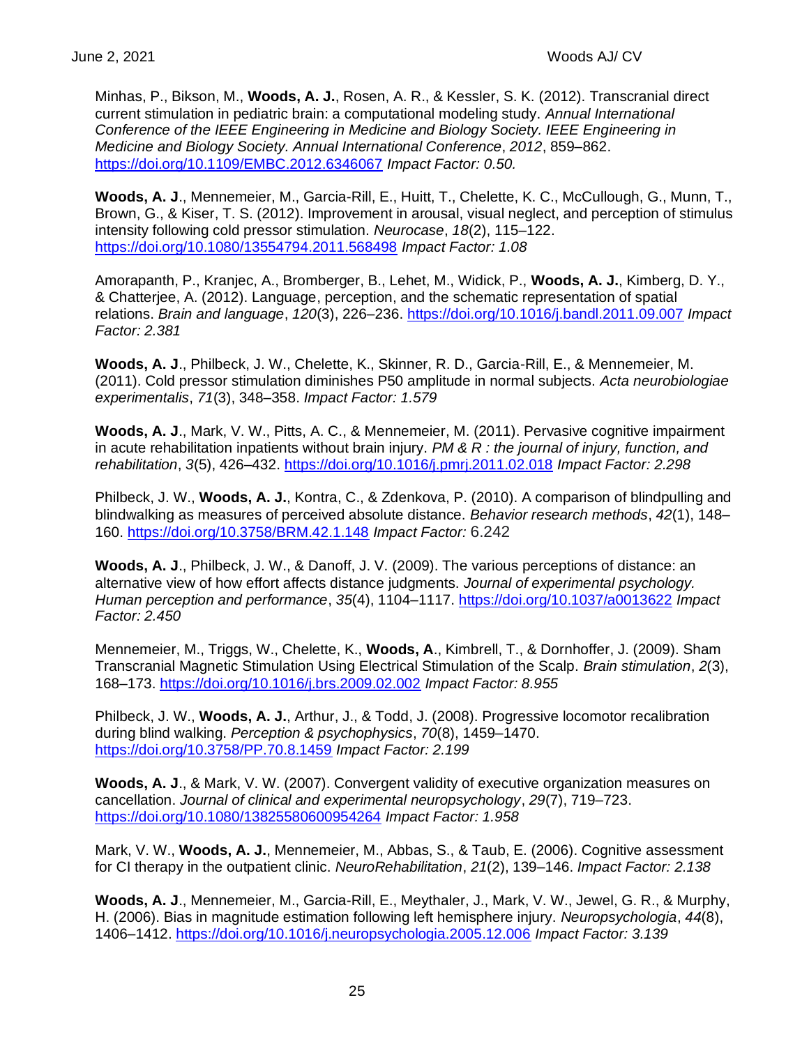Minhas, P., Bikson, M., **Woods, A. J.**, Rosen, A. R., & Kessler, S. K. (2012). Transcranial direct current stimulation in pediatric brain: a computational modeling study. *Annual International Conference of the IEEE Engineering in Medicine and Biology Society. IEEE Engineering in Medicine and Biology Society. Annual International Conference*, *2012*, 859–862. https://doi.org/10.1109/EMBC.2012.6346067 *Impact Factor: 0.50.*

**Woods, A. J**., Mennemeier, M., Garcia-Rill, E., Huitt, T., Chelette, K. C., McCullough, G., Munn, T., Brown, G., & Kiser, T. S. (2012). Improvement in arousal, visual neglect, and perception of stimulus intensity following cold pressor stimulation. *Neurocase*, *18*(2), 115–122. https://doi.org/10.1080/13554794.2011.568498 *Impact Factor: 1.08*

Amorapanth, P., Kranjec, A., Bromberger, B., Lehet, M., Widick, P., **Woods, A. J.**, Kimberg, D. Y., & Chatterjee, A. (2012). Language, perception, and the schematic representation of spatial relations. *Brain and language*, *120*(3), 226–236. https://doi.org/10.1016/j.bandl.2011.09.007 *Impact Factor: 2.381*

**Woods, A. J**., Philbeck, J. W., Chelette, K., Skinner, R. D., Garcia-Rill, E., & Mennemeier, M. (2011). Cold pressor stimulation diminishes P50 amplitude in normal subjects. *Acta neurobiologiae experimentalis*, *71*(3), 348–358. *Impact Factor: 1.579*

**Woods, A. J**., Mark, V. W., Pitts, A. C., & Mennemeier, M. (2011). Pervasive cognitive impairment in acute rehabilitation inpatients without brain injury. *PM & R : the journal of injury, function, and rehabilitation*, *3*(5), 426–432. https://doi.org/10.1016/j.pmrj.2011.02.018 *Impact Factor: 2.298*

Philbeck, J. W., **Woods, A. J.**, Kontra, C., & Zdenkova, P. (2010). A comparison of blindpulling and blindwalking as measures of perceived absolute distance. *Behavior research methods*, *42*(1), 148–160. https://doi.org/10.3758/BRM.42.1.148 *Impact Factor:* 6.242

**Woods, A. J**., Philbeck, J. W., & Danoff, J. V. (2009). The various perceptions of distance: an alternative view of how effort affects distance judgments. *Journal of experimental psychology. Human perception and performance*, *35*(4), 1104–1117. https://doi.org/10.1037/a0013622 *Impact Factor: 2.450*

Mennemeier, M., Triggs, W., Chelette, K., **Woods, A**., Kimbrell, T., & Dornhoffer, J. (2009). Sham Transcranial Magnetic Stimulation Using Electrical Stimulation of the Scalp. *Brain stimulation*, *2*(3), 168–173. https://doi.org/10.1016/j.brs.2009.02.002 *Impact Factor: 8.955*

Philbeck, J. W., **Woods, A. J.**, Arthur, J., & Todd, J. (2008). Progressive locomotor recalibration during blind walking. *Perception & psychophysics*, *70*(8), 1459–1470. https://doi.org/10.3758/PP.70.8.1459 *Impact Factor: 2.199*

**Woods, A. J**., & Mark, V. W. (2007). Convergent validity of executive organization measures on cancellation. *Journal of clinical and experimental neuropsychology*, *29*(7), 719–723. https://doi.org/10.1080/13825580600954264 *Impact Factor: 1.958*

Mark, V. W., **Woods, A. J.**, Mennemeier, M., Abbas, S., & Taub, E. (2006). Cognitive assessment for CI therapy in the outpatient clinic. *NeuroRehabilitation*, *21*(2), 139–146. *Impact Factor: 2.138*

**Woods, A. J**., Mennemeier, M., Garcia-Rill, E., Meythaler, J., Mark, V. W., Jewel, G. R., & Murphy, H. (2006). Bias in magnitude estimation following left hemisphere injury. *Neuropsychologia*, *44*(8), 1406–1412. https://doi.org/10.1016/j.neuropsychologia.2005.12.006 *Impact Factor: 3.139*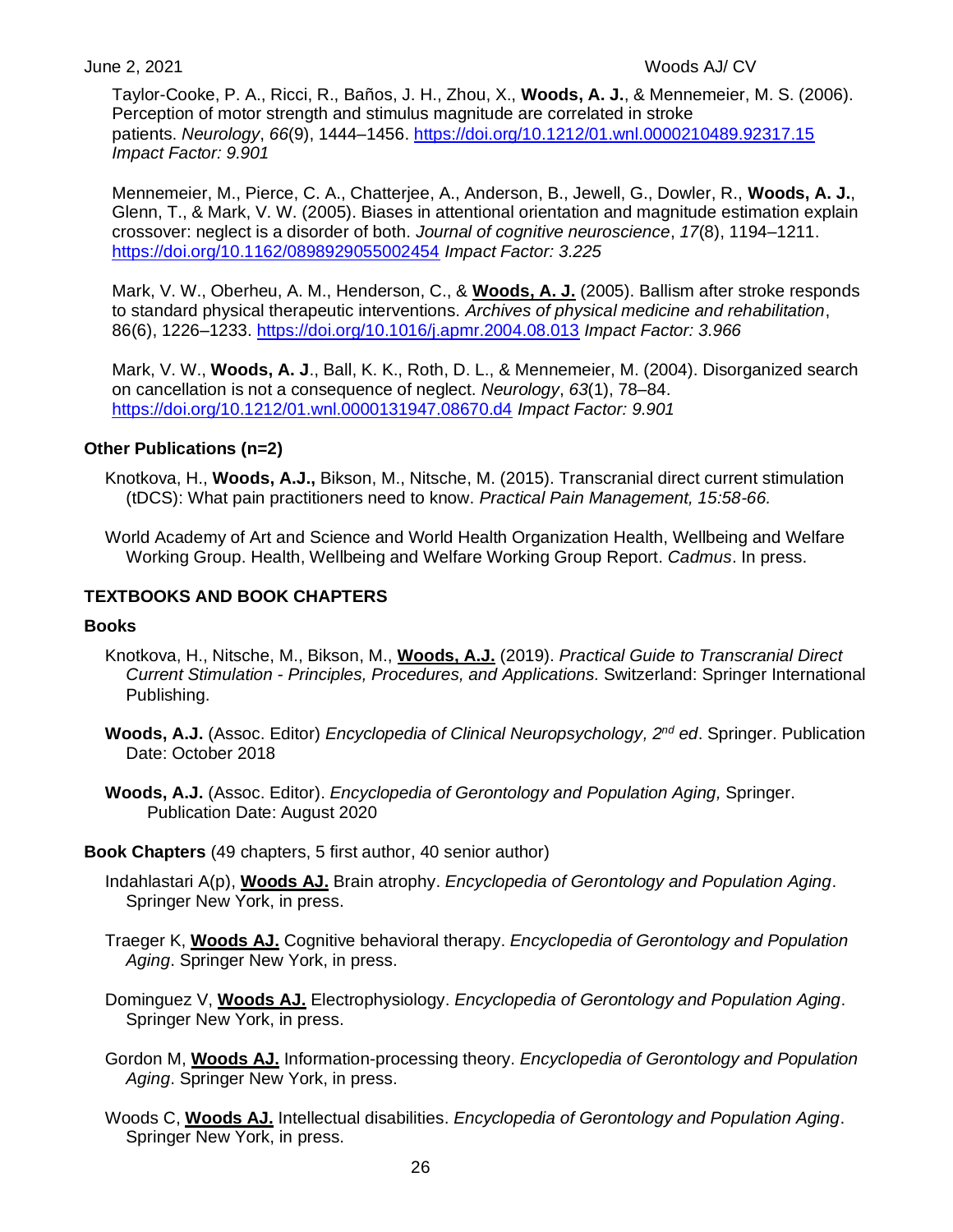Taylor-Cooke, P. A., Ricci, R., Baños, J. H., Zhou, X., **Woods, A. J.**, & Mennemeier, M. S. (2006). Perception of motor strength and stimulus magnitude are correlated in stroke patients. *Neurology*, *66*(9), 1444–1456. https://doi.org/10.1212/01.wnl.0000210489.92317.15 *Impact Factor: 9.901*

Mennemeier, M., Pierce, C. A., Chatterjee, A., Anderson, B., Jewell, G., Dowler, R., **Woods, A. J.**, Glenn, T., & Mark, V. W. (2005). Biases in attentional orientation and magnitude estimation explain crossover: neglect is a disorder of both. *Journal of cognitive neuroscience*, *17*(8), 1194–1211. https://doi.org/10.1162/0898929055002454 *Impact Factor: 3.225*

Mark, V. W., Oberheu, A. M., Henderson, C., & **Woods, A. J.** (2005). Ballism after stroke responds to standard physical therapeutic interventions. *Archives of physical medicine and rehabilitation*, 86(6), 1226–1233. https://doi.org/10.1016/j.apmr.2004.08.013 *Impact Factor: 3.966*

Mark, V. W., **Woods, A. J**., Ball, K. K., Roth, D. L., & Mennemeier, M. (2004). Disorganized search on cancellation is not a consequence of neglect. *Neurology*, *63*(1), 78–84. https://doi.org/10.1212/01.wnl.0000131947.08670.d4 *Impact Factor: 9.901*

### Other Publications (n=2)

Knotkova, H., **Woods, A.J.,** Bikson, M., Nitsche, M. (2015). Transcranial direct current stimulation (tDCS): What pain practitioners need to know. *Practical Pain Management, 15:58-66.*

World Academy of Art and Science and World Health Organization Health, Wellbeing and Welfare Working Group. Health, Wellbeing and Welfare Working Group Report. *Cadmus*. In press.

## TEXTBOOKS AND BOOK CHAPTERS

### Books

Knotkova, H., Nitsche, M., Bikson, M., **Woods, A.J.** (2019). *Practical Guide to Transcranial Direct Current Stimulation - Principles, Procedures, and Applications.* Switzerland: Springer International Publishing.

**Woods, A.J.** (Assoc. Editor) *Encyclopedia of Clinical Neuropsychology, 2nd ed*. Springer. Publication Date: October 2018

**Woods, A.J.** (Assoc. Editor). *Encyclopedia of Gerontology and Population Aging,* Springer. Publication Date: August 2020

**Book Chapters** (49 chapters, 5 first author, 40 senior author)

Indahlastari A(p), **Woods AJ.** Brain atrophy. *Encyclopedia of Gerontology and Population Aging*. Springer New York, in press.

Traeger K, **Woods AJ.** Cognitive behavioral therapy. *Encyclopedia of Gerontology and Population Aging*. Springer New York, in press.

Dominguez V, **Woods AJ.** Electrophysiology. *Encyclopedia of Gerontology and Population Aging*. Springer New York, in press.

Gordon M, **Woods AJ.** Information-processing theory. *Encyclopedia of Gerontology and Population Aging*. Springer New York, in press.

Woods C, **Woods AJ.** Intellectual disabilities. *Encyclopedia of Gerontology and Population Aging*. Springer New York, in press.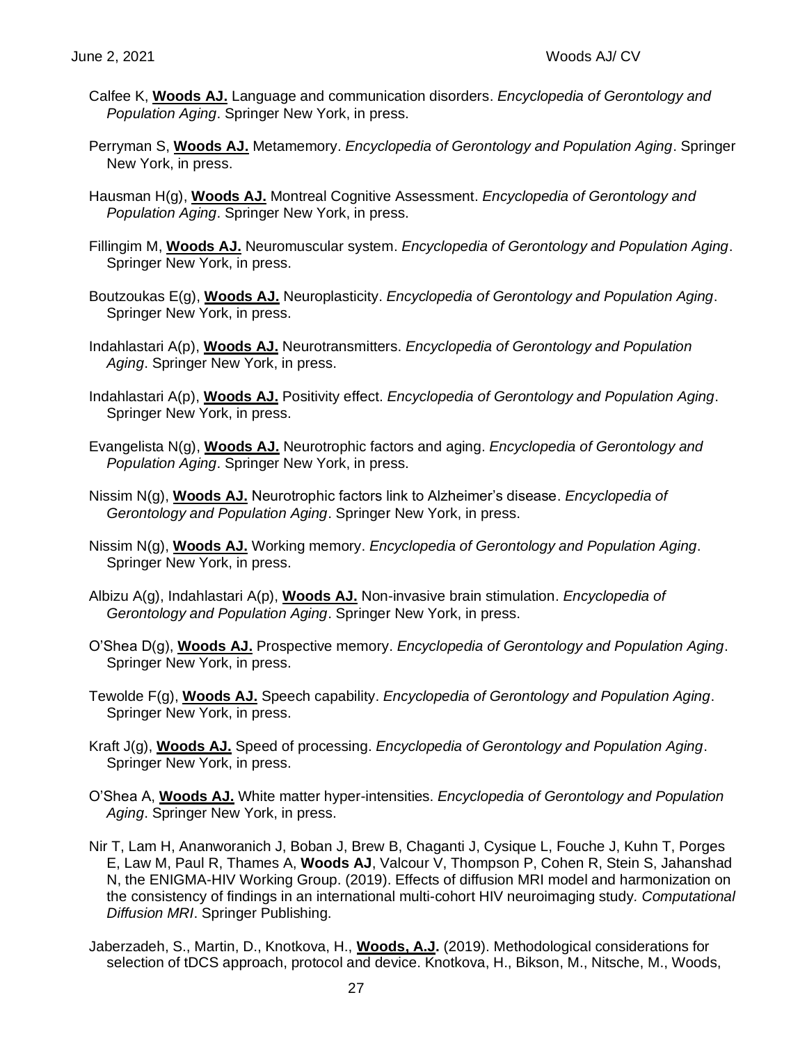Calfee K, **Woods AJ.** Language and communication disorders. *Encyclopedia of Gerontology and Population Aging*. Springer New York, in press.

Perryman S, **Woods AJ.** Metamemory. *Encyclopedia of Gerontology and Population Aging*. Springer New York, in press.

Hausman H(g), **Woods AJ.** Montreal Cognitive Assessment. *Encyclopedia of Gerontology and Population Aging*. Springer New York, in press.

Fillingim M, **Woods AJ.** Neuromuscular system. *Encyclopedia of Gerontology and Population Aging*. Springer New York, in press.

Boutzoukas E(g), **Woods AJ.** Neuroplasticity. *Encyclopedia of Gerontology and Population Aging*. Springer New York, in press.

Indahlastari A(p), **Woods AJ.** Neurotransmitters. *Encyclopedia of Gerontology and Population Aging*. Springer New York, in press.

Indahlastari A(p), **Woods AJ.** Positivity effect. *Encyclopedia of Gerontology and Population Aging*. Springer New York, in press.

Evangelista N(g), **Woods AJ.** Neurotrophic factors and aging. *Encyclopedia of Gerontology and Population Aging*. Springer New York, in press.

Nissim N(g), **Woods AJ.** Neurotrophic factors link to Alzheimer's disease. *Encyclopedia of Gerontology and Population Aging*. Springer New York, in press.

Nissim N(g), **Woods AJ.** Working memory. *Encyclopedia of Gerontology and Population Aging*. Springer New York, in press.

Albizu A(g), Indahlastari A(p), **Woods AJ.** Non-invasive brain stimulation. *Encyclopedia of Gerontology and Population Aging*. Springer New York, in press.

O'Shea D(g), **Woods AJ.** Prospective memory. *Encyclopedia of Gerontology and Population Aging*. Springer New York, in press.

Tewolde F(g), **Woods AJ.** Speech capability. *Encyclopedia of Gerontology and Population Aging*. Springer New York, in press.

Kraft J(g), **Woods AJ.** Speed of processing. *Encyclopedia of Gerontology and Population Aging*. Springer New York, in press.

O'Shea A, **Woods AJ.** White matter hyper-intensities. *Encyclopedia of Gerontology and Population Aging*. Springer New York, in press.

Nir T, Lam H, Ananworanich J, Boban J, Brew B, Chaganti J, Cysique L, Fouche J, Kuhn T, Porges E, Law M, Paul R, Thames A, **Woods AJ**, Valcour V, Thompson P, Cohen R, Stein S, Jahanshad N, the ENIGMA-HIV Working Group. (2019). Effects of diffusion MRI model and harmonization on the consistency of findings in an international multi-cohort HIV neuroimaging study. *Computational Diffusion MRI*. Springer Publishing.

Jaberzadeh, S., Martin, D., Knotkova, H., **Woods, A.J.** (2019). Methodological considerations for selection of tDCS approach, protocol and device. Knotkova, H., Bikson, M., Nitsche, M., Woods,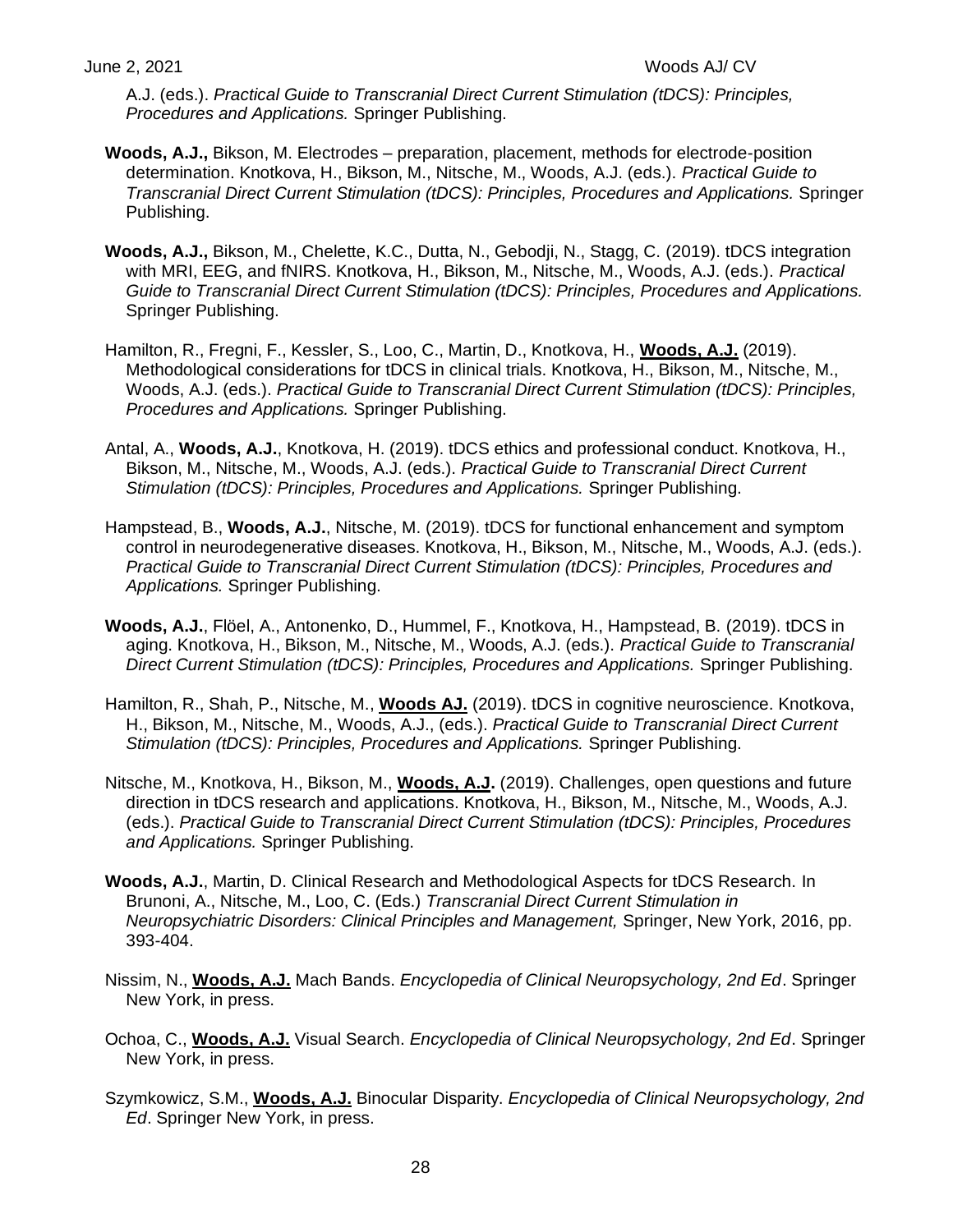A.J. (eds.). *Practical Guide to Transcranial Direct Current Stimulation (tDCS): Principles, Procedures and Applications.* Springer Publishing.

**Woods, A.J.,** Bikson, M. Electrodes – preparation, placement, methods for electrode-position determination. Knotkova, H., Bikson, M., Nitsche, M., Woods, A.J. (eds.). *Practical Guide to Transcranial Direct Current Stimulation (tDCS): Principles, Procedures and Applications.* Springer Publishing.

**Woods, A.J.,** Bikson, M., Chelette, K.C., Dutta, N., Gebodji, N., Stagg, C. (2019). tDCS integration with MRI, EEG, and fNIRS. Knotkova, H., Bikson, M., Nitsche, M., Woods, A.J. (eds.). *Practical Guide to Transcranial Direct Current Stimulation (tDCS): Principles, Procedures and Applications.* Springer Publishing.

Hamilton, R., Fregni, F., Kessler, S., Loo, C., Martin, D., Knotkova, H., **Woods, A.J.** (2019). Methodological considerations for tDCS in clinical trials. Knotkova, H., Bikson, M., Nitsche, M., Woods, A.J. (eds.). *Practical Guide to Transcranial Direct Current Stimulation (tDCS): Principles, Procedures and Applications.* Springer Publishing.

Antal, A., **Woods, A.J.**, Knotkova, H. (2019). tDCS ethics and professional conduct. Knotkova, H., Bikson, M., Nitsche, M., Woods, A.J. (eds.). *Practical Guide to Transcranial Direct Current Stimulation (tDCS): Principles, Procedures and Applications.* Springer Publishing.

Hampstead, B., **Woods, A.J.**, Nitsche, M. (2019). tDCS for functional enhancement and symptom control in neurodegenerative diseases. Knotkova, H., Bikson, M., Nitsche, M., Woods, A.J. (eds.). *Practical Guide to Transcranial Direct Current Stimulation (tDCS): Principles, Procedures and Applications.* Springer Publishing.

**Woods, A.J.**, Flöel, A., Antonenko, D., Hummel, F., Knotkova, H., Hampstead, B. (2019). tDCS in aging. Knotkova, H., Bikson, M., Nitsche, M., Woods, A.J. (eds.). *Practical Guide to Transcranial Direct Current Stimulation (tDCS): Principles, Procedures and Applications.* Springer Publishing.

Hamilton, R., Shah, P., Nitsche, M., **Woods AJ.** (2019). tDCS in cognitive neuroscience. Knotkova, H., Bikson, M., Nitsche, M., Woods, A.J., (eds.). *Practical Guide to Transcranial Direct Current Stimulation (tDCS): Principles, Procedures and Applications.* Springer Publishing.

Nitsche, M., Knotkova, H., Bikson, M., **Woods, A.J.** (2019). Challenges, open questions and future direction in tDCS research and applications. Knotkova, H., Bikson, M., Nitsche, M., Woods, A.J. (eds.). *Practical Guide to Transcranial Direct Current Stimulation (tDCS): Principles, Procedures and Applications.* Springer Publishing.

**Woods, A.J.**, Martin, D. Clinical Research and Methodological Aspects for tDCS Research. In Brunoni, A., Nitsche, M., Loo, C. (Eds.) *Transcranial Direct Current Stimulation in Neuropsychiatric Disorders: Clinical Principles and Management,* Springer, New York, 2016, pp. 393-404.

Nissim, N., **Woods, A.J.** Mach Bands. *Encyclopedia of Clinical Neuropsychology, 2nd Ed*. Springer New York, in press.

Ochoa, C., **Woods, A.J.** Visual Search. *Encyclopedia of Clinical Neuropsychology, 2nd Ed*. Springer New York, in press.

Szymkowicz, S.M., **Woods, A.J.** Binocular Disparity. *Encyclopedia of Clinical Neuropsychology, 2nd Ed*. Springer New York, in press.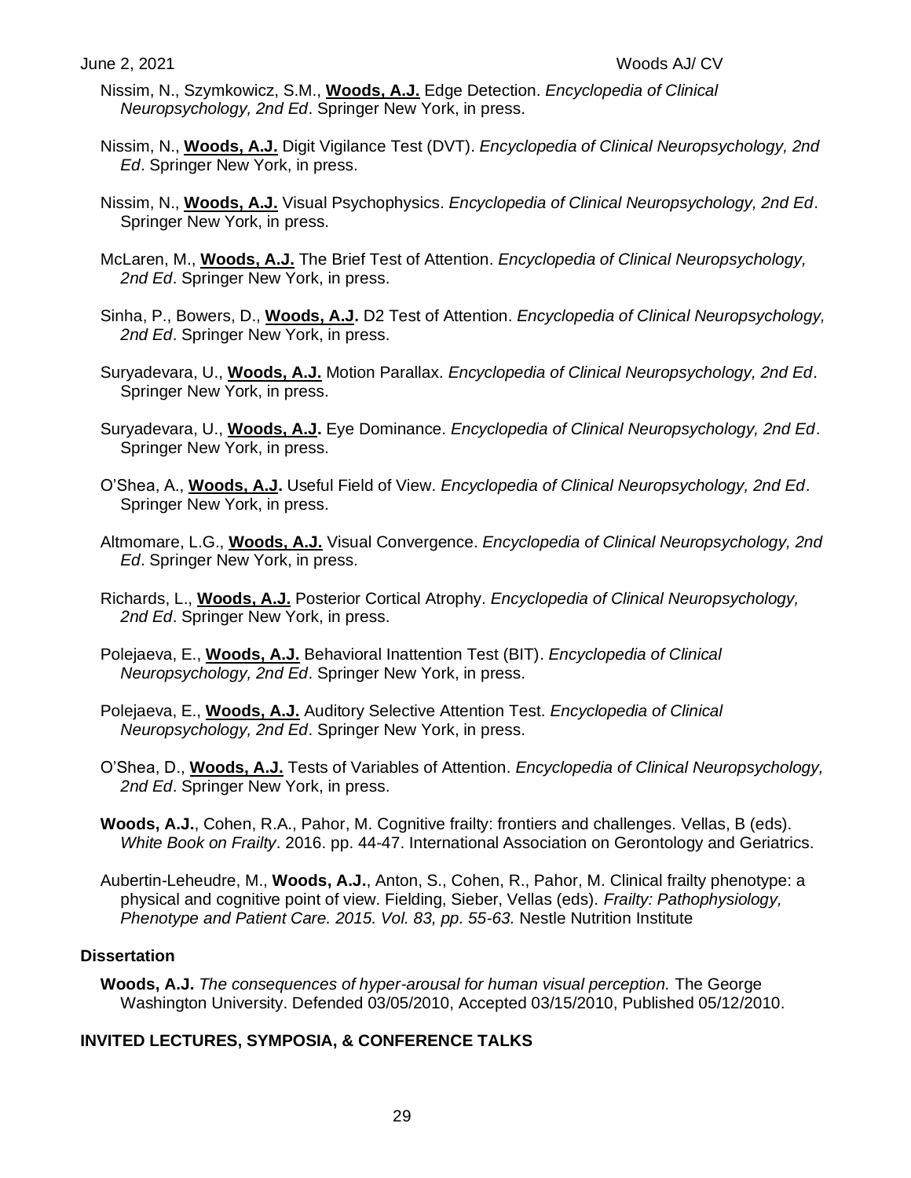Nissim, N., Szymkowicz, S.M., **Woods, A.J.** Edge Detection. *Encyclopedia of Clinical Neuropsychology, 2nd Ed*. Springer New York, in press.

Nissim, N., **Woods, A.J.** Digit Vigilance Test (DVT). *Encyclopedia of Clinical Neuropsychology, 2nd Ed*. Springer New York, in press.

Nissim, N., **Woods, A.J.** Visual Psychophysics. *Encyclopedia of Clinical Neuropsychology, 2nd Ed*. Springer New York, in press.

McLaren, M., **Woods, A.J.** The Brief Test of Attention. *Encyclopedia of Clinical Neuropsychology, 2nd Ed*. Springer New York, in press.

Sinha, P., Bowers, D., **Woods, A.J.** D2 Test of Attention. *Encyclopedia of Clinical Neuropsychology, 2nd Ed*. Springer New York, in press.

Suryadevara, U., **Woods, A.J.** Motion Parallax. *Encyclopedia of Clinical Neuropsychology, 2nd Ed*. Springer New York, in press.

Suryadevara, U., **Woods, A.J.** Eye Dominance. *Encyclopedia of Clinical Neuropsychology, 2nd Ed*. Springer New York, in press.

O'Shea, A., **Woods, A.J.** Useful Field of View. *Encyclopedia of Clinical Neuropsychology, 2nd Ed*. Springer New York, in press.

Altmomare, L.G., **Woods, A.J.** Visual Convergence. *Encyclopedia of Clinical Neuropsychology, 2nd Ed*. Springer New York, in press.

Richards, L., **Woods, A.J.** Posterior Cortical Atrophy. *Encyclopedia of Clinical Neuropsychology, 2nd Ed*. Springer New York, in press.

Polejaeva, E., **Woods, A.J.** Behavioral Inattention Test (BIT). *Encyclopedia of Clinical Neuropsychology, 2nd Ed*. Springer New York, in press.

Polejaeva, E., **Woods, A.J.** Auditory Selective Attention Test. *Encyclopedia of Clinical Neuropsychology, 2nd Ed*. Springer New York, in press.

O'Shea, D., **Woods, A.J.** Tests of Variables of Attention. *Encyclopedia of Clinical Neuropsychology, 2nd Ed*. Springer New York, in press.

**Woods, A.J.**, Cohen, R.A., Pahor, M. Cognitive frailty: frontiers and challenges. Vellas, B (eds). *White Book on Frailty*. 2016. pp. 44-47. International Association on Gerontology and Geriatrics.

Aubertin-Leheudre, M., **Woods, A.J.**, Anton, S., Cohen, R., Pahor, M. Clinical frailty phenotype: a physical and cognitive point of view. Fielding, Sieber, Vellas (eds). *Frailty: Pathophysiology, Phenotype and Patient Care. 2015. Vol. 83, pp. 55-63.* Nestle Nutrition Institute

### Dissertation

**Woods, A.J.** *The consequences of hyper-arousal for human visual perception.* The George Washington University. Defended 03/05/2010, Accepted 03/15/2010, Published 05/12/2010.

## INVITED LECTURES, SYMPOSIA, & CONFERENCE TALKS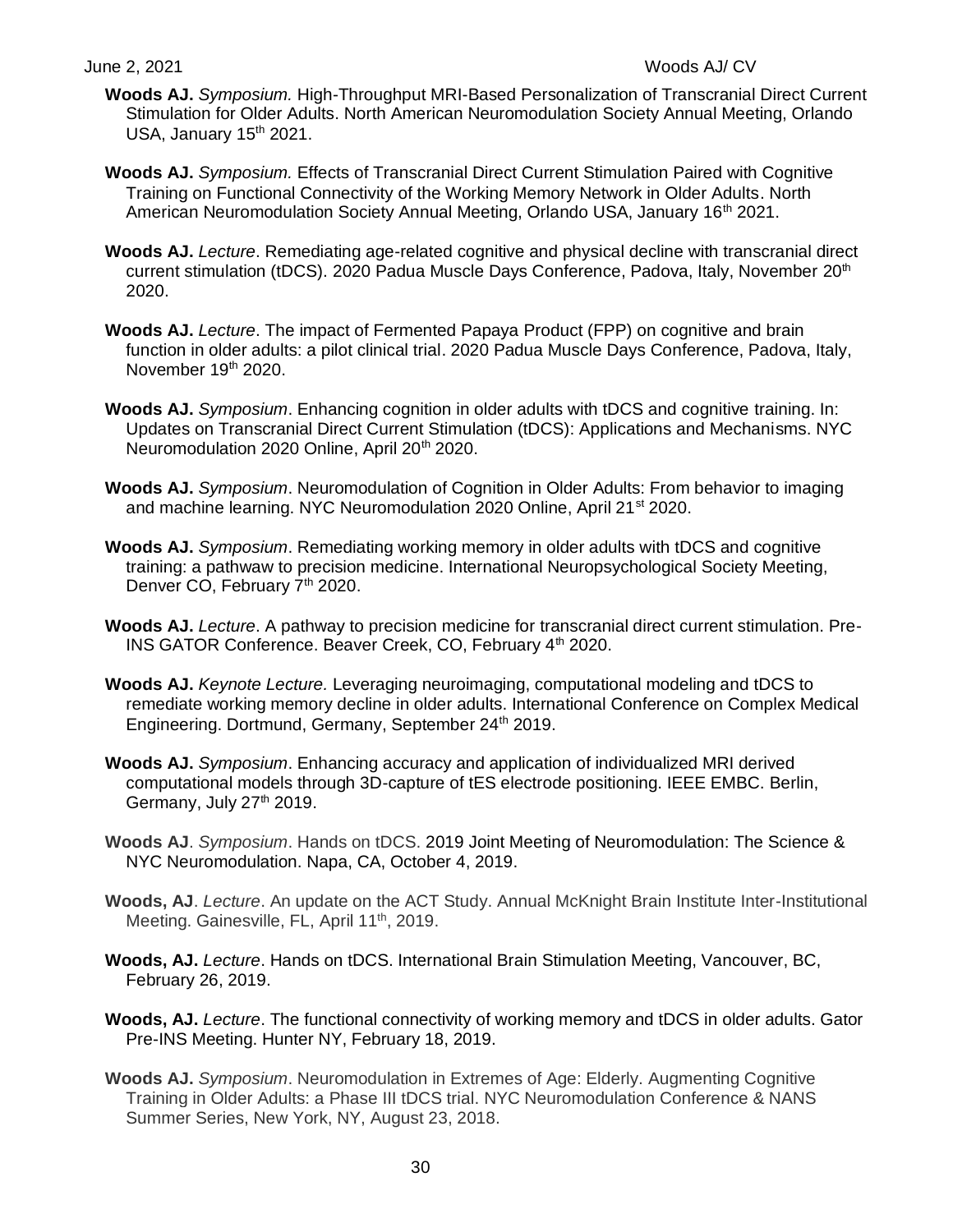**Woods AJ.** *Symposium.* High-Throughput MRI-Based Personalization of Transcranial Direct Current Stimulation for Older Adults. North American Neuromodulation Society Annual Meeting, Orlando USA, January 15th 2021.

**Woods AJ.** *Symposium.* Effects of Transcranial Direct Current Stimulation Paired with Cognitive Training on Functional Connectivity of the Working Memory Network in Older Adults. North American Neuromodulation Society Annual Meeting, Orlando USA, January 16th 2021.

**Woods AJ.** *Lecture*. Remediating age-related cognitive and physical decline with transcranial direct current stimulation (tDCS). 2020 Padua Muscle Days Conference, Padova, Italy, November 20th 2020.

**Woods AJ.** *Lecture*. The impact of Fermented Papaya Product (FPP) on cognitive and brain function in older adults: a pilot clinical trial. 2020 Padua Muscle Days Conference, Padova, Italy, November 19th 2020.

**Woods AJ.** *Symposium*. Enhancing cognition in older adults with tDCS and cognitive training. In: Updates on Transcranial Direct Current Stimulation (tDCS): Applications and Mechanisms. NYC Neuromodulation 2020 Online, April 20th 2020.

**Woods AJ.** *Symposium*. Neuromodulation of Cognition in Older Adults: From behavior to imaging and machine learning. NYC Neuromodulation 2020 Online, April 21st 2020.

**Woods AJ.** *Symposium*. Remediating working memory in older adults with tDCS and cognitive training: a pathwaw to precision medicine. International Neuropsychological Society Meeting, Denver CO, February 7th 2020.

**Woods AJ.** *Lecture*. A pathway to precision medicine for transcranial direct current stimulation. Pre-INS GATOR Conference. Beaver Creek, CO, February 4th 2020.

**Woods AJ.** *Keynote Lecture.* Leveraging neuroimaging, computational modeling and tDCS to remediate working memory decline in older adults. International Conference on Complex Medical Engineering. Dortmund, Germany, September 24th 2019.

**Woods AJ.** *Symposium*. Enhancing accuracy and application of individualized MRI derived computational models through 3D-capture of tES electrode positioning. IEEE EMBC. Berlin, Germany, July 27th 2019.

**Woods AJ**. *Symposium*. Hands on tDCS. 2019 Joint Meeting of Neuromodulation: The Science & NYC Neuromodulation. Napa, CA, October 4, 2019.

**Woods, AJ**. *Lecture*. An update on the ACT Study. Annual McKnight Brain Institute Inter-Institutional Meeting. Gainesville, FL, April 11th, 2019.

**Woods, AJ.** *Lecture*. Hands on tDCS. International Brain Stimulation Meeting, Vancouver, BC, February 26, 2019.

**Woods, AJ.** *Lecture*. The functional connectivity of working memory and tDCS in older adults. Gator Pre-INS Meeting. Hunter NY, February 18, 2019.

**Woods AJ.** *Symposium*. Neuromodulation in Extremes of Age: Elderly. Augmenting Cognitive Training in Older Adults: a Phase III tDCS trial. NYC Neuromodulation Conference & NANS Summer Series, New York, NY, August 23, 2018.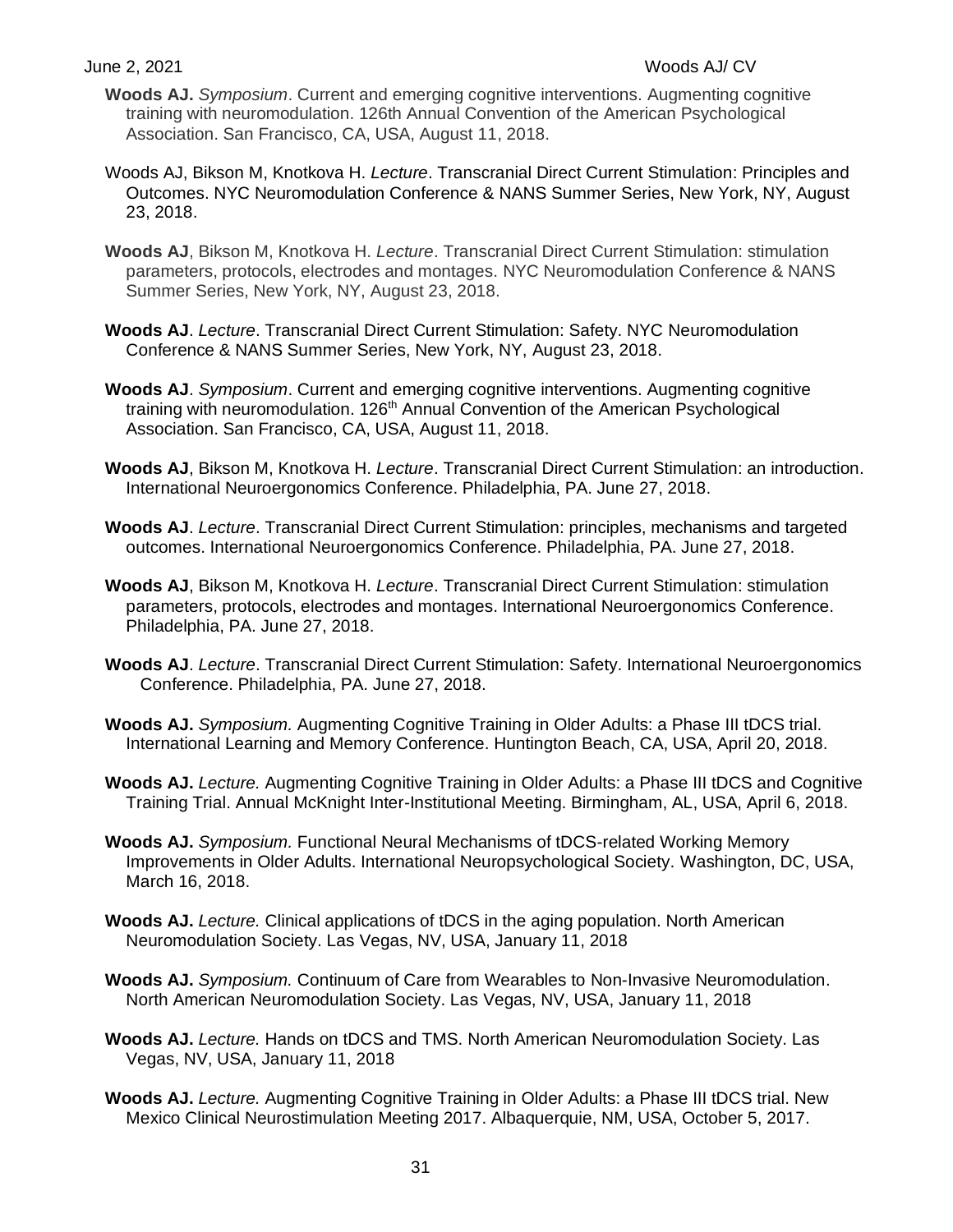**Woods AJ.** *Symposium*. Current and emerging cognitive interventions. Augmenting cognitive training with neuromodulation. 126th Annual Convention of the American Psychological Association. San Francisco, CA, USA, August 11, 2018.

Woods AJ, Bikson M, Knotkova H. *Lecture*. Transcranial Direct Current Stimulation: Principles and Outcomes. NYC Neuromodulation Conference & NANS Summer Series, New York, NY, August 23, 2018.

**Woods AJ**, Bikson M, Knotkova H. *Lecture*. Transcranial Direct Current Stimulation: stimulation parameters, protocols, electrodes and montages. NYC Neuromodulation Conference & NANS Summer Series, New York, NY, August 23, 2018.

**Woods AJ**. *Lecture*. Transcranial Direct Current Stimulation: Safety. NYC Neuromodulation Conference & NANS Summer Series, New York, NY, August 23, 2018.

**Woods AJ**. *Symposium*. Current and emerging cognitive interventions. Augmenting cognitive training with neuromodulation. 126th Annual Convention of the American Psychological Association. San Francisco, CA, USA, August 11, 2018.

**Woods AJ**, Bikson M, Knotkova H. *Lecture*. Transcranial Direct Current Stimulation: an introduction. International Neuroergonomics Conference. Philadelphia, PA. June 27, 2018.

**Woods AJ**. *Lecture*. Transcranial Direct Current Stimulation: principles, mechanisms and targeted outcomes. International Neuroergonomics Conference. Philadelphia, PA. June 27, 2018.

**Woods AJ**, Bikson M, Knotkova H. *Lecture*. Transcranial Direct Current Stimulation: stimulation parameters, protocols, electrodes and montages. International Neuroergonomics Conference. Philadelphia, PA. June 27, 2018.

**Woods AJ**. *Lecture*. Transcranial Direct Current Stimulation: Safety. International Neuroergonomics Conference. Philadelphia, PA. June 27, 2018.

**Woods AJ.** *Symposium.* Augmenting Cognitive Training in Older Adults: a Phase III tDCS trial. International Learning and Memory Conference. Huntington Beach, CA, USA, April 20, 2018.

**Woods AJ.** *Lecture.* Augmenting Cognitive Training in Older Adults: a Phase III tDCS and Cognitive Training Trial. Annual McKnight Inter-Institutional Meeting. Birmingham, AL, USA, April 6, 2018.

**Woods AJ.** *Symposium.* Functional Neural Mechanisms of tDCS-related Working Memory Improvements in Older Adults. International Neuropsychological Society. Washington, DC, USA, March 16, 2018.

**Woods AJ.** *Lecture.* Clinical applications of tDCS in the aging population. North American Neuromodulation Society. Las Vegas, NV, USA, January 11, 2018

**Woods AJ.** *Symposium.* Continuum of Care from Wearables to Non-Invasive Neuromodulation. North American Neuromodulation Society. Las Vegas, NV, USA, January 11, 2018

**Woods AJ.** *Lecture.* Hands on tDCS and TMS. North American Neuromodulation Society. Las Vegas, NV, USA, January 11, 2018

**Woods AJ.** *Lecture.* Augmenting Cognitive Training in Older Adults: a Phase III tDCS trial. New Mexico Clinical Neurostimulation Meeting 2017. Albaquerquie, NM, USA, October 5, 2017.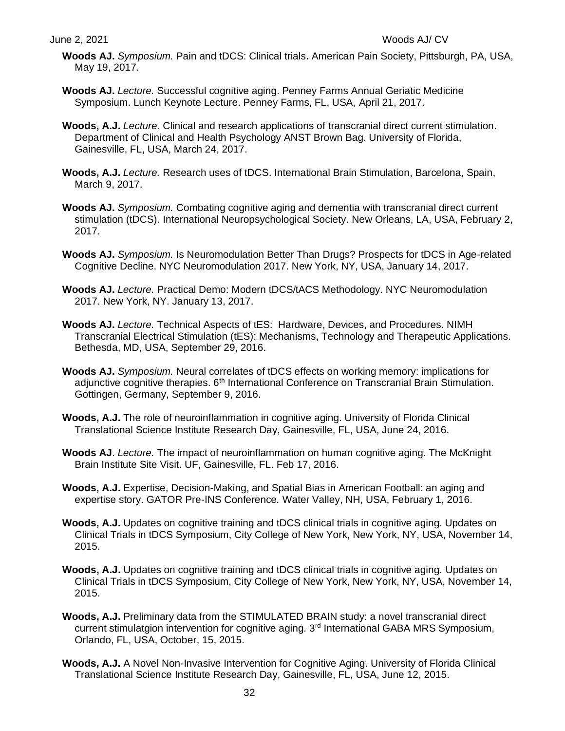**Woods AJ.** *Symposium.* Pain and tDCS: Clinical trials**.** American Pain Society, Pittsburgh, PA, USA, May 19, 2017.

**Woods AJ.** *Lecture.* Successful cognitive aging. Penney Farms Annual Geriatic Medicine Symposium. Lunch Keynote Lecture. Penney Farms, FL, USA, April 21, 2017.

**Woods, A.J.** *Lecture.* Clinical and research applications of transcranial direct current stimulation. Department of Clinical and Health Psychology ANST Brown Bag. University of Florida, Gainesville, FL, USA, March 24, 2017.

**Woods, A.J.** *Lecture.* Research uses of tDCS. International Brain Stimulation, Barcelona, Spain, March 9, 2017.

**Woods AJ.** *Symposium.* Combating cognitive aging and dementia with transcranial direct current stimulation (tDCS). International Neuropsychological Society. New Orleans, LA, USA, February 2, 2017.

**Woods AJ.** *Symposium.* Is Neuromodulation Better Than Drugs? Prospects for tDCS in Age-related Cognitive Decline. NYC Neuromodulation 2017. New York, NY, USA, January 14, 2017.

**Woods AJ.** *Lecture.* Practical Demo: Modern tDCS/tACS Methodology. NYC Neuromodulation 2017. New York, NY. January 13, 2017.

**Woods AJ.** *Lecture.* Technical Aspects of tES: Hardware, Devices, and Procedures. NIMH Transcranial Electrical Stimulation (tES): Mechanisms, Technology and Therapeutic Applications. Bethesda, MD, USA, September 29, 2016.

**Woods AJ.** *Symposium.* Neural correlates of tDCS effects on working memory: implications for adjunctive cognitive therapies. 6th International Conference on Transcranial Brain Stimulation. Gottingen, Germany, September 9, 2016.

**Woods, A.J.** The role of neuroinflammation in cognitive aging. University of Florida Clinical Translational Science Institute Research Day, Gainesville, FL, USA, June 24, 2016.

**Woods AJ**. *Lecture.* The impact of neuroinflammation on human cognitive aging. The McKnight Brain Institute Site Visit. UF, Gainesville, FL. Feb 17, 2016.

**Woods, A.J.** Expertise, Decision-Making, and Spatial Bias in American Football: an aging and expertise story. GATOR Pre-INS Conference*.* Water Valley, NH, USA, February 1, 2016.

**Woods, A.J.** Updates on cognitive training and tDCS clinical trials in cognitive aging. Updates on Clinical Trials in tDCS Symposium, City College of New York, New York, NY, USA, November 14, 2015.

**Woods, A.J.** Updates on cognitive training and tDCS clinical trials in cognitive aging. Updates on Clinical Trials in tDCS Symposium, City College of New York, New York, NY, USA, November 14, 2015.

**Woods, A.J.** Preliminary data from the STIMULATED BRAIN study: a novel transcranial direct current stimulatgion intervention for cognitive aging. 3rd International GABA MRS Symposium, Orlando, FL, USA, October, 15, 2015.

**Woods, A.J.** A Novel Non-Invasive Intervention for Cognitive Aging. University of Florida Clinical Translational Science Institute Research Day, Gainesville, FL, USA, June 12, 2015.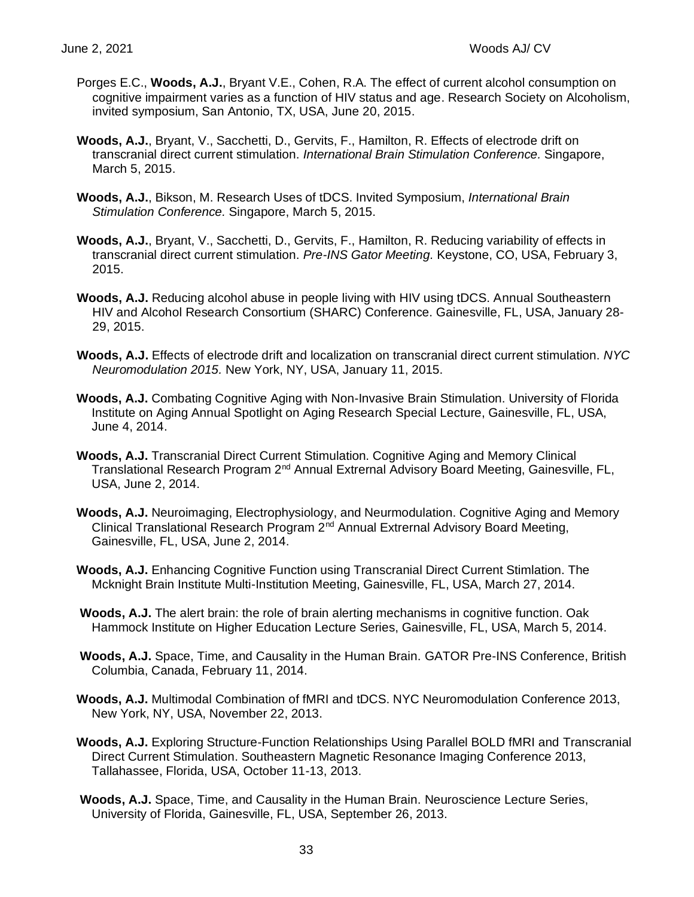Porges E.C., **Woods, A.J.**, Bryant V.E., Cohen, R.A. The effect of current alcohol consumption on cognitive impairment varies as a function of HIV status and age. Research Society on Alcoholism, invited symposium, San Antonio, TX, USA, June 20, 2015.

**Woods, A.J.**, Bryant, V., Sacchetti, D., Gervits, F., Hamilton, R. Effects of electrode drift on transcranial direct current stimulation. *International Brain Stimulation Conference.* Singapore, March 5, 2015.

**Woods, A.J.**, Bikson, M. Research Uses of tDCS. Invited Symposium, *International Brain Stimulation Conference.* Singapore, March 5, 2015.

**Woods, A.J.**, Bryant, V., Sacchetti, D., Gervits, F., Hamilton, R. Reducing variability of effects in transcranial direct current stimulation. *Pre-INS Gator Meeting.* Keystone, CO, USA, February 3, 2015.

**Woods, A.J.** Reducing alcohol abuse in people living with HIV using tDCS. Annual Southeastern HIV and Alcohol Research Consortium (SHARC) Conference. Gainesville, FL, USA, January 28-29, 2015.

**Woods, A.J.** Effects of electrode drift and localization on transcranial direct current stimulation. *NYC Neuromodulation 2015.* New York, NY, USA, January 11, 2015.

**Woods, A.J.** Combating Cognitive Aging with Non-Invasive Brain Stimulation. University of Florida Institute on Aging Annual Spotlight on Aging Research Special Lecture, Gainesville, FL, USA, June 4, 2014.

**Woods, A.J.** Transcranial Direct Current Stimulation. Cognitive Aging and Memory Clinical Translational Research Program 2nd Annual Extrernal Advisory Board Meeting, Gainesville, FL, USA, June 2, 2014.

**Woods, A.J.** Neuroimaging, Electrophysiology, and Neurmodulation. Cognitive Aging and Memory Clinical Translational Research Program 2nd Annual Extrernal Advisory Board Meeting, Gainesville, FL, USA, June 2, 2014.

**Woods, A.J.** Enhancing Cognitive Function using Transcranial Direct Current Stimlation. The Mcknight Brain Institute Multi-Institution Meeting, Gainesville, FL, USA, March 27, 2014.

**Woods, A.J.** The alert brain: the role of brain alerting mechanisms in cognitive function. Oak Hammock Institute on Higher Education Lecture Series, Gainesville, FL, USA, March 5, 2014.

**Woods, A.J.** Space, Time, and Causality in the Human Brain. GATOR Pre-INS Conference, British Columbia, Canada, February 11, 2014.

**Woods, A.J.** Multimodal Combination of fMRI and tDCS. NYC Neuromodulation Conference 2013, New York, NY, USA, November 22, 2013.

**Woods, A.J.** Exploring Structure-Function Relationships Using Parallel BOLD fMRI and Transcranial Direct Current Stimulation. Southeastern Magnetic Resonance Imaging Conference 2013, Tallahassee, Florida, USA, October 11-13, 2013.

**Woods, A.J.** Space, Time, and Causality in the Human Brain. Neuroscience Lecture Series, University of Florida, Gainesville, FL, USA, September 26, 2013.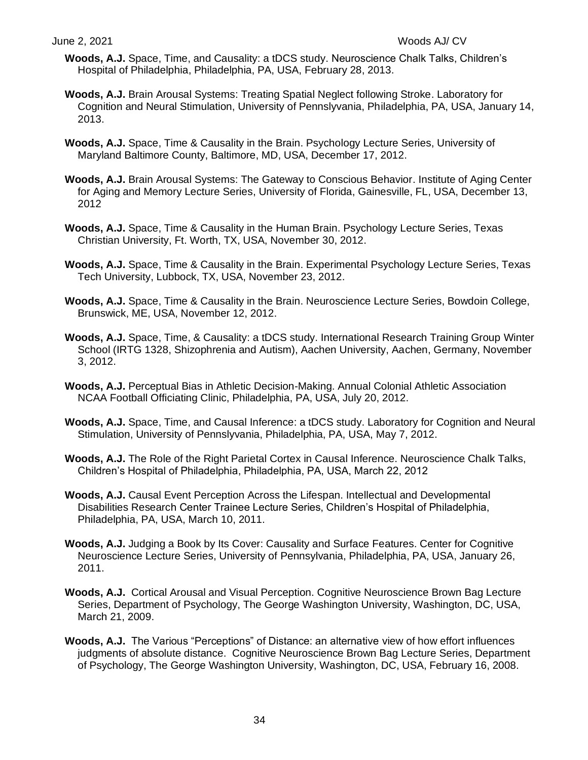**Woods, A.J.** Space, Time, and Causality: a tDCS study. Neuroscience Chalk Talks, Children's Hospital of Philadelphia, Philadelphia, PA, USA, February 28, 2013.

**Woods, A.J.** Brain Arousal Systems: Treating Spatial Neglect following Stroke. Laboratory for Cognition and Neural Stimulation, University of Pennslyvania, Philadelphia, PA, USA, January 14, 2013.

**Woods, A.J.** Space, Time & Causality in the Brain. Psychology Lecture Series, University of Maryland Baltimore County, Baltimore, MD, USA, December 17, 2012.

**Woods, A.J.** Brain Arousal Systems: The Gateway to Conscious Behavior. Institute of Aging Center for Aging and Memory Lecture Series, University of Florida, Gainesville, FL, USA, December 13, 2012

**Woods, A.J.** Space, Time & Causality in the Human Brain. Psychology Lecture Series, Texas Christian University, Ft. Worth, TX, USA, November 30, 2012.

**Woods, A.J.** Space, Time & Causality in the Brain. Experimental Psychology Lecture Series, Texas Tech University, Lubbock, TX, USA, November 23, 2012.

**Woods, A.J.** Space, Time & Causality in the Brain. Neuroscience Lecture Series, Bowdoin College, Brunswick, ME, USA, November 12, 2012.

**Woods, A.J.** Space, Time, & Causality: a tDCS study. International Research Training Group Winter School (IRTG 1328, Shizophrenia and Autism), Aachen University, Aachen, Germany, November 3, 2012.

**Woods, A.J.** Perceptual Bias in Athletic Decision-Making. Annual Colonial Athletic Association NCAA Football Officiating Clinic, Philadelphia, PA, USA, July 20, 2012.

**Woods, A.J.** Space, Time, and Causal Inference: a tDCS study. Laboratory for Cognition and Neural Stimulation, University of Pennslyvania, Philadelphia, PA, USA, May 7, 2012.

**Woods, A.J.** The Role of the Right Parietal Cortex in Causal Inference. Neuroscience Chalk Talks, Children's Hospital of Philadelphia, Philadelphia, PA, USA, March 22, 2012

**Woods, A.J.** Causal Event Perception Across the Lifespan. Intellectual and Developmental Disabilities Research Center Trainee Lecture Series, Children's Hospital of Philadelphia, Philadelphia, PA, USA, March 10, 2011.

**Woods, A.J.** Judging a Book by Its Cover: Causality and Surface Features. Center for Cognitive Neuroscience Lecture Series, University of Pennsylvania, Philadelphia, PA, USA, January 26, 2011.

**Woods, A.J.** Cortical Arousal and Visual Perception. Cognitive Neuroscience Brown Bag Lecture Series, Department of Psychology, The George Washington University, Washington, DC, USA, March 21, 2009.

**Woods, A.J.** The Various "Perceptions" of Distance: an alternative view of how effort influences judgments of absolute distance. Cognitive Neuroscience Brown Bag Lecture Series, Department of Psychology, The George Washington University, Washington, DC, USA, February 16, 2008.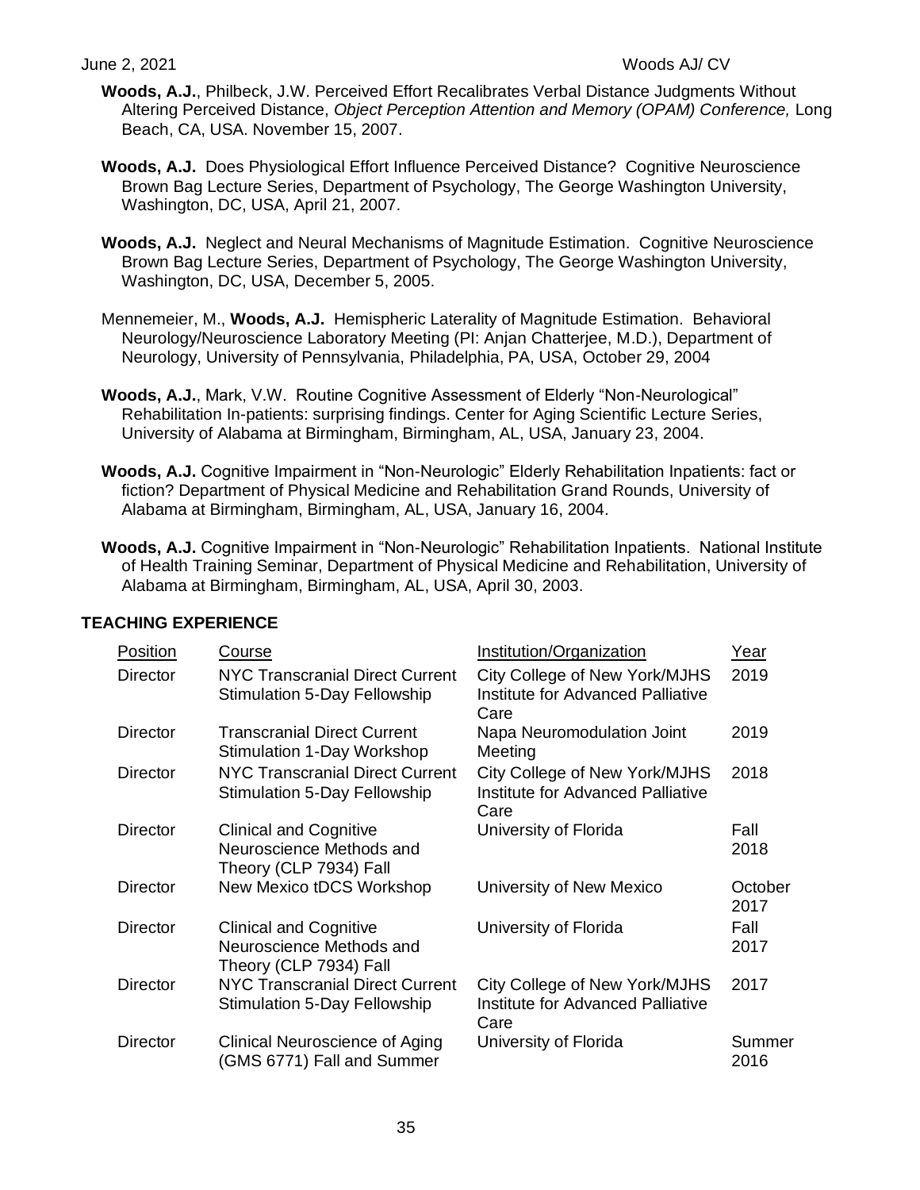**Woods, A.J.**, Philbeck, J.W. Perceived Effort Recalibrates Verbal Distance Judgments Without Altering Perceived Distance, *Object Perception Attention and Memory (OPAM) Conference,* Long Beach, CA, USA. November 15, 2007.

**Woods, A.J.** Does Physiological Effort Influence Perceived Distance? Cognitive Neuroscience Brown Bag Lecture Series, Department of Psychology, The George Washington University, Washington, DC, USA, April 21, 2007.

**Woods, A.J.** Neglect and Neural Mechanisms of Magnitude Estimation. Cognitive Neuroscience Brown Bag Lecture Series, Department of Psychology, The George Washington University, Washington, DC, USA, December 5, 2005.

Mennemeier, M., **Woods, A.J.** Hemispheric Laterality of Magnitude Estimation. Behavioral Neurology/Neuroscience Laboratory Meeting (PI: Anjan Chatterjee, M.D.), Department of Neurology, University of Pennsylvania, Philadelphia, PA, USA, October 29, 2004

**Woods, A.J.**, Mark, V.W. Routine Cognitive Assessment of Elderly "Non-Neurological" Rehabilitation In-patients: surprising findings. Center for Aging Scientific Lecture Series, University of Alabama at Birmingham, Birmingham, AL, USA, January 23, 2004.

**Woods, A.J.** Cognitive Impairment in "Non-Neurologic" Elderly Rehabilitation Inpatients: fact or fiction? Department of Physical Medicine and Rehabilitation Grand Rounds, University of Alabama at Birmingham, Birmingham, AL, USA, January 16, 2004.

**Woods, A.J.** Cognitive Impairment in "Non-Neurologic" Rehabilitation Inpatients. National Institute of Health Training Seminar, Department of Physical Medicine and Rehabilitation, University of Alabama at Birmingham, Birmingham, AL, USA, April 30, 2003.

## TEACHING EXPERIENCE

| Position | Course | Institution/Organization | Year |
|---|---|---|---|
| Director | NYC Transcranial Direct Current Stimulation 5-Day Fellowship | City College of New York/MJHS Institute for Advanced Palliative Care | 2019 |
| Director | Transcranial Direct Current Stimulation 1-Day Workshop | Napa Neuromodulation Joint Meeting | 2019 |
| Director | NYC Transcranial Direct Current Stimulation 5-Day Fellowship | City College of New York/MJHS Institute for Advanced Palliative Care | 2018 |
| Director | Clinical and Cognitive Neuroscience Methods and Theory (CLP 7934) Fall | University of Florida | Fall 2018 |
| Director | New Mexico tDCS Workshop | University of New Mexico | October 2017 |
| Director | Clinical and Cognitive Neuroscience Methods and Theory (CLP 7934) Fall | University of Florida | Fall 2017 |
| Director | NYC Transcranial Direct Current Stimulation 5-Day Fellowship | City College of New York/MJHS Institute for Advanced Palliative Care | 2017 |
| Director | Clinical Neuroscience of Aging (GMS 6771) Fall and Summer | University of Florida | Summer 2016 |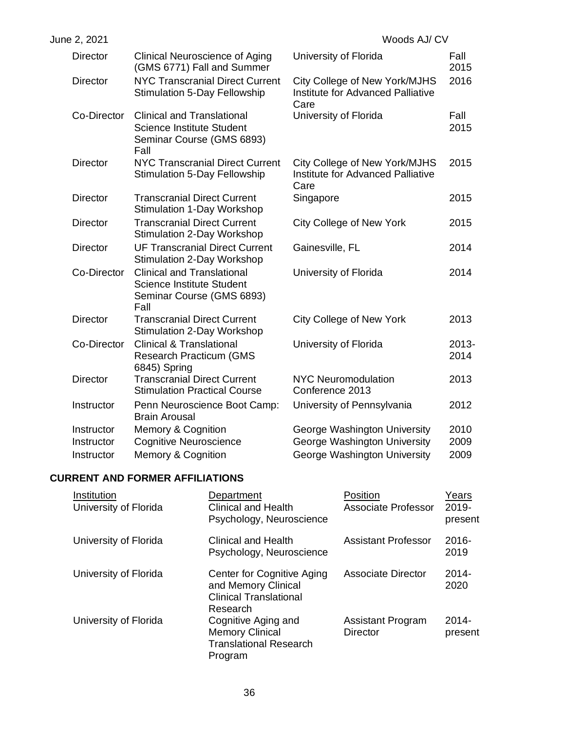| | | | |
|---|---|---|---|
| Director | Clinical Neuroscience of Aging (GMS 6771) Fall and Summer | University of Florida | Fall 2015 |
| Director | NYC Transcranial Direct Current Stimulation 5-Day Fellowship | City College of New York/MJHS Institute for Advanced Palliative Care | 2016 |
| Co-Director | Clinical and Translational Science Institute Student Seminar Course (GMS 6893) Fall | University of Florida | Fall 2015 |
| Director | NYC Transcranial Direct Current Stimulation 5-Day Fellowship | City College of New York/MJHS Institute for Advanced Palliative Care | 2015 |
| Director | Transcranial Direct Current Stimulation 1-Day Workshop | Singapore | 2015 |
| Director | Transcranial Direct Current Stimulation 2-Day Workshop | City College of New York | 2015 |
| Director | UF Transcranial Direct Current Stimulation 2-Day Workshop | Gainesville, FL | 2014 |
| Co-Director | Clinical and Translational Science Institute Student Seminar Course (GMS 6893) Fall | University of Florida | 2014 |
| Director | Transcranial Direct Current Stimulation 2-Day Workshop | City College of New York | 2013 |
| Co-Director | Clinical & Translational Research Practicum (GMS 6845) Spring | University of Florida | 2013-2014 |
| Director | Transcranial Direct Current Stimulation Practical Course | NYC Neuromodulation Conference 2013 | 2013 |
| Instructor | Penn Neuroscience Boot Camp: Brain Arousal | University of Pennsylvania | 2012 |
| Instructor | Memory & Cognition | George Washington University | 2010 |
| Instructor | Cognitive Neuroscience | George Washington University | 2009 |
| Instructor | Memory & Cognition | George Washington University | 2009 |

## CURRENT AND FORMER AFFILIATIONS

| Institution | Department | Position | Years |
|---|---|---|---|
| University of Florida | Clinical and Health Psychology, Neuroscience | Associate Professor | 2019-present |
| University of Florida | Clinical and Health Psychology, Neuroscience | Assistant Professor | 2016-2019 |
| University of Florida | Center for Cognitive Aging and Memory Clinical Translational Research | Associate Director | 2014-2020 |
| University of Florida | Cognitive Aging and Memory Clinical Translational Research Program | Assistant Program Director | 2014-present |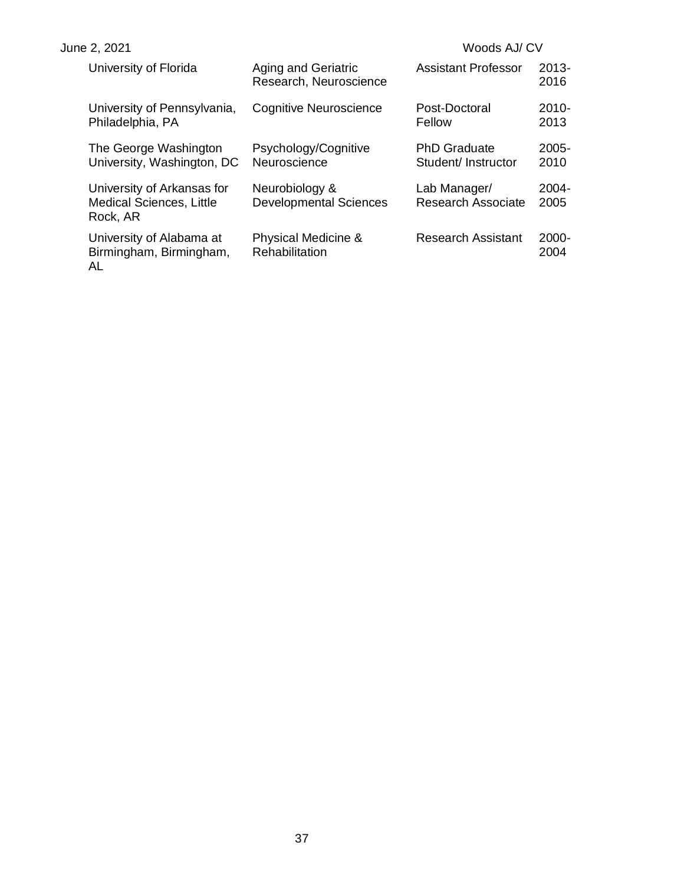| | | | |
|---|---|---|---|
| University of Florida | Aging and Geriatric Research, Neuroscience | Assistant Professor | 2013-2016 |
| University of Pennsylvania, Philadelphia, PA | Cognitive Neuroscience | Post-Doctoral Fellow | 2010-2013 |
| The George Washington University, Washington, DC | Psychology/Cognitive Neuroscience | PhD Graduate Student/ Instructor | 2005-2010 |
| University of Arkansas for Medical Sciences, Little Rock, AR | Neurobiology & Developmental Sciences | Lab Manager/ Research Associate | 2004-2005 |
| University of Alabama at Birmingham, Birmingham, AL | Physical Medicine & Rehabilitation | Research Assistant | 2000-2004 |